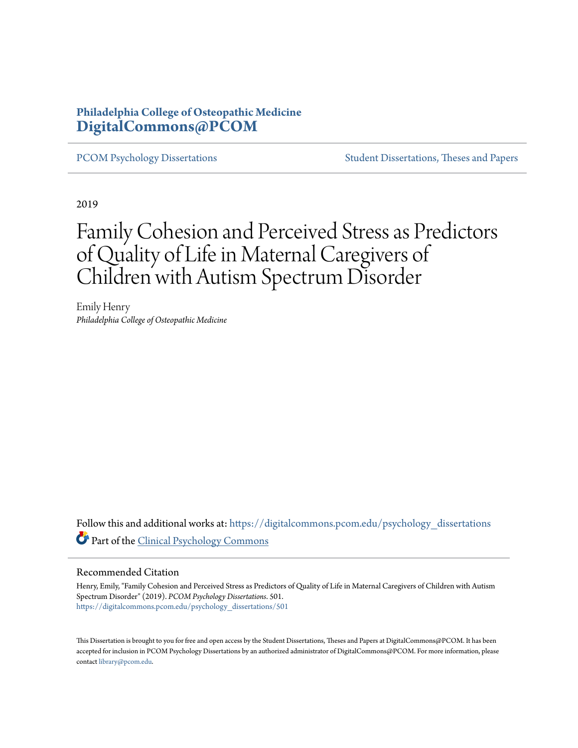Philadelphia College of Osteopathic Medicine
**DigitalCommons@PCOM**

PCOM Psychology Dissertations | Student Dissertations, Theses and Papers

2019

# Family Cohesion and Perceived Stress as Predictors of Quality of Life in Maternal Caregivers of Children with Autism Spectrum Disorder

Emily Henry
*Philadelphia College of Osteopathic Medicine*

Follow this and additional works at: https://digitalcommons.pcom.edu/psychology_dissertations

Part of the Clinical Psychology Commons

## Recommended Citation

Henry, Emily, "Family Cohesion and Perceived Stress as Predictors of Quality of Life in Maternal Caregivers of Children with Autism Spectrum Disorder" (2019). *PCOM Psychology Dissertations*. 501.
https://digitalcommons.pcom.edu/psychology_dissertations/501

This Dissertation is brought to you for free and open access by the Student Dissertations, Theses and Papers at DigitalCommons@PCOM. It has been accepted for inclusion in PCOM Psychology Dissertations by an authorized administrator of DigitalCommons@PCOM. For more information, please contact library@pcom.edu.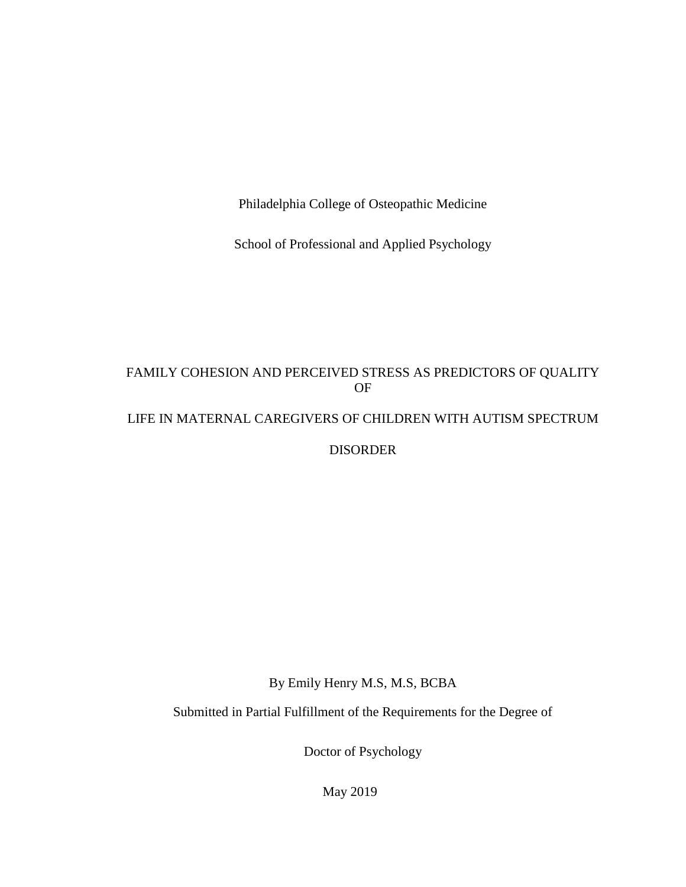Philadelphia College of Osteopathic Medicine

School of Professional and Applied Psychology

# FAMILY COHESION AND PERCEIVED STRESS AS PREDICTORS OF QUALITY OF LIFE IN MATERNAL CAREGIVERS OF CHILDREN WITH AUTISM SPECTRUM DISORDER

By Emily Henry M.S, M.S, BCBA

Submitted in Partial Fulfillment of the Requirements for the Degree of

Doctor of Psychology

May 2019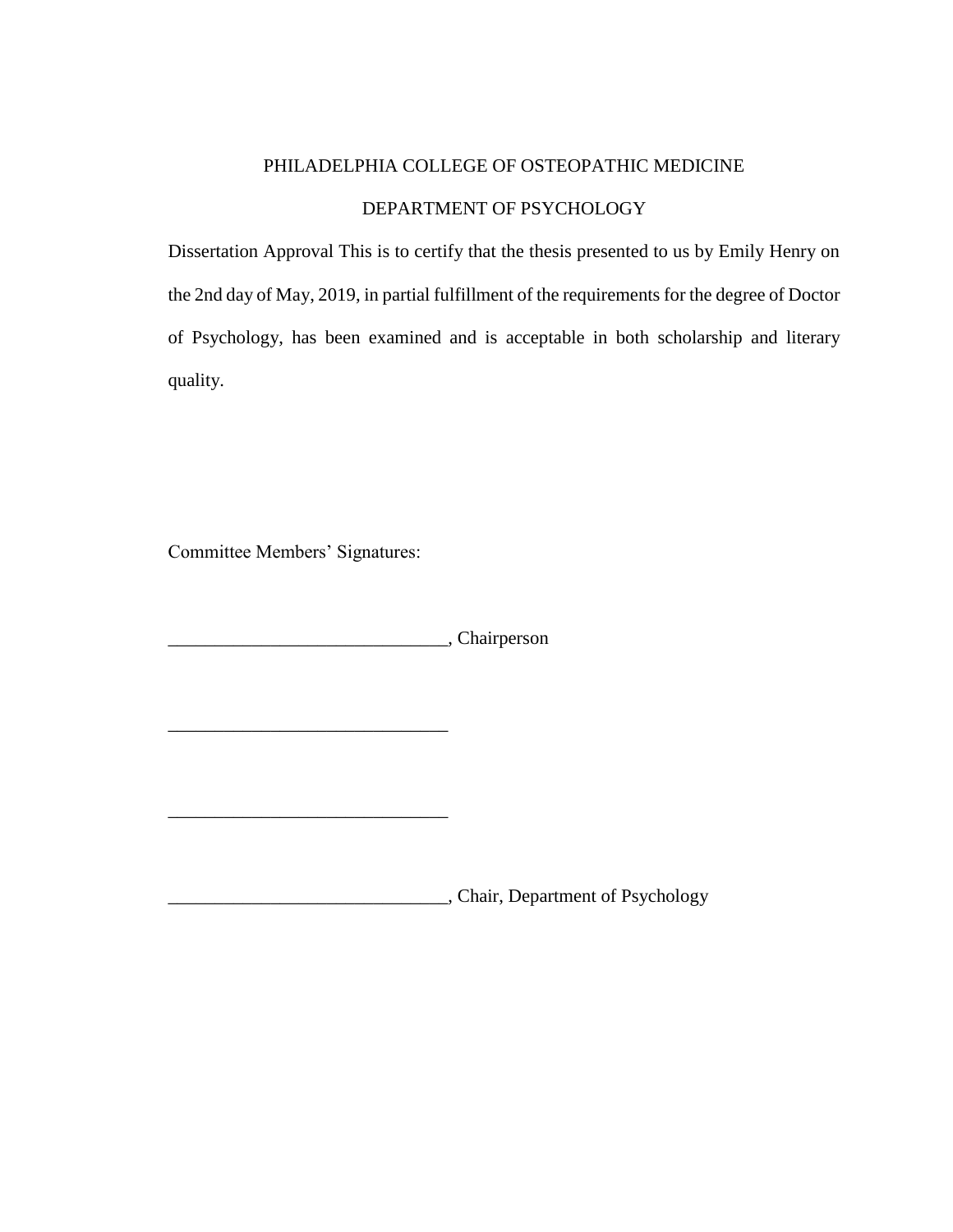PHILADELPHIA COLLEGE OF OSTEOPATHIC MEDICINE

DEPARTMENT OF PSYCHOLOGY

Dissertation Approval This is to certify that the thesis presented to us by Emily Henry on the 2nd day of May, 2019, in partial fulfillment of the requirements for the degree of Doctor of Psychology, has been examined and is acceptable in both scholarship and literary quality.

Committee Members' Signatures:

______________________________, Chairperson

______________________________

______________________________

______________________________, Chair, Department of Psychology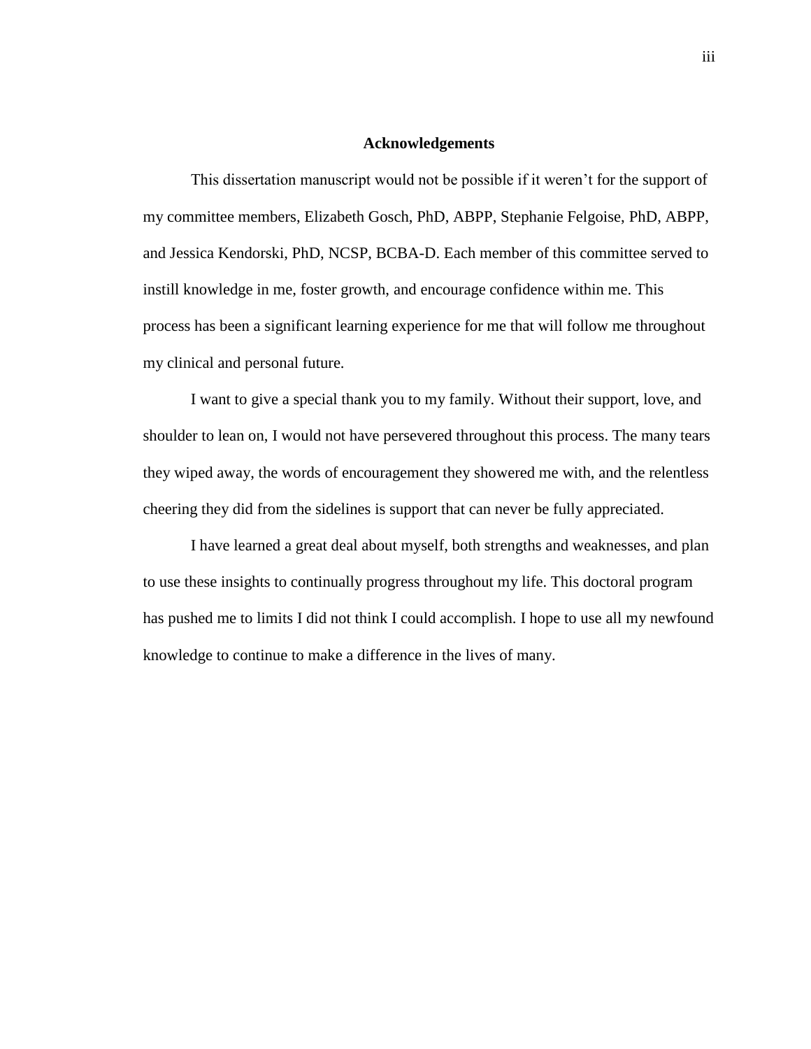## Acknowledgements

This dissertation manuscript would not be possible if it weren't for the support of my committee members, Elizabeth Gosch, PhD, ABPP, Stephanie Felgoise, PhD, ABPP, and Jessica Kendorski, PhD, NCSP, BCBA-D. Each member of this committee served to instill knowledge in me, foster growth, and encourage confidence within me. This process has been a significant learning experience for me that will follow me throughout my clinical and personal future.

I want to give a special thank you to my family. Without their support, love, and shoulder to lean on, I would not have persevered throughout this process. The many tears they wiped away, the words of encouragement they showered me with, and the relentless cheering they did from the sidelines is support that can never be fully appreciated.

I have learned a great deal about myself, both strengths and weaknesses, and plan to use these insights to continually progress throughout my life. This doctoral program has pushed me to limits I did not think I could accomplish. I hope to use all my newfound knowledge to continue to make a difference in the lives of many.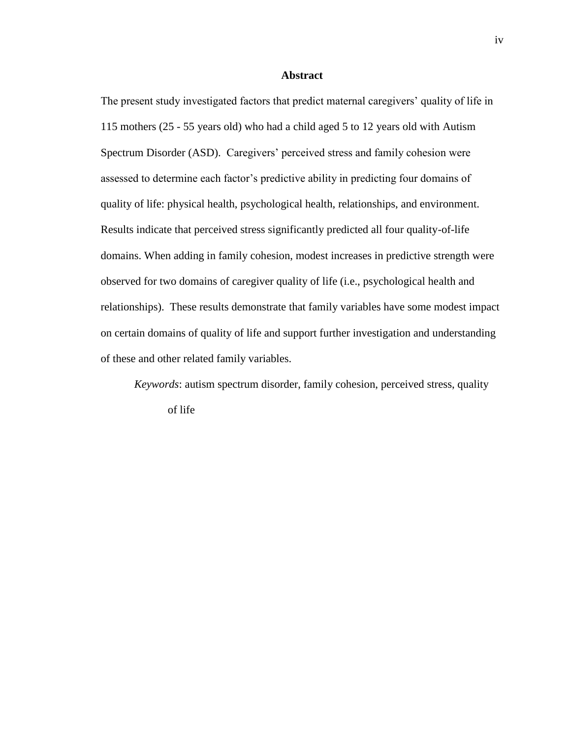## Abstract

The present study investigated factors that predict maternal caregivers' quality of life in 115 mothers (25 - 55 years old) who had a child aged 5 to 12 years old with Autism Spectrum Disorder (ASD). Caregivers' perceived stress and family cohesion were assessed to determine each factor's predictive ability in predicting four domains of quality of life: physical health, psychological health, relationships, and environment. Results indicate that perceived stress significantly predicted all four quality-of-life domains. When adding in family cohesion, modest increases in predictive strength were observed for two domains of caregiver quality of life (i.e., psychological health and relationships). These results demonstrate that family variables have some modest impact on certain domains of quality of life and support further investigation and understanding of these and other related family variables.

*Keywords*: autism spectrum disorder, family cohesion, perceived stress, quality of life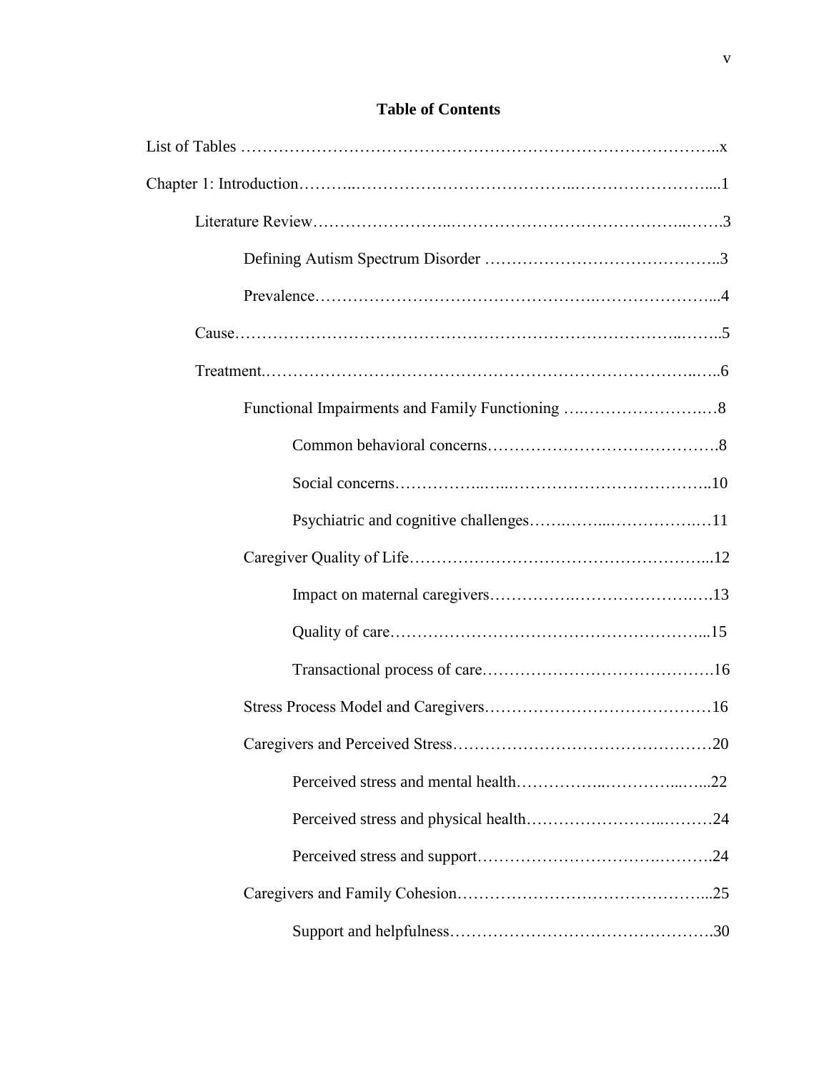## Table of Contents

List of Tables ..........x

Chapter 1: Introduction..........1

- Literature Review..........3
  - Defining Autism Spectrum Disorder ..........3
  - Prevalence..........4
- Cause..........5
- Treatment..........6
  - Functional Impairments and Family Functioning ..........8
    - Common behavioral concerns..........8
    - Social concerns..........10
    - Psychiatric and cognitive challenges..........11
  - Caregiver Quality of Life..........12
    - Impact on maternal caregivers..........13
    - Quality of care..........15
    - Transactional process of care..........16
  - Stress Process Model and Caregivers..........16
  - Caregivers and Perceived Stress..........20
    - Perceived stress and mental health..........22
    - Perceived stress and physical health..........24
    - Perceived stress and support..........24
  - Caregivers and Family Cohesion..........25
    - Support and helpfulness..........30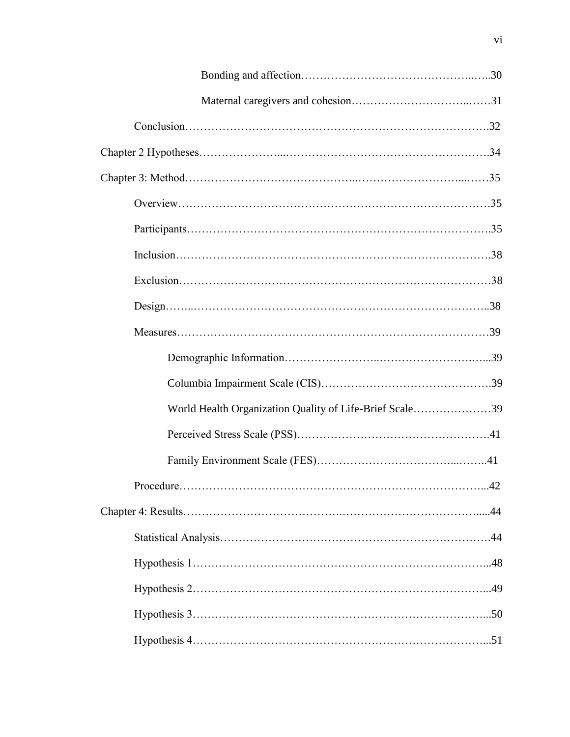Bonding and affection……………………………………………..…..30

Maternal caregivers and cohesion……………….…………..……31

Conclusion……………………………………………………………………….32

Chapter 2 Hypotheses…………………...……………………………………………….34

Chapter 3: Method…………………………………..………………………...……35

Overview………………………………………………………………………35

Participants…………………………………………………………………….35

Inclusion……………………………………………………………………….38

Exclusion………………………………………………………………………38

Design……..…………………………………………………………………..38

Measures………………………………………………………………………39

Demographic Information……………………..……………………..…...39

Columbia Impairment Scale (CIS)……………………………………….39

World Health Organization Quality of Life-Brief Scale…………………39

Perceived Stress Scale (PSS)…………………………………………….41

Family Environment Scale (FES)………………………………...……..41

Procedure……………………………………………………………………...42

Chapter 4: Results………………………………….………………………………......44

Statistical Analysis…………………………………………………………….44

Hypothesis 1…………………………………………………………………...48

Hypothesis 2…………………………………………………………………...49

Hypothesis 3…………………………………………………………………...50

Hypothesis 4…………………………………………………………………...51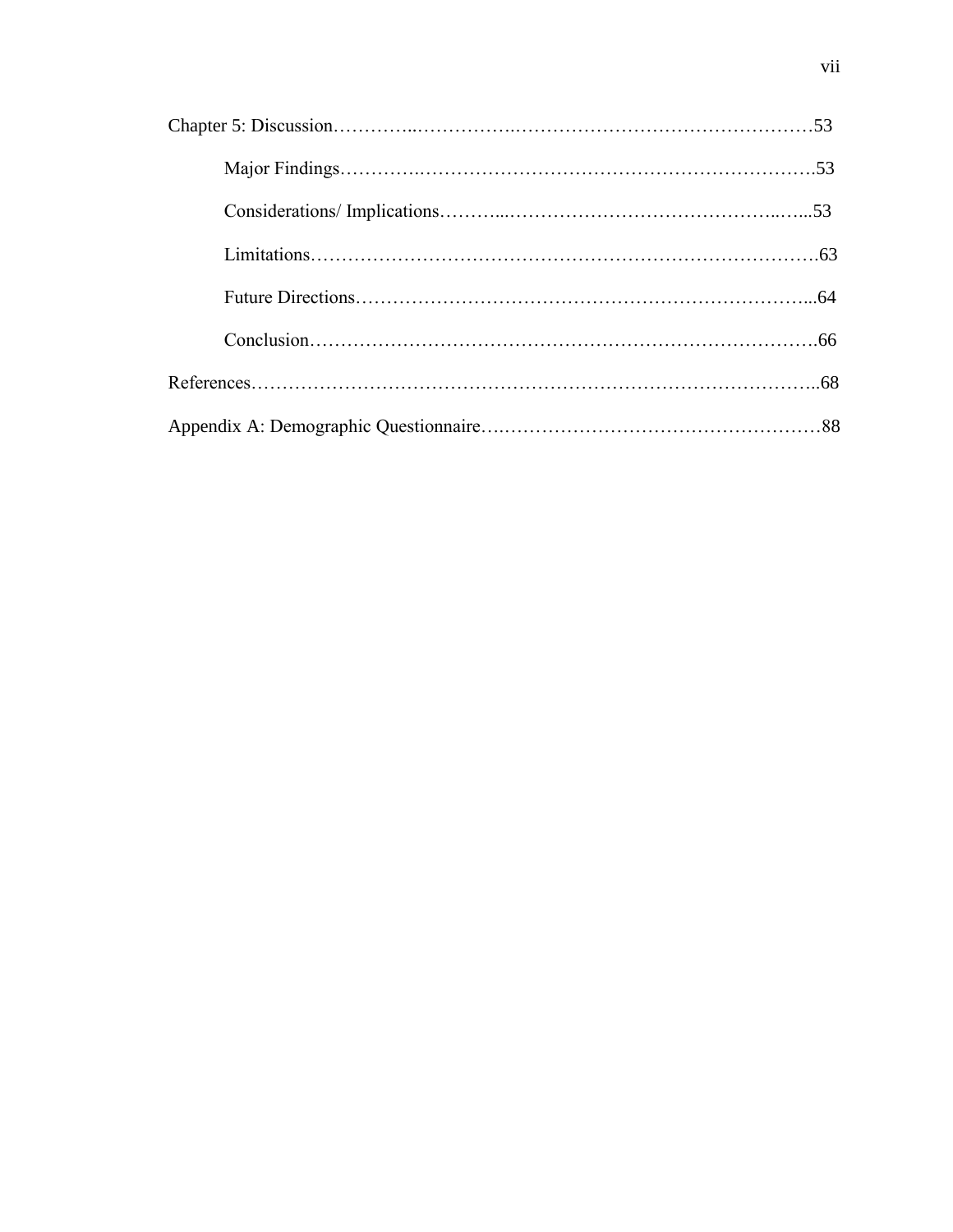Chapter 5: Discussion……………………………………………………………53

Major Findings……………………………………………………………53

Considerations/ Implications…………………………………………………53

Limitations……………………………………………………………………63

Future Directions………………………………………………………………64

Conclusion……………………………………………………………………66

References…………………………………………………………………………68

Appendix A: Demographic Questionnaire……………………………………………88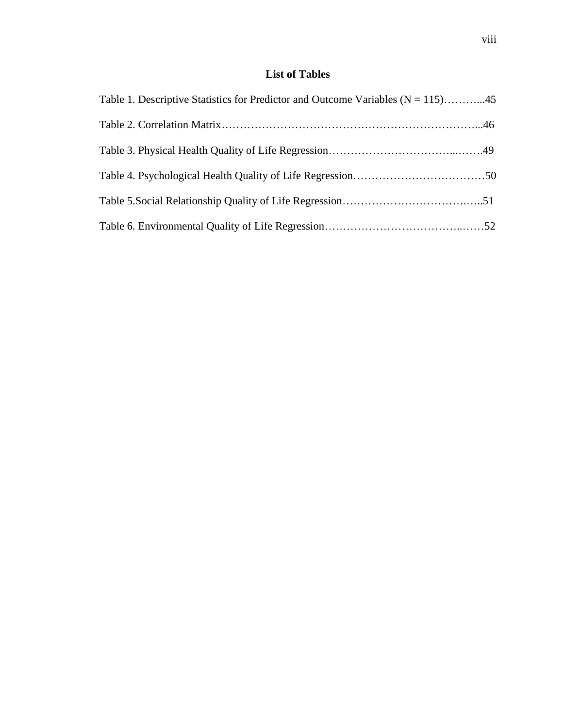## List of Tables

Table 1. Descriptive Statistics for Predictor and Outcome Variables ($N = 115$)………...45

Table 2. Correlation Matrix…………………………………………………………...46

Table 3. Physical Health Quality of Life Regression……………………………...…….49

Table 4. Psychological Health Quality of Life Regression………………………………50

Table 5.Social Relationship Quality of Life Regression……………………………..…..51

Table 6. Environmental Quality of Life Regression……………………………...……52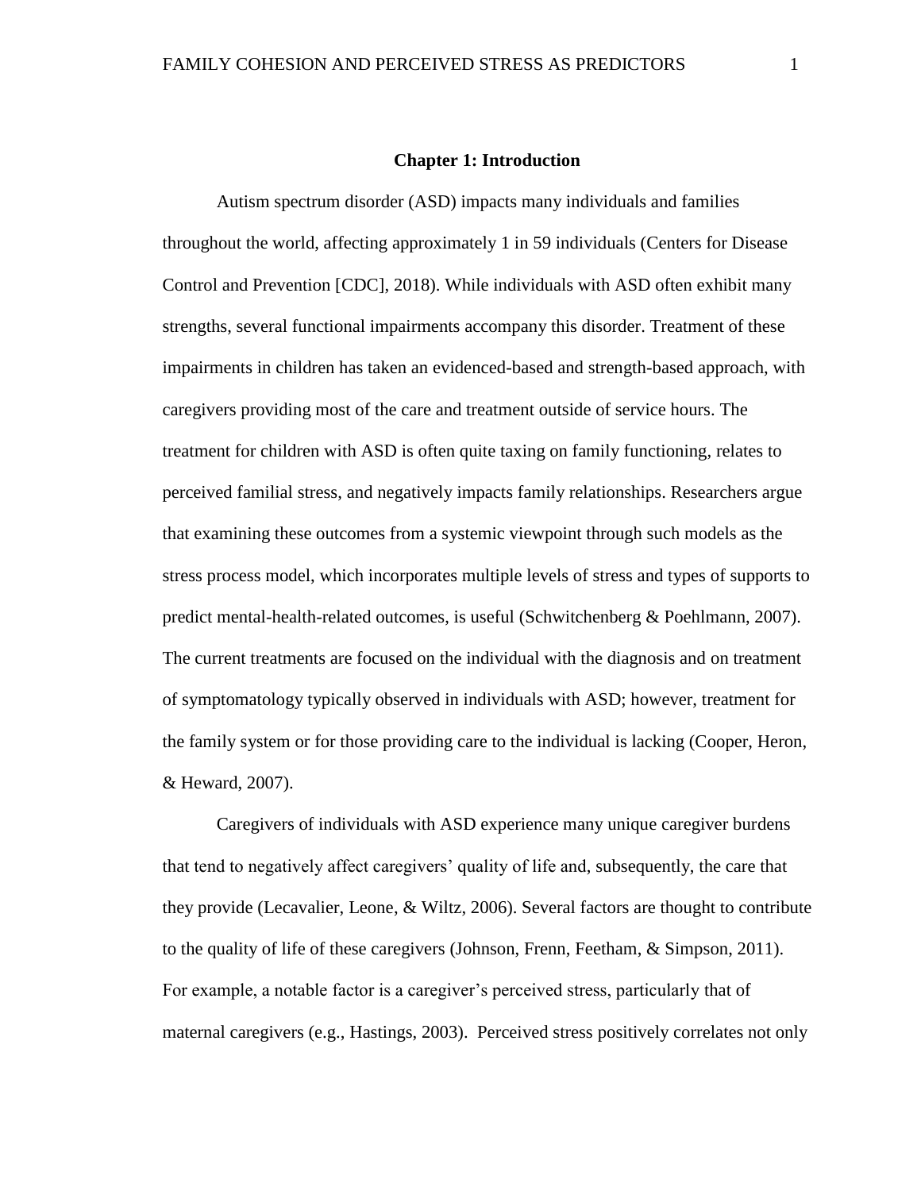# Chapter 1: Introduction

Autism spectrum disorder (ASD) impacts many individuals and families throughout the world, affecting approximately 1 in 59 individuals (Centers for Disease Control and Prevention [CDC], 2018). While individuals with ASD often exhibit many strengths, several functional impairments accompany this disorder. Treatment of these impairments in children has taken an evidenced-based and strength-based approach, with caregivers providing most of the care and treatment outside of service hours. The treatment for children with ASD is often quite taxing on family functioning, relates to perceived familial stress, and negatively impacts family relationships. Researchers argue that examining these outcomes from a systemic viewpoint through such models as the stress process model, which incorporates multiple levels of stress and types of supports to predict mental-health-related outcomes, is useful (Schwitchenberg & Poehlmann, 2007). The current treatments are focused on the individual with the diagnosis and on treatment of symptomatology typically observed in individuals with ASD; however, treatment for the family system or for those providing care to the individual is lacking (Cooper, Heron, & Heward, 2007).

Caregivers of individuals with ASD experience many unique caregiver burdens that tend to negatively affect caregivers' quality of life and, subsequently, the care that they provide (Lecavalier, Leone, & Wiltz, 2006). Several factors are thought to contribute to the quality of life of these caregivers (Johnson, Frenn, Feetham, & Simpson, 2011). For example, a notable factor is a caregiver's perceived stress, particularly that of maternal caregivers (e.g., Hastings, 2003). Perceived stress positively correlates not only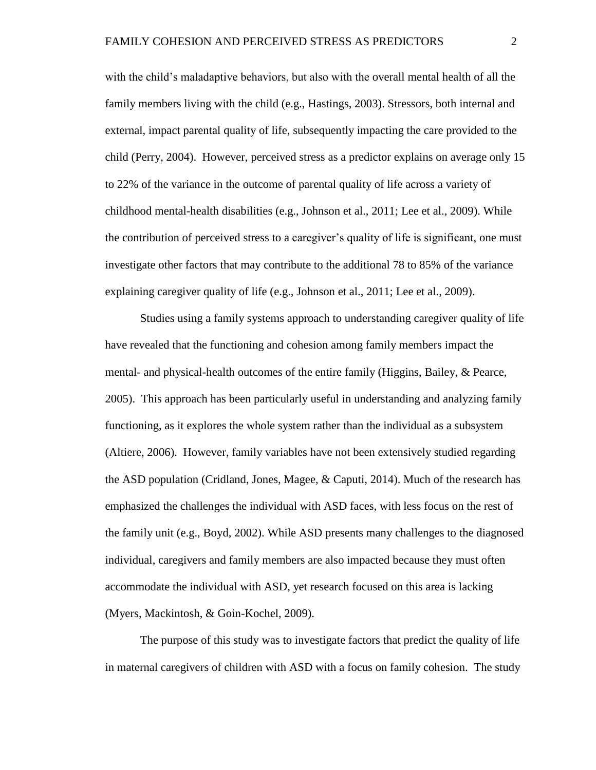with the child's maladaptive behaviors, but also with the overall mental health of all the family members living with the child (e.g., Hastings, 2003). Stressors, both internal and external, impact parental quality of life, subsequently impacting the care provided to the child (Perry, 2004). However, perceived stress as a predictor explains on average only 15 to 22% of the variance in the outcome of parental quality of life across a variety of childhood mental-health disabilities (e.g., Johnson et al., 2011; Lee et al., 2009). While the contribution of perceived stress to a caregiver's quality of life is significant, one must investigate other factors that may contribute to the additional 78 to 85% of the variance explaining caregiver quality of life (e.g., Johnson et al., 2011; Lee et al., 2009).

Studies using a family systems approach to understanding caregiver quality of life have revealed that the functioning and cohesion among family members impact the mental- and physical-health outcomes of the entire family (Higgins, Bailey, & Pearce, 2005). This approach has been particularly useful in understanding and analyzing family functioning, as it explores the whole system rather than the individual as a subsystem (Altiere, 2006). However, family variables have not been extensively studied regarding the ASD population (Cridland, Jones, Magee, & Caputi, 2014). Much of the research has emphasized the challenges the individual with ASD faces, with less focus on the rest of the family unit (e.g., Boyd, 2002). While ASD presents many challenges to the diagnosed individual, caregivers and family members are also impacted because they must often accommodate the individual with ASD, yet research focused on this area is lacking (Myers, Mackintosh, & Goin-Kochel, 2009).

The purpose of this study was to investigate factors that predict the quality of life in maternal caregivers of children with ASD with a focus on family cohesion. The study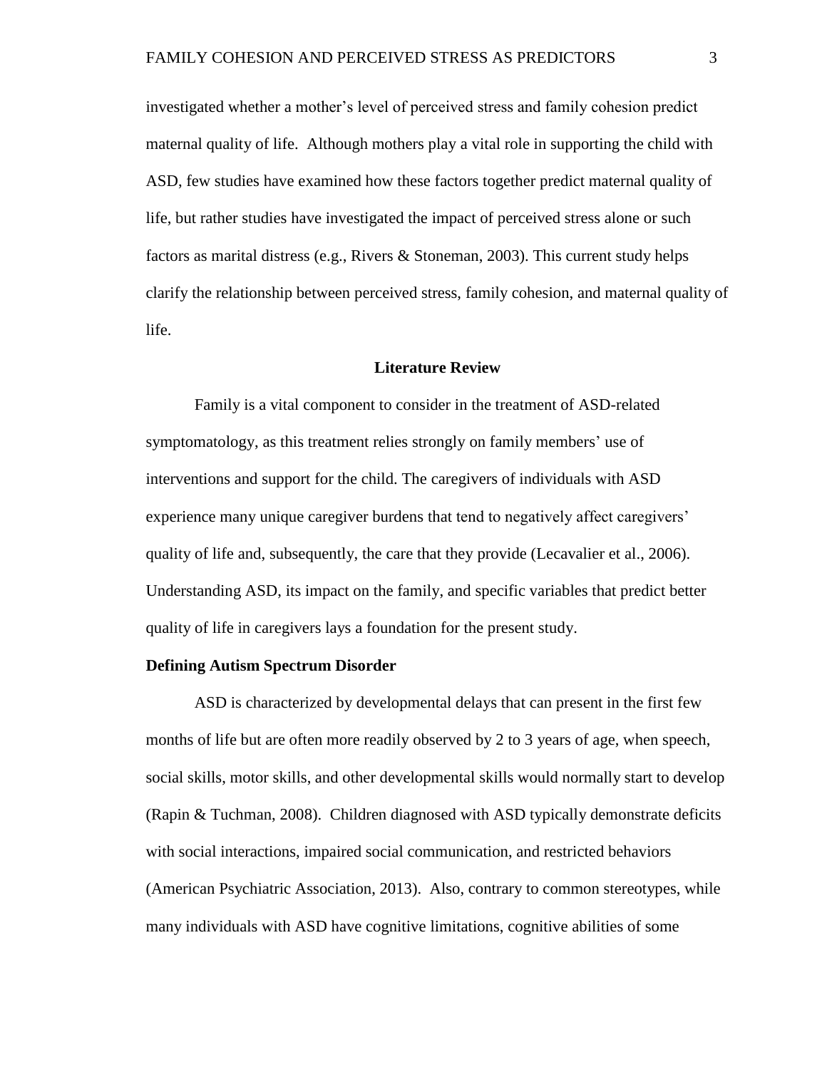investigated whether a mother's level of perceived stress and family cohesion predict maternal quality of life. Although mothers play a vital role in supporting the child with ASD, few studies have examined how these factors together predict maternal quality of life, but rather studies have investigated the impact of perceived stress alone or such factors as marital distress (e.g., Rivers & Stoneman, 2003). This current study helps clarify the relationship between perceived stress, family cohesion, and maternal quality of life.

## Literature Review

Family is a vital component to consider in the treatment of ASD-related symptomatology, as this treatment relies strongly on family members' use of interventions and support for the child. The caregivers of individuals with ASD experience many unique caregiver burdens that tend to negatively affect caregivers' quality of life and, subsequently, the care that they provide (Lecavalier et al., 2006). Understanding ASD, its impact on the family, and specific variables that predict better quality of life in caregivers lays a foundation for the present study.

### Defining Autism Spectrum Disorder

ASD is characterized by developmental delays that can present in the first few months of life but are often more readily observed by 2 to 3 years of age, when speech, social skills, motor skills, and other developmental skills would normally start to develop (Rapin & Tuchman, 2008). Children diagnosed with ASD typically demonstrate deficits with social interactions, impaired social communication, and restricted behaviors (American Psychiatric Association, 2013). Also, contrary to common stereotypes, while many individuals with ASD have cognitive limitations, cognitive abilities of some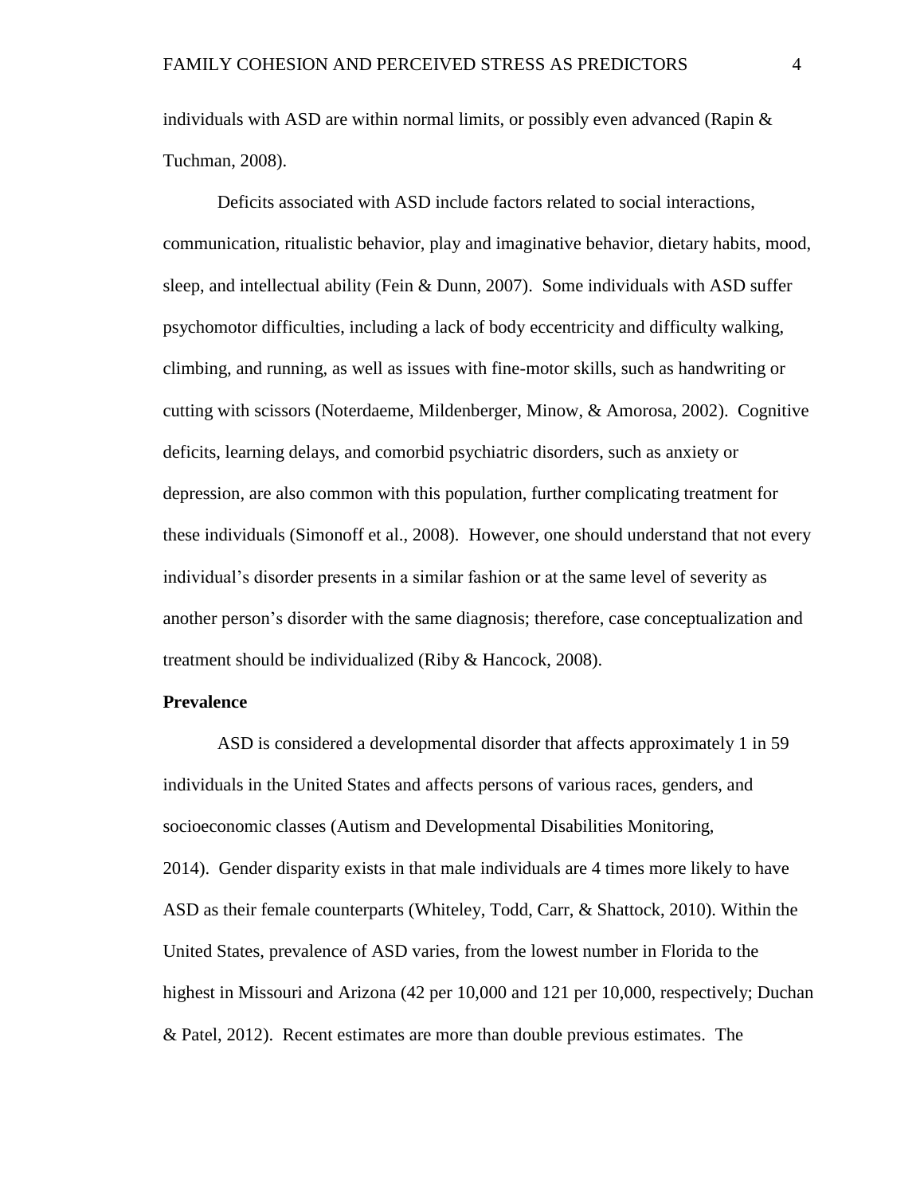individuals with ASD are within normal limits, or possibly even advanced (Rapin & Tuchman, 2008).

Deficits associated with ASD include factors related to social interactions, communication, ritualistic behavior, play and imaginative behavior, dietary habits, mood, sleep, and intellectual ability (Fein & Dunn, 2007). Some individuals with ASD suffer psychomotor difficulties, including a lack of body eccentricity and difficulty walking, climbing, and running, as well as issues with fine-motor skills, such as handwriting or cutting with scissors (Noterdaeme, Mildenberger, Minow, & Amorosa, 2002). Cognitive deficits, learning delays, and comorbid psychiatric disorders, such as anxiety or depression, are also common with this population, further complicating treatment for these individuals (Simonoff et al., 2008). However, one should understand that not every individual's disorder presents in a similar fashion or at the same level of severity as another person's disorder with the same diagnosis; therefore, case conceptualization and treatment should be individualized (Riby & Hancock, 2008).

## Prevalence

ASD is considered a developmental disorder that affects approximately 1 in 59 individuals in the United States and affects persons of various races, genders, and socioeconomic classes (Autism and Developmental Disabilities Monitoring, 2014). Gender disparity exists in that male individuals are 4 times more likely to have ASD as their female counterparts (Whiteley, Todd, Carr, & Shattock, 2010). Within the United States, prevalence of ASD varies, from the lowest number in Florida to the highest in Missouri and Arizona (42 per 10,000 and 121 per 10,000, respectively; Duchan & Patel, 2012). Recent estimates are more than double previous estimates. The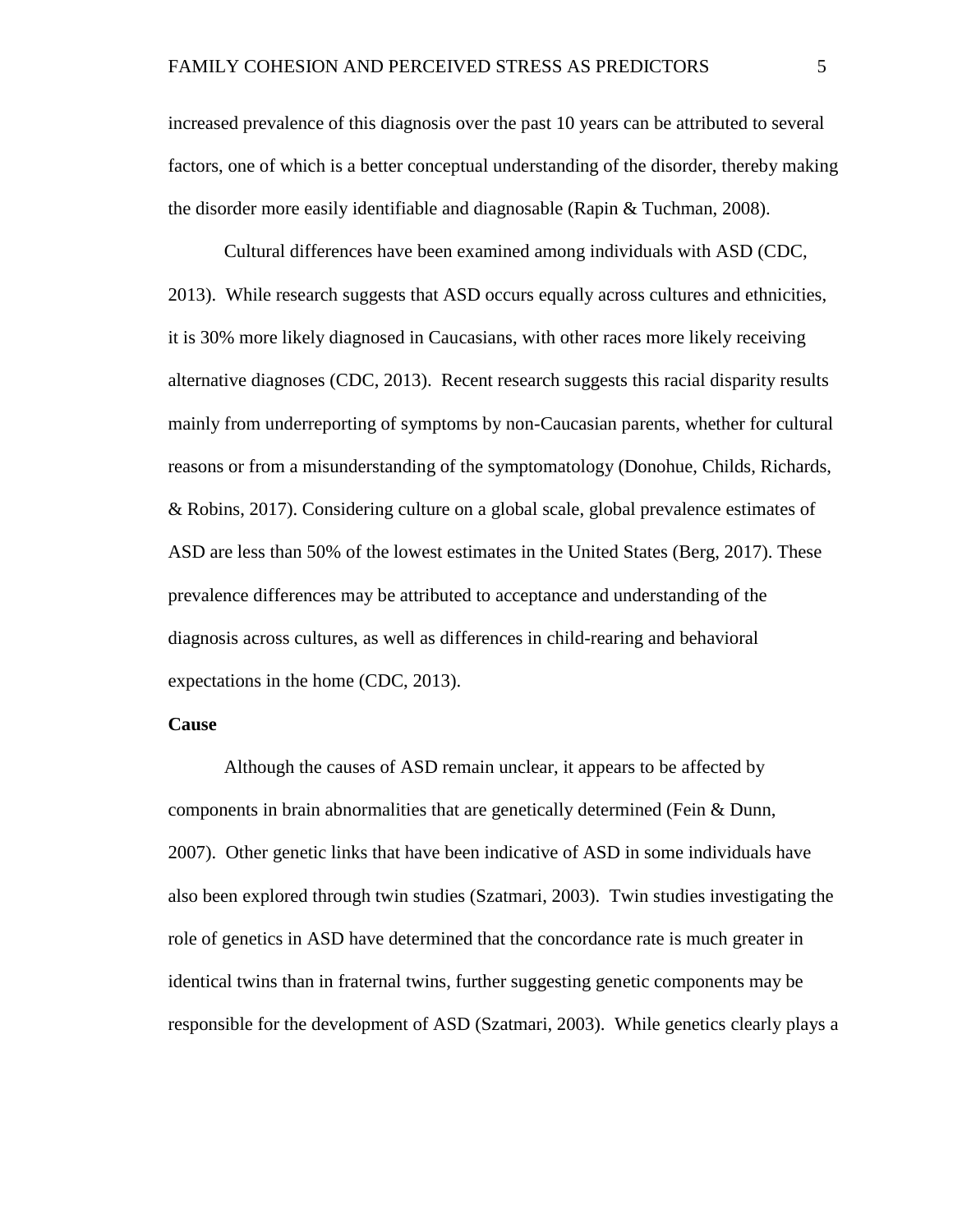increased prevalence of this diagnosis over the past 10 years can be attributed to several factors, one of which is a better conceptual understanding of the disorder, thereby making the disorder more easily identifiable and diagnosable (Rapin & Tuchman, 2008).

Cultural differences have been examined among individuals with ASD (CDC, 2013). While research suggests that ASD occurs equally across cultures and ethnicities, it is 30% more likely diagnosed in Caucasians, with other races more likely receiving alternative diagnoses (CDC, 2013). Recent research suggests this racial disparity results mainly from underreporting of symptoms by non-Caucasian parents, whether for cultural reasons or from a misunderstanding of the symptomatology (Donohue, Childs, Richards, & Robins, 2017). Considering culture on a global scale, global prevalence estimates of ASD are less than 50% of the lowest estimates in the United States (Berg, 2017). These prevalence differences may be attributed to acceptance and understanding of the diagnosis across cultures, as well as differences in child-rearing and behavioral expectations in the home (CDC, 2013).

**Cause**

Although the causes of ASD remain unclear, it appears to be affected by components in brain abnormalities that are genetically determined (Fein & Dunn, 2007). Other genetic links that have been indicative of ASD in some individuals have also been explored through twin studies (Szatmari, 2003). Twin studies investigating the role of genetics in ASD have determined that the concordance rate is much greater in identical twins than in fraternal twins, further suggesting genetic components may be responsible for the development of ASD (Szatmari, 2003). While genetics clearly plays a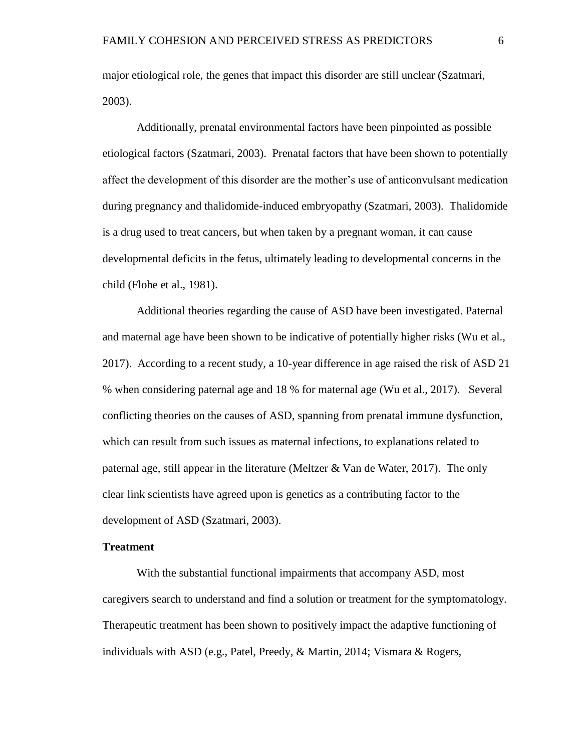major etiological role, the genes that impact this disorder are still unclear (Szatmari, 2003).

Additionally, prenatal environmental factors have been pinpointed as possible etiological factors (Szatmari, 2003). Prenatal factors that have been shown to potentially affect the development of this disorder are the mother's use of anticonvulsant medication during pregnancy and thalidomide-induced embryopathy (Szatmari, 2003). Thalidomide is a drug used to treat cancers, but when taken by a pregnant woman, it can cause developmental deficits in the fetus, ultimately leading to developmental concerns in the child (Flohe et al., 1981).

Additional theories regarding the cause of ASD have been investigated. Paternal and maternal age have been shown to be indicative of potentially higher risks (Wu et al., 2017). According to a recent study, a 10-year difference in age raised the risk of ASD 21 % when considering paternal age and 18 % for maternal age (Wu et al., 2017). Several conflicting theories on the causes of ASD, spanning from prenatal immune dysfunction, which can result from such issues as maternal infections, to explanations related to paternal age, still appear in the literature (Meltzer & Van de Water, 2017). The only clear link scientists have agreed upon is genetics as a contributing factor to the development of ASD (Szatmari, 2003).

**Treatment**

With the substantial functional impairments that accompany ASD, most caregivers search to understand and find a solution or treatment for the symptomatology. Therapeutic treatment has been shown to positively impact the adaptive functioning of individuals with ASD (e.g., Patel, Preedy, & Martin, 2014; Vismara & Rogers,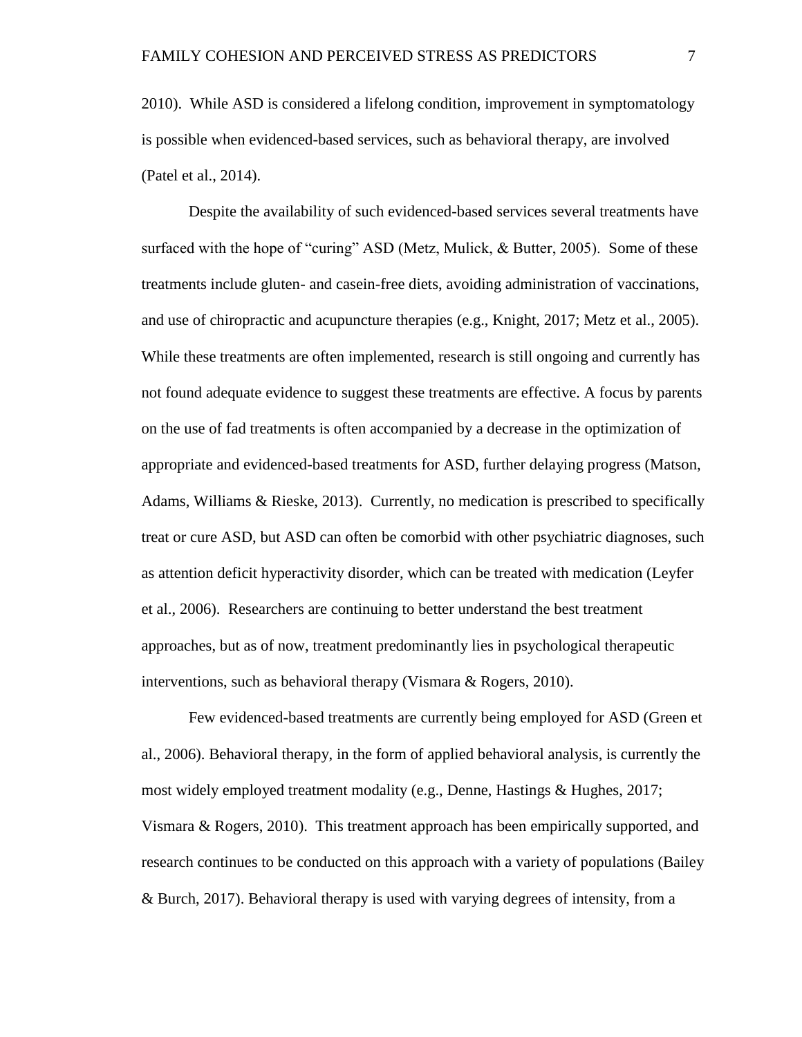2010). While ASD is considered a lifelong condition, improvement in symptomatology is possible when evidenced-based services, such as behavioral therapy, are involved (Patel et al., 2014).

Despite the availability of such evidenced-based services several treatments have surfaced with the hope of "curing" ASD (Metz, Mulick, & Butter, 2005). Some of these treatments include gluten- and casein-free diets, avoiding administration of vaccinations, and use of chiropractic and acupuncture therapies (e.g., Knight, 2017; Metz et al., 2005). While these treatments are often implemented, research is still ongoing and currently has not found adequate evidence to suggest these treatments are effective. A focus by parents on the use of fad treatments is often accompanied by a decrease in the optimization of appropriate and evidenced-based treatments for ASD, further delaying progress (Matson, Adams, Williams & Rieske, 2013). Currently, no medication is prescribed to specifically treat or cure ASD, but ASD can often be comorbid with other psychiatric diagnoses, such as attention deficit hyperactivity disorder, which can be treated with medication (Leyfer et al., 2006). Researchers are continuing to better understand the best treatment approaches, but as of now, treatment predominantly lies in psychological therapeutic interventions, such as behavioral therapy (Vismara & Rogers, 2010).

Few evidenced-based treatments are currently being employed for ASD (Green et al., 2006). Behavioral therapy, in the form of applied behavioral analysis, is currently the most widely employed treatment modality (e.g., Denne, Hastings & Hughes, 2017; Vismara & Rogers, 2010). This treatment approach has been empirically supported, and research continues to be conducted on this approach with a variety of populations (Bailey & Burch, 2017). Behavioral therapy is used with varying degrees of intensity, from a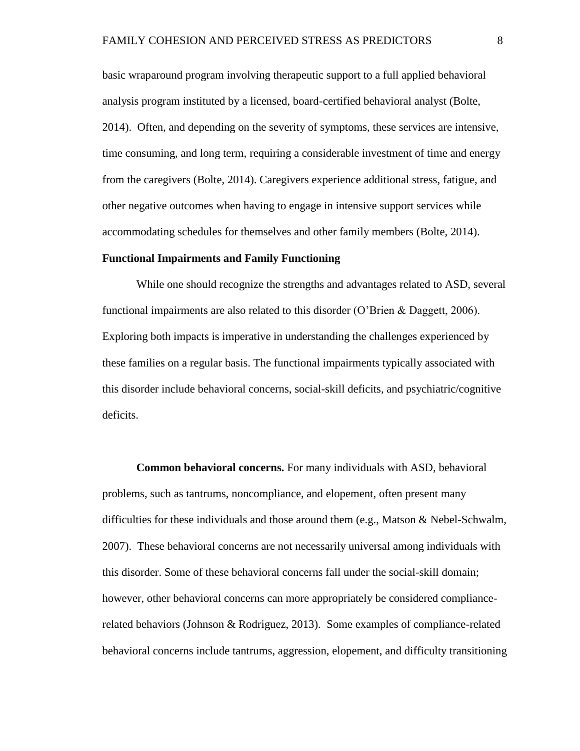basic wraparound program involving therapeutic support to a full applied behavioral analysis program instituted by a licensed, board-certified behavioral analyst (Bolte, 2014). Often, and depending on the severity of symptoms, these services are intensive, time consuming, and long term, requiring a considerable investment of time and energy from the caregivers (Bolte, 2014). Caregivers experience additional stress, fatigue, and other negative outcomes when having to engage in intensive support services while accommodating schedules for themselves and other family members (Bolte, 2014).

## Functional Impairments and Family Functioning

While one should recognize the strengths and advantages related to ASD, several functional impairments are also related to this disorder (O'Brien & Daggett, 2006). Exploring both impacts is imperative in understanding the challenges experienced by these families on a regular basis. The functional impairments typically associated with this disorder include behavioral concerns, social-skill deficits, and psychiatric/cognitive deficits.

**Common behavioral concerns.** For many individuals with ASD, behavioral problems, such as tantrums, noncompliance, and elopement, often present many difficulties for these individuals and those around them (e.g., Matson & Nebel-Schwalm, 2007). These behavioral concerns are not necessarily universal among individuals with this disorder. Some of these behavioral concerns fall under the social-skill domain; however, other behavioral concerns can more appropriately be considered compliance-related behaviors (Johnson & Rodriguez, 2013). Some examples of compliance-related behavioral concerns include tantrums, aggression, elopement, and difficulty transitioning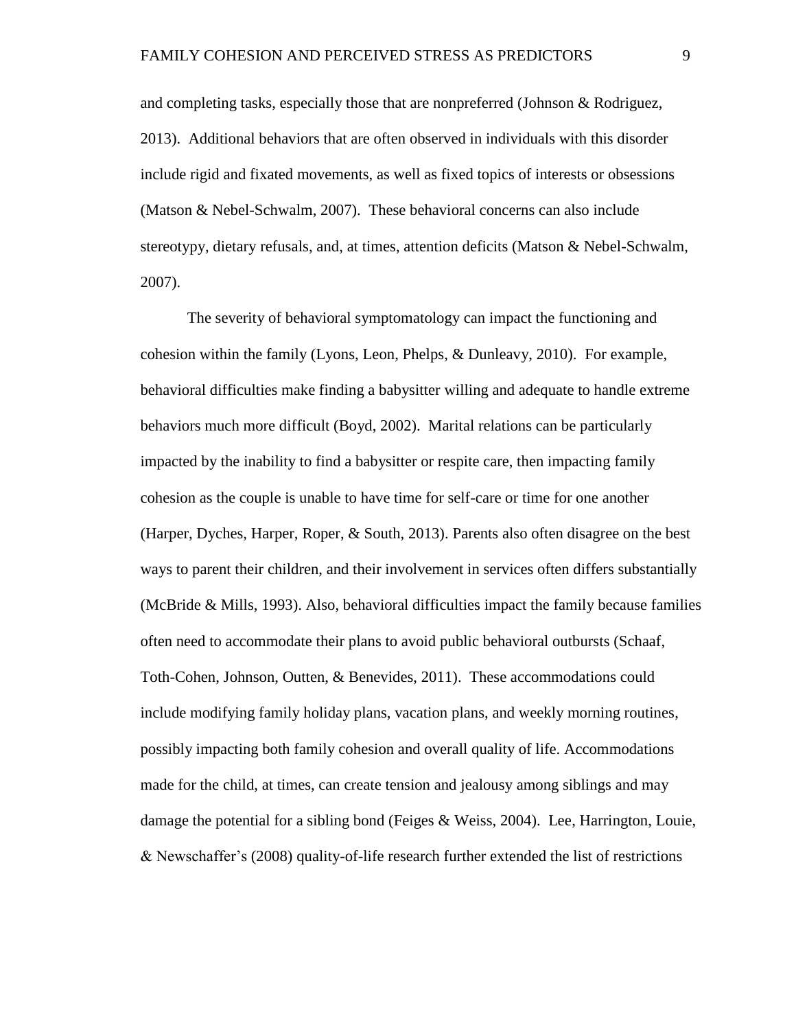and completing tasks, especially those that are nonpreferred (Johnson & Rodriguez, 2013). Additional behaviors that are often observed in individuals with this disorder include rigid and fixated movements, as well as fixed topics of interests or obsessions (Matson & Nebel-Schwalm, 2007). These behavioral concerns can also include stereotypy, dietary refusals, and, at times, attention deficits (Matson & Nebel-Schwalm, 2007).

The severity of behavioral symptomatology can impact the functioning and cohesion within the family (Lyons, Leon, Phelps, & Dunleavy, 2010). For example, behavioral difficulties make finding a babysitter willing and adequate to handle extreme behaviors much more difficult (Boyd, 2002). Marital relations can be particularly impacted by the inability to find a babysitter or respite care, then impacting family cohesion as the couple is unable to have time for self-care or time for one another (Harper, Dyches, Harper, Roper, & South, 2013). Parents also often disagree on the best ways to parent their children, and their involvement in services often differs substantially (McBride & Mills, 1993). Also, behavioral difficulties impact the family because families often need to accommodate their plans to avoid public behavioral outbursts (Schaaf, Toth-Cohen, Johnson, Outten, & Benevides, 2011). These accommodations could include modifying family holiday plans, vacation plans, and weekly morning routines, possibly impacting both family cohesion and overall quality of life. Accommodations made for the child, at times, can create tension and jealousy among siblings and may damage the potential for a sibling bond (Feiges & Weiss, 2004). Lee, Harrington, Louie, & Newschaffer's (2008) quality-of-life research further extended the list of restrictions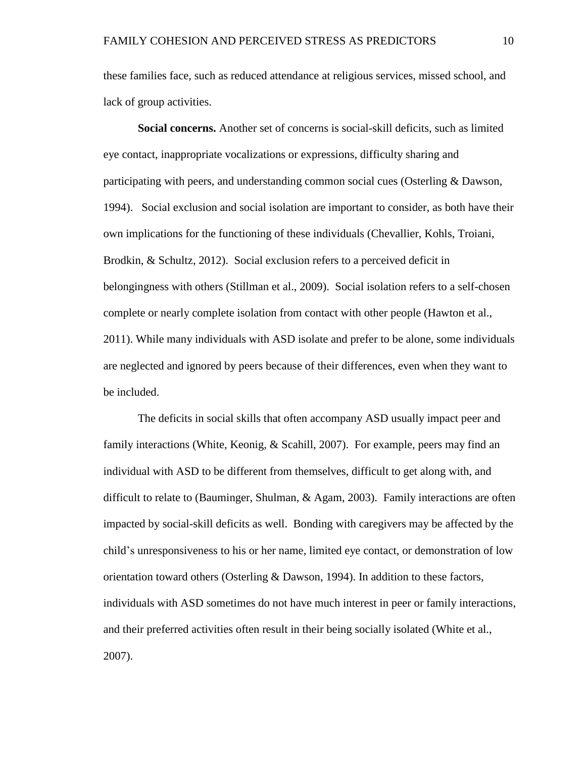these families face, such as reduced attendance at religious services, missed school, and lack of group activities.

**Social concerns.** Another set of concerns is social-skill deficits, such as limited eye contact, inappropriate vocalizations or expressions, difficulty sharing and participating with peers, and understanding common social cues (Osterling & Dawson, 1994). Social exclusion and social isolation are important to consider, as both have their own implications for the functioning of these individuals (Chevallier, Kohls, Troiani, Brodkin, & Schultz, 2012). Social exclusion refers to a perceived deficit in belongingness with others (Stillman et al., 2009). Social isolation refers to a self-chosen complete or nearly complete isolation from contact with other people (Hawton et al., 2011). While many individuals with ASD isolate and prefer to be alone, some individuals are neglected and ignored by peers because of their differences, even when they want to be included.

The deficits in social skills that often accompany ASD usually impact peer and family interactions (White, Keonig, & Scahill, 2007). For example, peers may find an individual with ASD to be different from themselves, difficult to get along with, and difficult to relate to (Bauminger, Shulman, & Agam, 2003). Family interactions are often impacted by social-skill deficits as well. Bonding with caregivers may be affected by the child's unresponsiveness to his or her name, limited eye contact, or demonstration of low orientation toward others (Osterling & Dawson, 1994). In addition to these factors, individuals with ASD sometimes do not have much interest in peer or family interactions, and their preferred activities often result in their being socially isolated (White et al., 2007).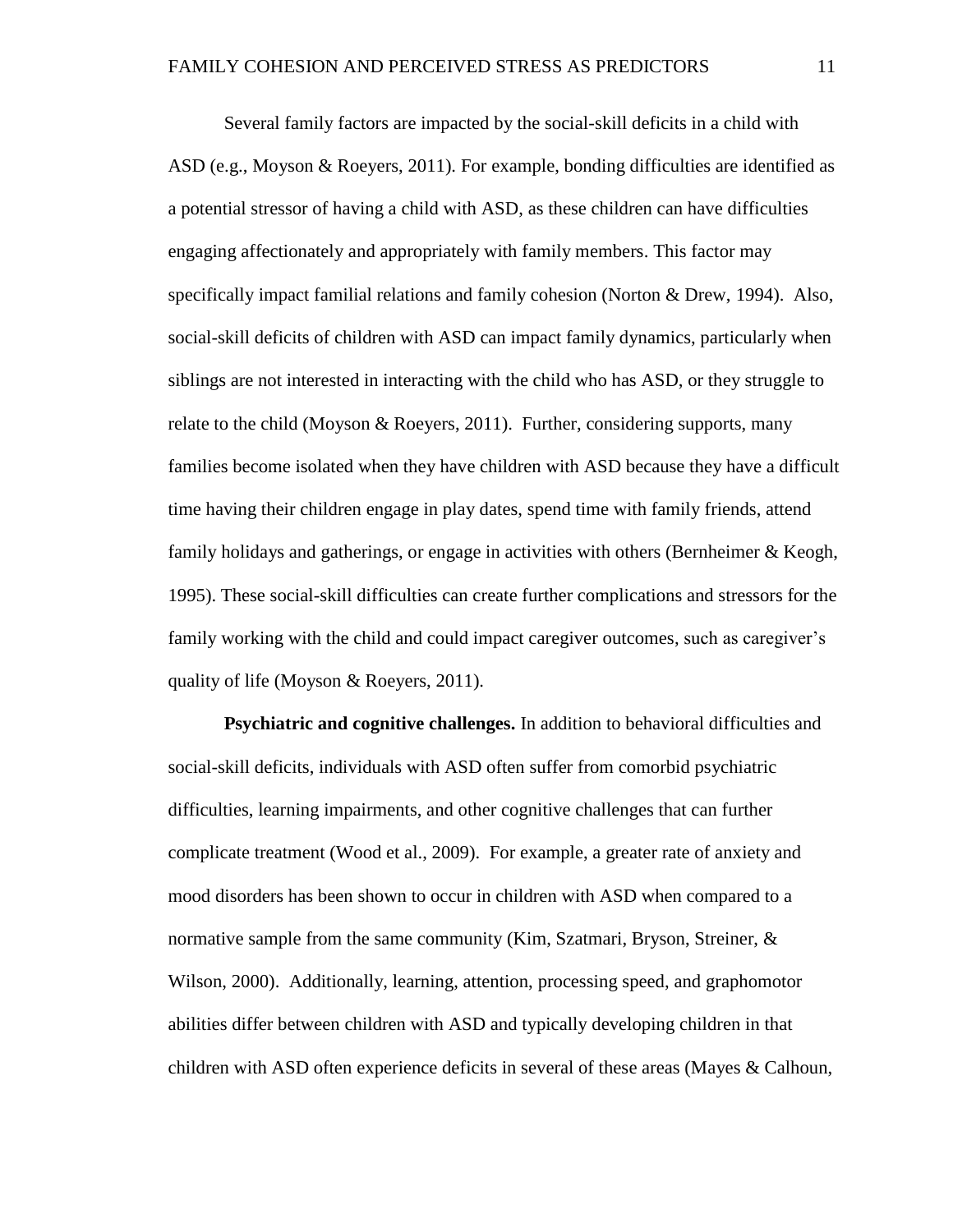Several family factors are impacted by the social-skill deficits in a child with ASD (e.g., Moyson & Roeyers, 2011). For example, bonding difficulties are identified as a potential stressor of having a child with ASD, as these children can have difficulties engaging affectionately and appropriately with family members. This factor may specifically impact familial relations and family cohesion (Norton & Drew, 1994). Also, social-skill deficits of children with ASD can impact family dynamics, particularly when siblings are not interested in interacting with the child who has ASD, or they struggle to relate to the child (Moyson & Roeyers, 2011). Further, considering supports, many families become isolated when they have children with ASD because they have a difficult time having their children engage in play dates, spend time with family friends, attend family holidays and gatherings, or engage in activities with others (Bernheimer & Keogh, 1995). These social-skill difficulties can create further complications and stressors for the family working with the child and could impact caregiver outcomes, such as caregiver's quality of life (Moyson & Roeyers, 2011).

**Psychiatric and cognitive challenges.** In addition to behavioral difficulties and social-skill deficits, individuals with ASD often suffer from comorbid psychiatric difficulties, learning impairments, and other cognitive challenges that can further complicate treatment (Wood et al., 2009). For example, a greater rate of anxiety and mood disorders has been shown to occur in children with ASD when compared to a normative sample from the same community (Kim, Szatmari, Bryson, Streiner, & Wilson, 2000). Additionally, learning, attention, processing speed, and graphomotor abilities differ between children with ASD and typically developing children in that children with ASD often experience deficits in several of these areas (Mayes & Calhoun,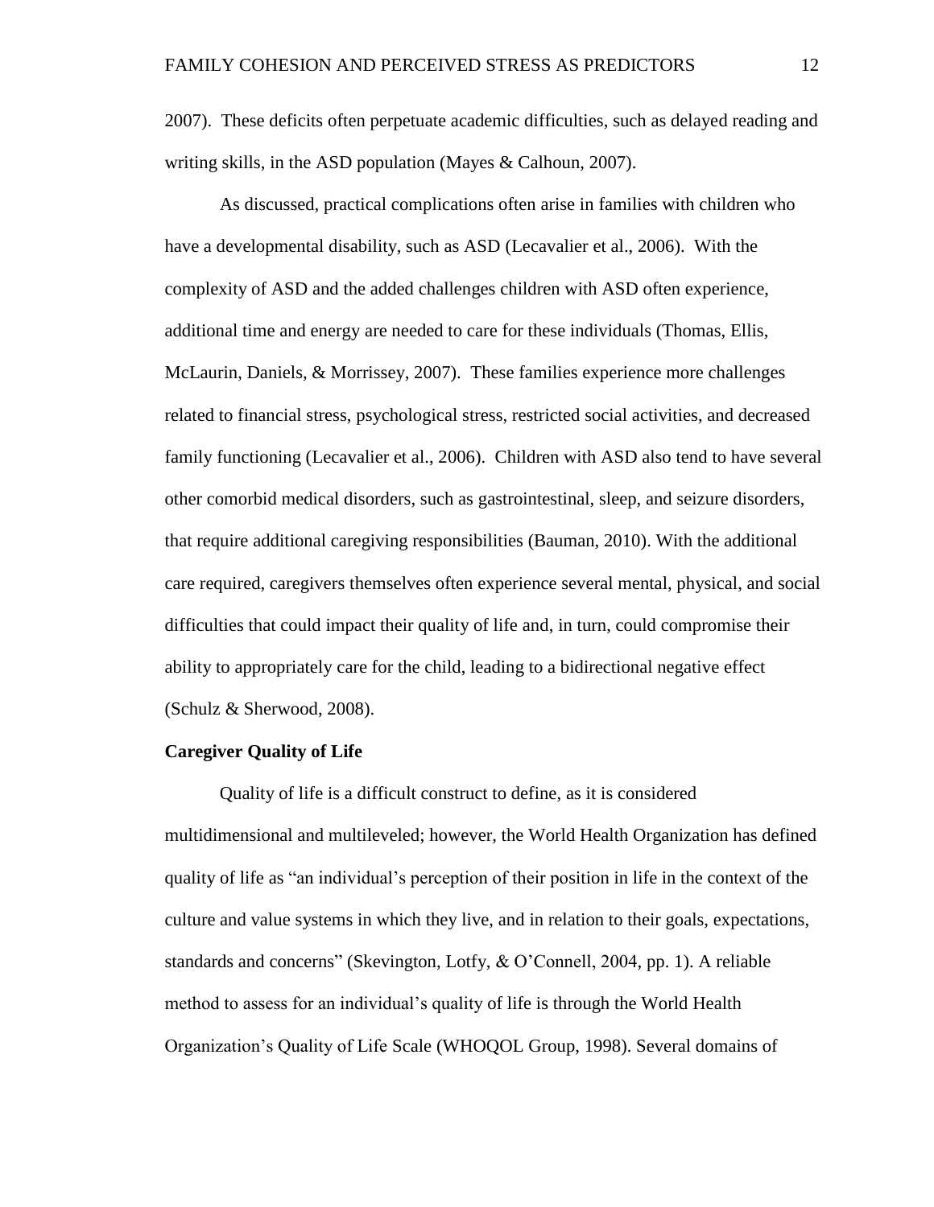2007). These deficits often perpetuate academic difficulties, such as delayed reading and writing skills, in the ASD population (Mayes & Calhoun, 2007).

As discussed, practical complications often arise in families with children who have a developmental disability, such as ASD (Lecavalier et al., 2006). With the complexity of ASD and the added challenges children with ASD often experience, additional time and energy are needed to care for these individuals (Thomas, Ellis, McLaurin, Daniels, & Morrissey, 2007). These families experience more challenges related to financial stress, psychological stress, restricted social activities, and decreased family functioning (Lecavalier et al., 2006). Children with ASD also tend to have several other comorbid medical disorders, such as gastrointestinal, sleep, and seizure disorders, that require additional caregiving responsibilities (Bauman, 2010). With the additional care required, caregivers themselves often experience several mental, physical, and social difficulties that could impact their quality of life and, in turn, could compromise their ability to appropriately care for the child, leading to a bidirectional negative effect (Schulz & Sherwood, 2008).

**Caregiver Quality of Life**

Quality of life is a difficult construct to define, as it is considered multidimensional and multileveled; however, the World Health Organization has defined quality of life as "an individual's perception of their position in life in the context of the culture and value systems in which they live, and in relation to their goals, expectations, standards and concerns" (Skevington, Lotfy, & O'Connell, 2004, pp. 1). A reliable method to assess for an individual's quality of life is through the World Health Organization's Quality of Life Scale (WHOQOL Group, 1998). Several domains of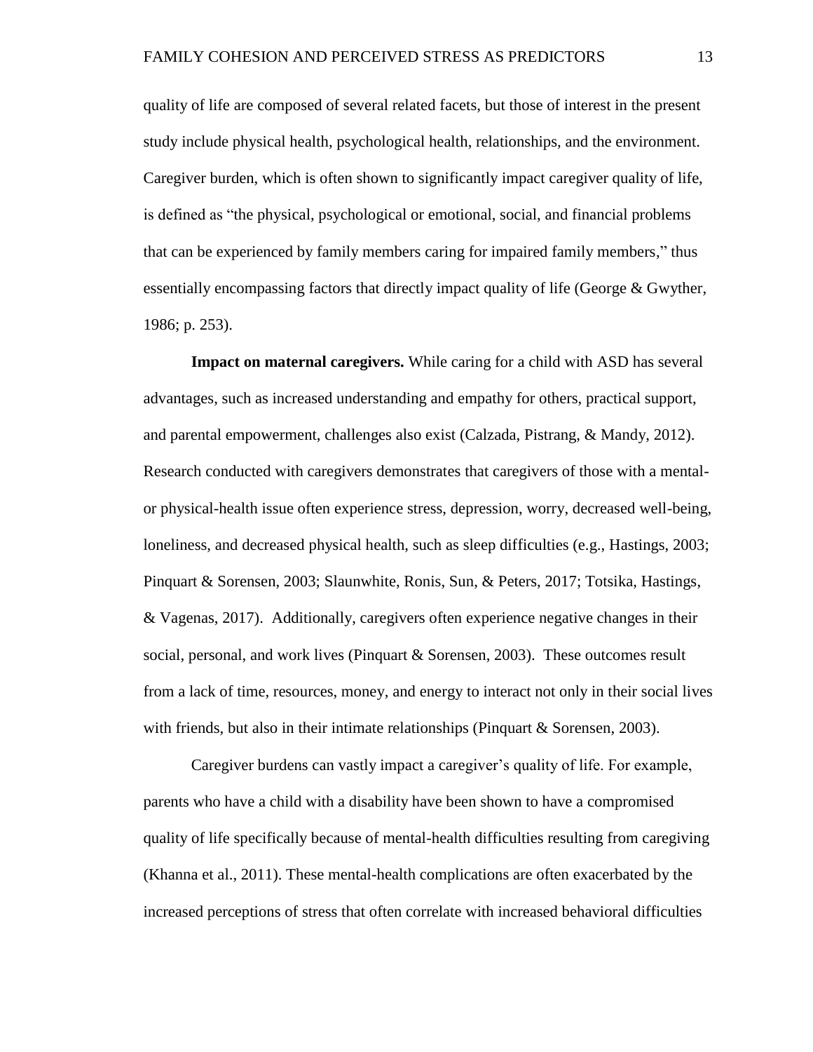quality of life are composed of several related facets, but those of interest in the present study include physical health, psychological health, relationships, and the environment. Caregiver burden, which is often shown to significantly impact caregiver quality of life, is defined as "the physical, psychological or emotional, social, and financial problems that can be experienced by family members caring for impaired family members," thus essentially encompassing factors that directly impact quality of life (George & Gwyther, 1986; p. 253).

**Impact on maternal caregivers.** While caring for a child with ASD has several advantages, such as increased understanding and empathy for others, practical support, and parental empowerment, challenges also exist (Calzada, Pistrang, & Mandy, 2012). Research conducted with caregivers demonstrates that caregivers of those with a mental- or physical-health issue often experience stress, depression, worry, decreased well-being, loneliness, and decreased physical health, such as sleep difficulties (e.g., Hastings, 2003; Pinquart & Sorensen, 2003; Slaunwhite, Ronis, Sun, & Peters, 2017; Totsika, Hastings, & Vagenas, 2017). Additionally, caregivers often experience negative changes in their social, personal, and work lives (Pinquart & Sorensen, 2003). These outcomes result from a lack of time, resources, money, and energy to interact not only in their social lives with friends, but also in their intimate relationships (Pinquart & Sorensen, 2003).

Caregiver burdens can vastly impact a caregiver's quality of life. For example, parents who have a child with a disability have been shown to have a compromised quality of life specifically because of mental-health difficulties resulting from caregiving (Khanna et al., 2011). These mental-health complications are often exacerbated by the increased perceptions of stress that often correlate with increased behavioral difficulties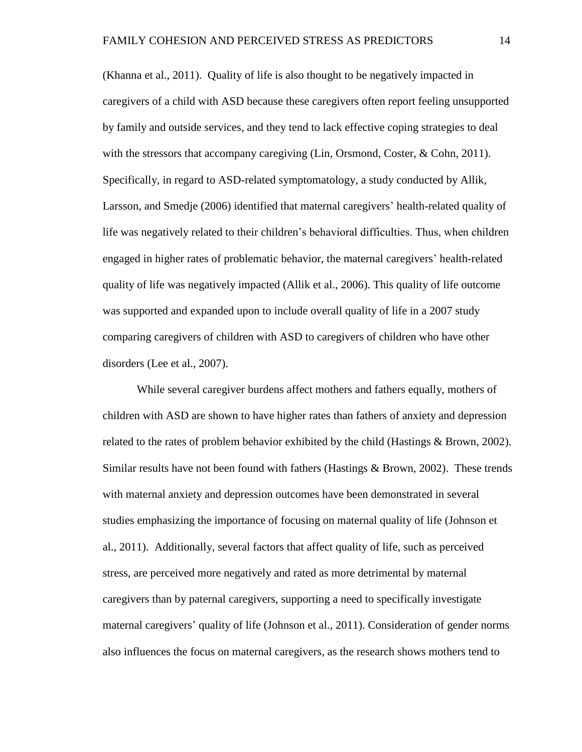(Khanna et al., 2011). Quality of life is also thought to be negatively impacted in caregivers of a child with ASD because these caregivers often report feeling unsupported by family and outside services, and they tend to lack effective coping strategies to deal with the stressors that accompany caregiving (Lin, Orsmond, Coster, & Cohn, 2011). Specifically, in regard to ASD-related symptomatology, a study conducted by Allik, Larsson, and Smedje (2006) identified that maternal caregivers' health-related quality of life was negatively related to their children's behavioral difficulties. Thus, when children engaged in higher rates of problematic behavior, the maternal caregivers' health-related quality of life was negatively impacted (Allik et al., 2006). This quality of life outcome was supported and expanded upon to include overall quality of life in a 2007 study comparing caregivers of children with ASD to caregivers of children who have other disorders (Lee et al., 2007).

While several caregiver burdens affect mothers and fathers equally, mothers of children with ASD are shown to have higher rates than fathers of anxiety and depression related to the rates of problem behavior exhibited by the child (Hastings & Brown, 2002). Similar results have not been found with fathers (Hastings & Brown, 2002). These trends with maternal anxiety and depression outcomes have been demonstrated in several studies emphasizing the importance of focusing on maternal quality of life (Johnson et al., 2011). Additionally, several factors that affect quality of life, such as perceived stress, are perceived more negatively and rated as more detrimental by maternal caregivers than by paternal caregivers, supporting a need to specifically investigate maternal caregivers' quality of life (Johnson et al., 2011). Consideration of gender norms also influences the focus on maternal caregivers, as the research shows mothers tend to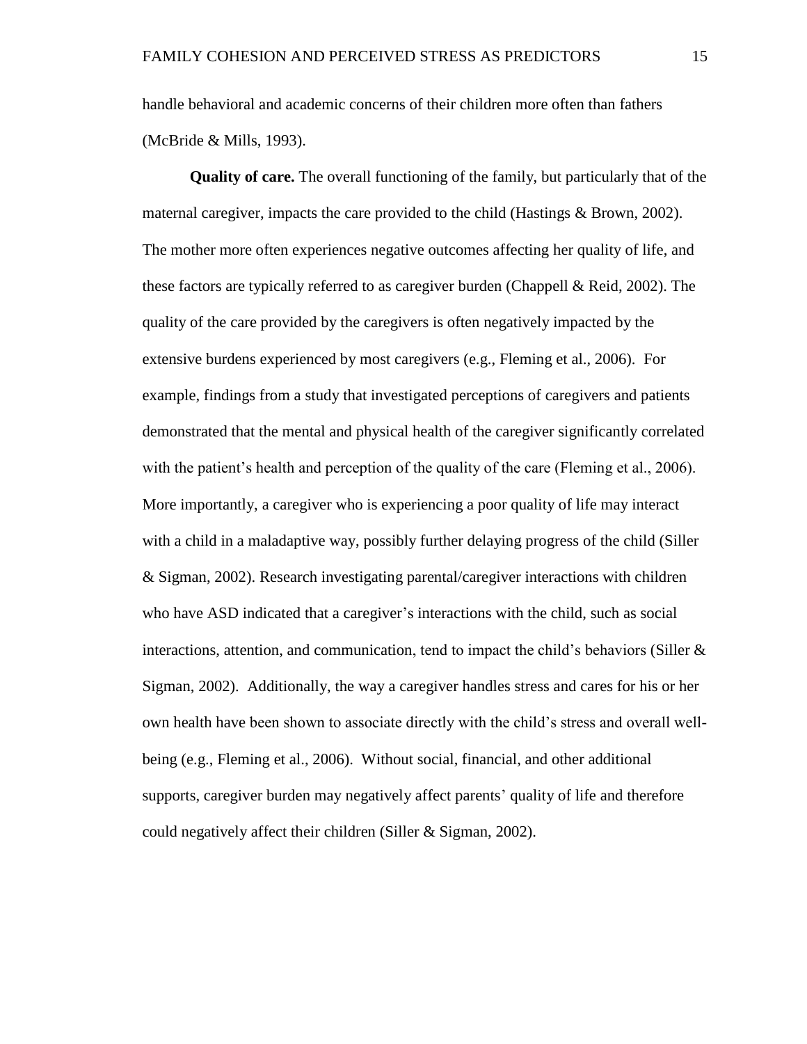handle behavioral and academic concerns of their children more often than fathers (McBride & Mills, 1993).

**Quality of care.** The overall functioning of the family, but particularly that of the maternal caregiver, impacts the care provided to the child (Hastings & Brown, 2002). The mother more often experiences negative outcomes affecting her quality of life, and these factors are typically referred to as caregiver burden (Chappell & Reid, 2002). The quality of the care provided by the caregivers is often negatively impacted by the extensive burdens experienced by most caregivers (e.g., Fleming et al., 2006). For example, findings from a study that investigated perceptions of caregivers and patients demonstrated that the mental and physical health of the caregiver significantly correlated with the patient's health and perception of the quality of the care (Fleming et al., 2006). More importantly, a caregiver who is experiencing a poor quality of life may interact with a child in a maladaptive way, possibly further delaying progress of the child (Siller & Sigman, 2002). Research investigating parental/caregiver interactions with children who have ASD indicated that a caregiver's interactions with the child, such as social interactions, attention, and communication, tend to impact the child's behaviors (Siller & Sigman, 2002). Additionally, the way a caregiver handles stress and cares for his or her own health have been shown to associate directly with the child's stress and overall well-being (e.g., Fleming et al., 2006). Without social, financial, and other additional supports, caregiver burden may negatively affect parents' quality of life and therefore could negatively affect their children (Siller & Sigman, 2002).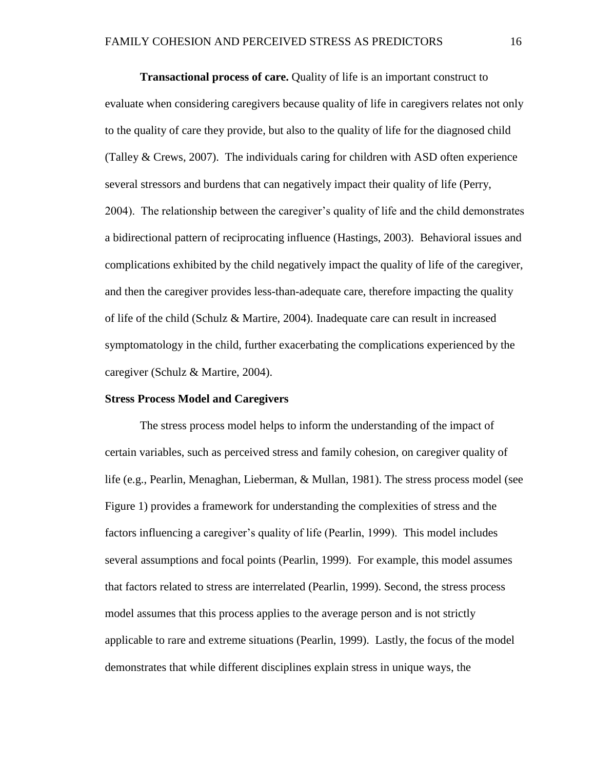**Transactional process of care.** Quality of life is an important construct to evaluate when considering caregivers because quality of life in caregivers relates not only to the quality of care they provide, but also to the quality of life for the diagnosed child (Talley & Crews, 2007). The individuals caring for children with ASD often experience several stressors and burdens that can negatively impact their quality of life (Perry, 2004). The relationship between the caregiver's quality of life and the child demonstrates a bidirectional pattern of reciprocating influence (Hastings, 2003). Behavioral issues and complications exhibited by the child negatively impact the quality of life of the caregiver, and then the caregiver provides less-than-adequate care, therefore impacting the quality of life of the child (Schulz & Martire, 2004). Inadequate care can result in increased symptomatology in the child, further exacerbating the complications experienced by the caregiver (Schulz & Martire, 2004).

## Stress Process Model and Caregivers

The stress process model helps to inform the understanding of the impact of certain variables, such as perceived stress and family cohesion, on caregiver quality of life (e.g., Pearlin, Menaghan, Lieberman, & Mullan, 1981). The stress process model (see Figure 1) provides a framework for understanding the complexities of stress and the factors influencing a caregiver's quality of life (Pearlin, 1999). This model includes several assumptions and focal points (Pearlin, 1999). For example, this model assumes that factors related to stress are interrelated (Pearlin, 1999). Second, the stress process model assumes that this process applies to the average person and is not strictly applicable to rare and extreme situations (Pearlin, 1999). Lastly, the focus of the model demonstrates that while different disciplines explain stress in unique ways, the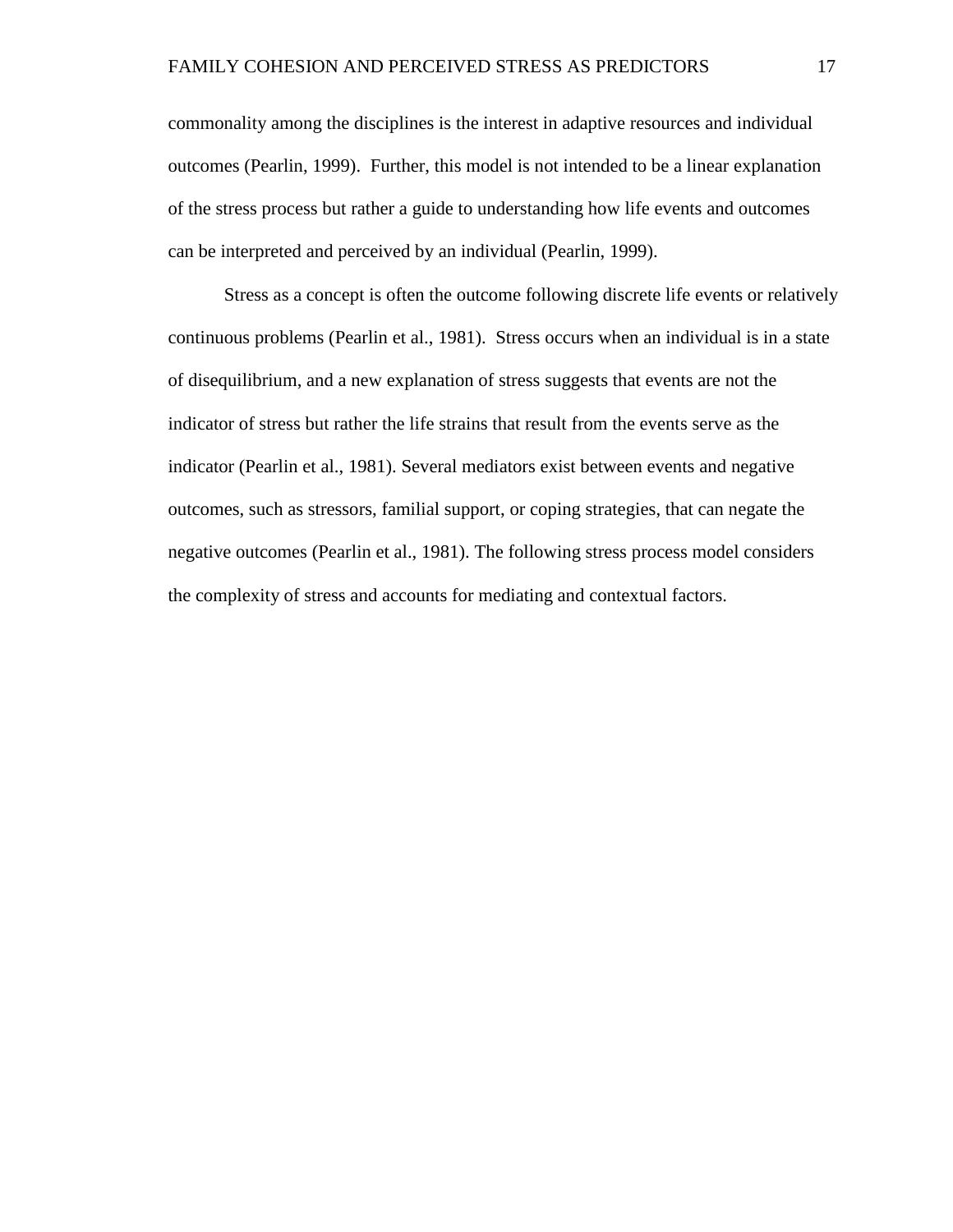commonality among the disciplines is the interest in adaptive resources and individual outcomes (Pearlin, 1999). Further, this model is not intended to be a linear explanation of the stress process but rather a guide to understanding how life events and outcomes can be interpreted and perceived by an individual (Pearlin, 1999).

Stress as a concept is often the outcome following discrete life events or relatively continuous problems (Pearlin et al., 1981). Stress occurs when an individual is in a state of disequilibrium, and a new explanation of stress suggests that events are not the indicator of stress but rather the life strains that result from the events serve as the indicator (Pearlin et al., 1981). Several mediators exist between events and negative outcomes, such as stressors, familial support, or coping strategies, that can negate the negative outcomes (Pearlin et al., 1981). The following stress process model considers the complexity of stress and accounts for mediating and contextual factors.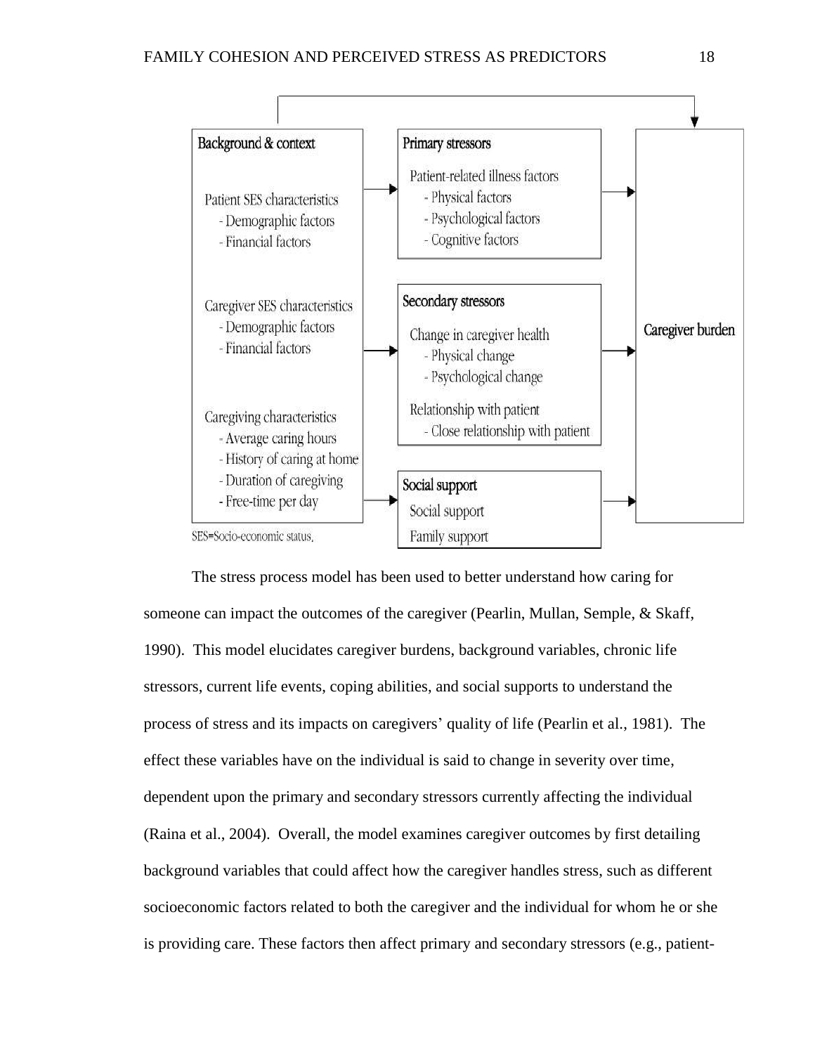Background & context

Patient SES characteristics
- Demographic factors
- Financial factors

Caregiver SES characteristics
- Demographic factors
- Financial factors

Caregiving characteristics
- Average caring hours
- History of caring at home
- Duration of caregiving
- Free-time per day

Primary stressors

Patient-related illness factors
- Physical factors
- Psychological factors
- Cognitive factors

Secondary stressors

Change in caregiver health
- Physical change
- Psychological change

Relationship with patient
- Close relationship with patient

Social support

Social support

Family support

Caregiver burden

SES=Socio-economic status.

The stress process model has been used to better understand how caring for someone can impact the outcomes of the caregiver (Pearlin, Mullan, Semple, & Skaff, 1990). This model elucidates caregiver burdens, background variables, chronic life stressors, current life events, coping abilities, and social supports to understand the process of stress and its impacts on caregivers' quality of life (Pearlin et al., 1981). The effect these variables have on the individual is said to change in severity over time, dependent upon the primary and secondary stressors currently affecting the individual (Raina et al., 2004). Overall, the model examines caregiver outcomes by first detailing background variables that could affect how the caregiver handles stress, such as different socioeconomic factors related to both the caregiver and the individual for whom he or she is providing care. These factors then affect primary and secondary stressors (e.g., patient-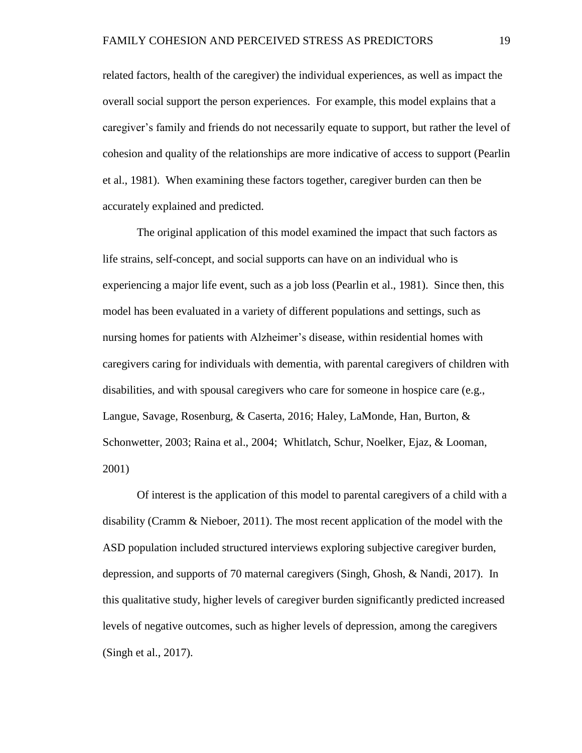related factors, health of the caregiver) the individual experiences, as well as impact the overall social support the person experiences. For example, this model explains that a caregiver's family and friends do not necessarily equate to support, but rather the level of cohesion and quality of the relationships are more indicative of access to support (Pearlin et al., 1981). When examining these factors together, caregiver burden can then be accurately explained and predicted.

The original application of this model examined the impact that such factors as life strains, self-concept, and social supports can have on an individual who is experiencing a major life event, such as a job loss (Pearlin et al., 1981). Since then, this model has been evaluated in a variety of different populations and settings, such as nursing homes for patients with Alzheimer's disease, within residential homes with caregivers caring for individuals with dementia, with parental caregivers of children with disabilities, and with spousal caregivers who care for someone in hospice care (e.g., Langue, Savage, Rosenburg, & Caserta, 2016; Haley, LaMonde, Han, Burton, & Schonwetter, 2003; Raina et al., 2004; Whitlatch, Schur, Noelker, Ejaz, & Looman, 2001)

Of interest is the application of this model to parental caregivers of a child with a disability (Cramm & Nieboer, 2011). The most recent application of the model with the ASD population included structured interviews exploring subjective caregiver burden, depression, and supports of 70 maternal caregivers (Singh, Ghosh, & Nandi, 2017). In this qualitative study, higher levels of caregiver burden significantly predicted increased levels of negative outcomes, such as higher levels of depression, among the caregivers (Singh et al., 2017).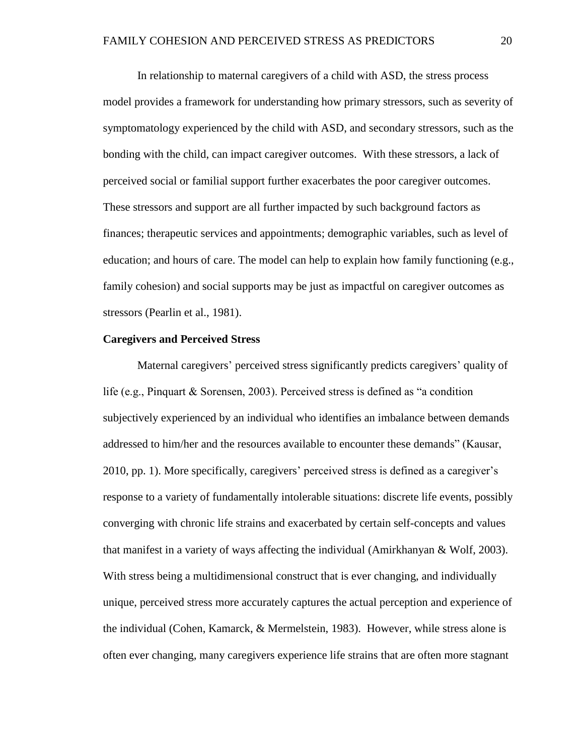In relationship to maternal caregivers of a child with ASD, the stress process model provides a framework for understanding how primary stressors, such as severity of symptomatology experienced by the child with ASD, and secondary stressors, such as the bonding with the child, can impact caregiver outcomes. With these stressors, a lack of perceived social or familial support further exacerbates the poor caregiver outcomes. These stressors and support are all further impacted by such background factors as finances; therapeutic services and appointments; demographic variables, such as level of education; and hours of care. The model can help to explain how family functioning (e.g., family cohesion) and social supports may be just as impactful on caregiver outcomes as stressors (Pearlin et al., 1981).

**Caregivers and Perceived Stress**

Maternal caregivers' perceived stress significantly predicts caregivers' quality of life (e.g., Pinquart & Sorensen, 2003). Perceived stress is defined as "a condition subjectively experienced by an individual who identifies an imbalance between demands addressed to him/her and the resources available to encounter these demands" (Kausar, 2010, pp. 1). More specifically, caregivers' perceived stress is defined as a caregiver's response to a variety of fundamentally intolerable situations: discrete life events, possibly converging with chronic life strains and exacerbated by certain self-concepts and values that manifest in a variety of ways affecting the individual (Amirkhanyan & Wolf, 2003). With stress being a multidimensional construct that is ever changing, and individually unique, perceived stress more accurately captures the actual perception and experience of the individual (Cohen, Kamarck, & Mermelstein, 1983). However, while stress alone is often ever changing, many caregivers experience life strains that are often more stagnant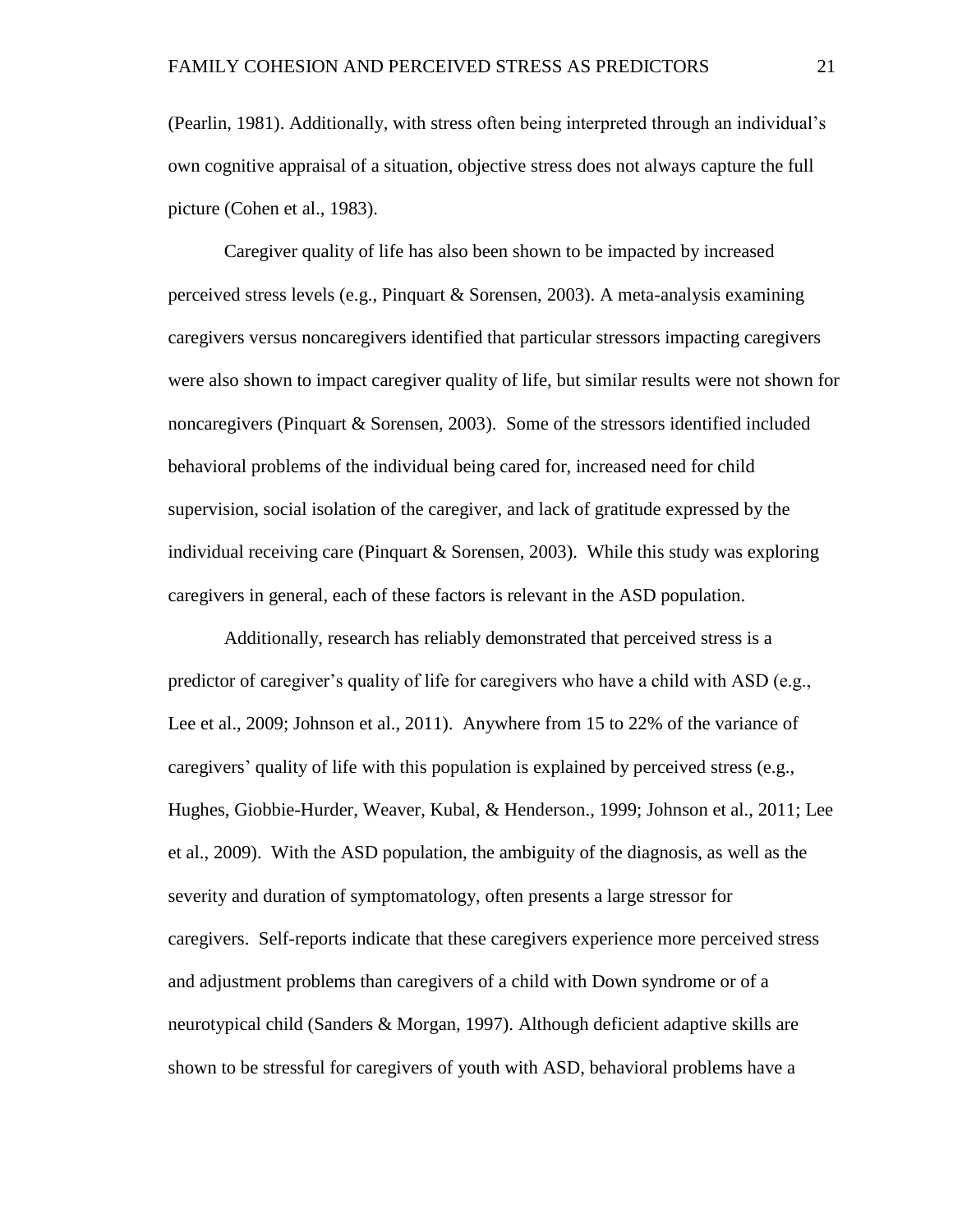(Pearlin, 1981). Additionally, with stress often being interpreted through an individual's own cognitive appraisal of a situation, objective stress does not always capture the full picture (Cohen et al., 1983).

Caregiver quality of life has also been shown to be impacted by increased perceived stress levels (e.g., Pinquart & Sorensen, 2003). A meta-analysis examining caregivers versus noncaregivers identified that particular stressors impacting caregivers were also shown to impact caregiver quality of life, but similar results were not shown for noncaregivers (Pinquart & Sorensen, 2003). Some of the stressors identified included behavioral problems of the individual being cared for, increased need for child supervision, social isolation of the caregiver, and lack of gratitude expressed by the individual receiving care (Pinquart & Sorensen, 2003). While this study was exploring caregivers in general, each of these factors is relevant in the ASD population.

Additionally, research has reliably demonstrated that perceived stress is a predictor of caregiver's quality of life for caregivers who have a child with ASD (e.g., Lee et al., 2009; Johnson et al., 2011). Anywhere from 15 to 22% of the variance of caregivers' quality of life with this population is explained by perceived stress (e.g., Hughes, Giobbie-Hurder, Weaver, Kubal, & Henderson., 1999; Johnson et al., 2011; Lee et al., 2009). With the ASD population, the ambiguity of the diagnosis, as well as the severity and duration of symptomatology, often presents a large stressor for caregivers. Self-reports indicate that these caregivers experience more perceived stress and adjustment problems than caregivers of a child with Down syndrome or of a neurotypical child (Sanders & Morgan, 1997). Although deficient adaptive skills are shown to be stressful for caregivers of youth with ASD, behavioral problems have a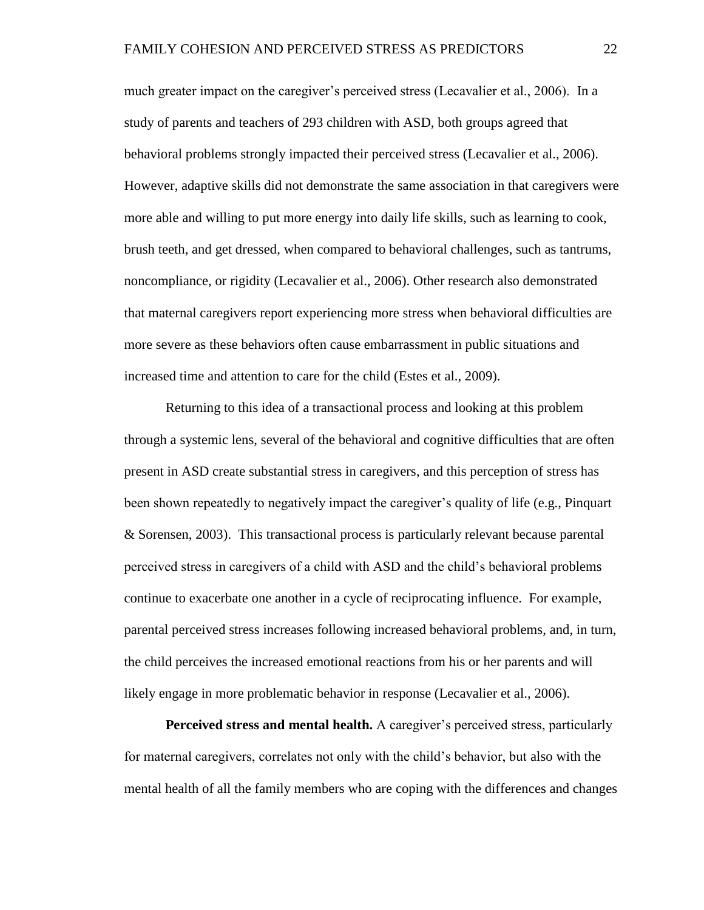much greater impact on the caregiver's perceived stress (Lecavalier et al., 2006). In a study of parents and teachers of 293 children with ASD, both groups agreed that behavioral problems strongly impacted their perceived stress (Lecavalier et al., 2006). However, adaptive skills did not demonstrate the same association in that caregivers were more able and willing to put more energy into daily life skills, such as learning to cook, brush teeth, and get dressed, when compared to behavioral challenges, such as tantrums, noncompliance, or rigidity (Lecavalier et al., 2006). Other research also demonstrated that maternal caregivers report experiencing more stress when behavioral difficulties are more severe as these behaviors often cause embarrassment in public situations and increased time and attention to care for the child (Estes et al., 2009).

Returning to this idea of a transactional process and looking at this problem through a systemic lens, several of the behavioral and cognitive difficulties that are often present in ASD create substantial stress in caregivers, and this perception of stress has been shown repeatedly to negatively impact the caregiver's quality of life (e.g., Pinquart & Sorensen, 2003). This transactional process is particularly relevant because parental perceived stress in caregivers of a child with ASD and the child's behavioral problems continue to exacerbate one another in a cycle of reciprocating influence. For example, parental perceived stress increases following increased behavioral problems, and, in turn, the child perceives the increased emotional reactions from his or her parents and will likely engage in more problematic behavior in response (Lecavalier et al., 2006).

**Perceived stress and mental health.** A caregiver's perceived stress, particularly for maternal caregivers, correlates not only with the child's behavior, but also with the mental health of all the family members who are coping with the differences and changes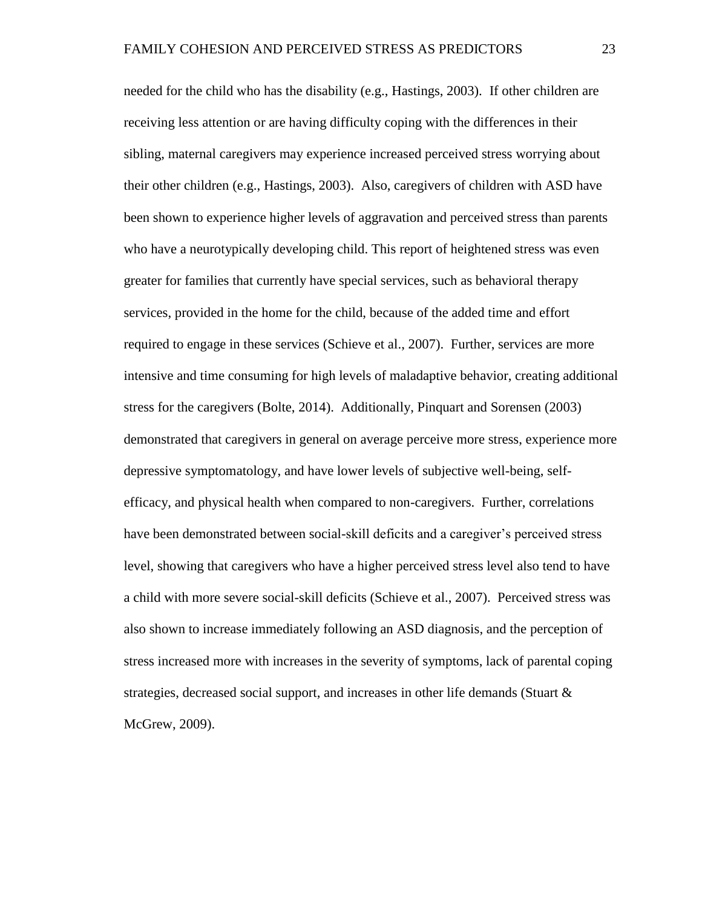needed for the child who has the disability (e.g., Hastings, 2003). If other children are receiving less attention or are having difficulty coping with the differences in their sibling, maternal caregivers may experience increased perceived stress worrying about their other children (e.g., Hastings, 2003). Also, caregivers of children with ASD have been shown to experience higher levels of aggravation and perceived stress than parents who have a neurotypically developing child. This report of heightened stress was even greater for families that currently have special services, such as behavioral therapy services, provided in the home for the child, because of the added time and effort required to engage in these services (Schieve et al., 2007). Further, services are more intensive and time consuming for high levels of maladaptive behavior, creating additional stress for the caregivers (Bolte, 2014). Additionally, Pinquart and Sorensen (2003) demonstrated that caregivers in general on average perceive more stress, experience more depressive symptomatology, and have lower levels of subjective well-being, self-efficacy, and physical health when compared to non-caregivers. Further, correlations have been demonstrated between social-skill deficits and a caregiver's perceived stress level, showing that caregivers who have a higher perceived stress level also tend to have a child with more severe social-skill deficits (Schieve et al., 2007). Perceived stress was also shown to increase immediately following an ASD diagnosis, and the perception of stress increased more with increases in the severity of symptoms, lack of parental coping strategies, decreased social support, and increases in other life demands (Stuart & McGrew, 2009).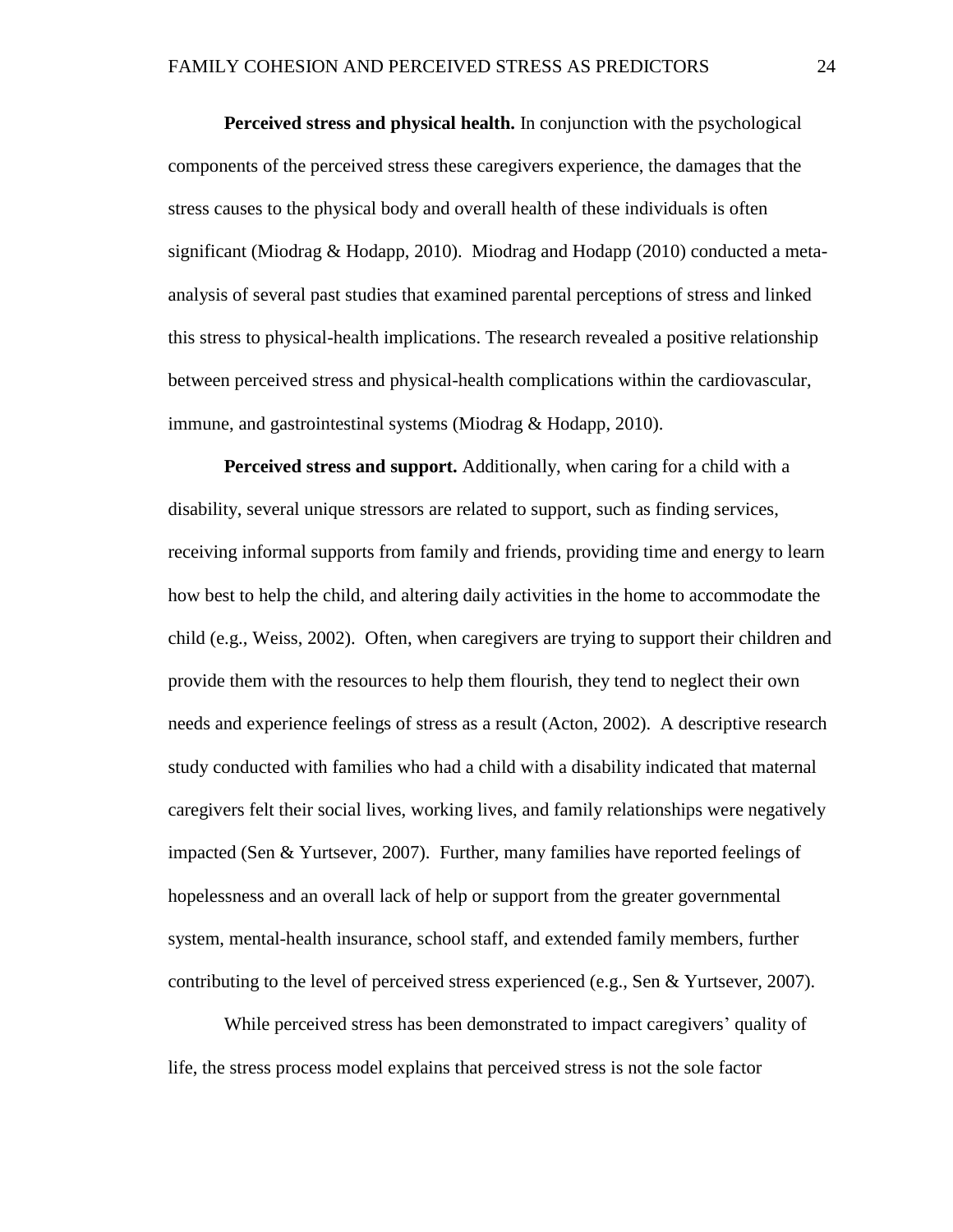**Perceived stress and physical health.** In conjunction with the psychological components of the perceived stress these caregivers experience, the damages that the stress causes to the physical body and overall health of these individuals is often significant (Miodrag & Hodapp, 2010). Miodrag and Hodapp (2010) conducted a meta-analysis of several past studies that examined parental perceptions of stress and linked this stress to physical-health implications. The research revealed a positive relationship between perceived stress and physical-health complications within the cardiovascular, immune, and gastrointestinal systems (Miodrag & Hodapp, 2010).

**Perceived stress and support.** Additionally, when caring for a child with a disability, several unique stressors are related to support, such as finding services, receiving informal supports from family and friends, providing time and energy to learn how best to help the child, and altering daily activities in the home to accommodate the child (e.g., Weiss, 2002). Often, when caregivers are trying to support their children and provide them with the resources to help them flourish, they tend to neglect their own needs and experience feelings of stress as a result (Acton, 2002). A descriptive research study conducted with families who had a child with a disability indicated that maternal caregivers felt their social lives, working lives, and family relationships were negatively impacted (Sen & Yurtsever, 2007). Further, many families have reported feelings of hopelessness and an overall lack of help or support from the greater governmental system, mental-health insurance, school staff, and extended family members, further contributing to the level of perceived stress experienced (e.g., Sen & Yurtsever, 2007).

While perceived stress has been demonstrated to impact caregivers' quality of life, the stress process model explains that perceived stress is not the sole factor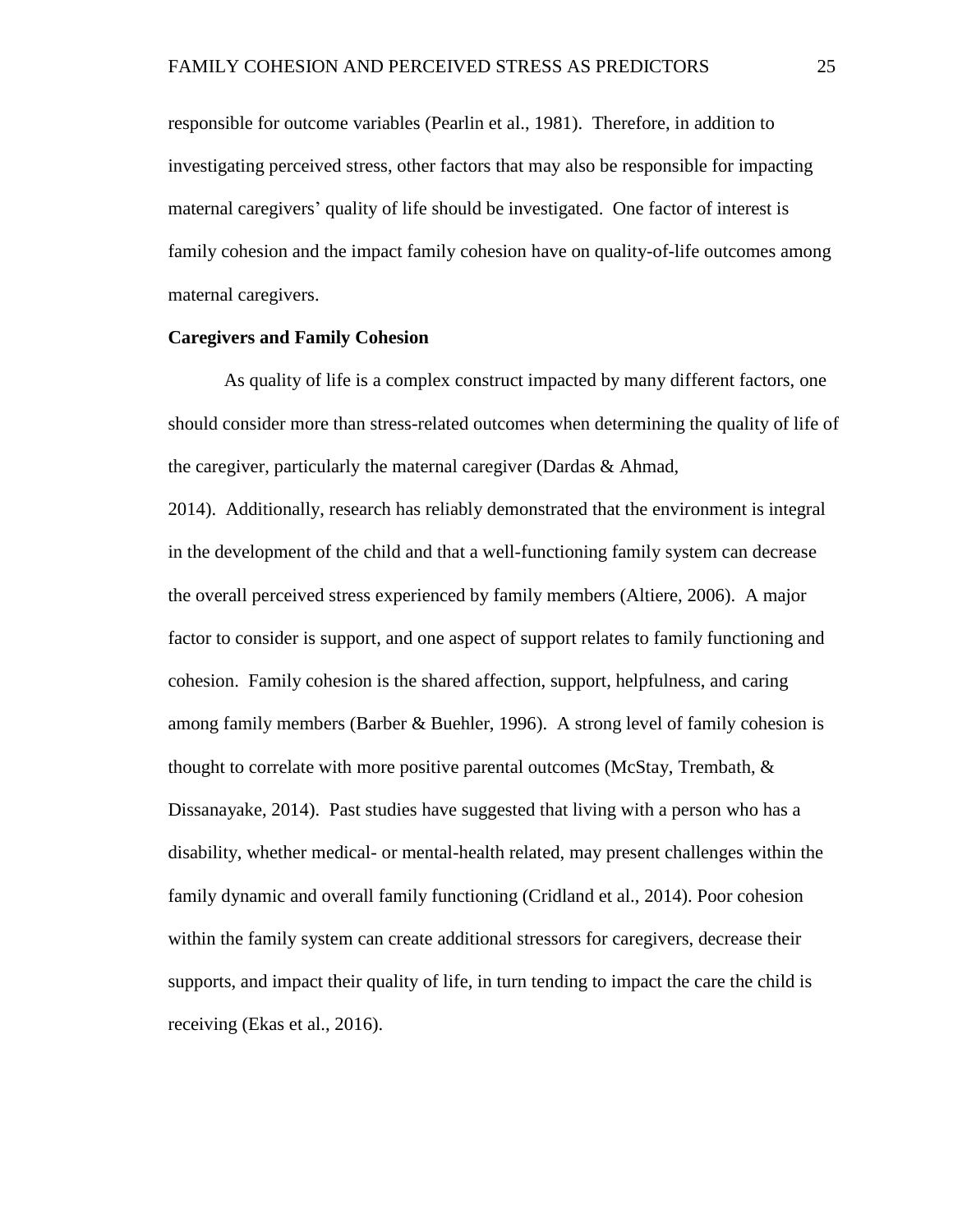responsible for outcome variables (Pearlin et al., 1981). Therefore, in addition to investigating perceived stress, other factors that may also be responsible for impacting maternal caregivers' quality of life should be investigated. One factor of interest is family cohesion and the impact family cohesion have on quality-of-life outcomes among maternal caregivers.

**Caregivers and Family Cohesion**

As quality of life is a complex construct impacted by many different factors, one should consider more than stress-related outcomes when determining the quality of life of the caregiver, particularly the maternal caregiver (Dardas & Ahmad, 2014). Additionally, research has reliably demonstrated that the environment is integral in the development of the child and that a well-functioning family system can decrease the overall perceived stress experienced by family members (Altiere, 2006). A major factor to consider is support, and one aspect of support relates to family functioning and cohesion. Family cohesion is the shared affection, support, helpfulness, and caring among family members (Barber & Buehler, 1996). A strong level of family cohesion is thought to correlate with more positive parental outcomes (McStay, Trembath, & Dissanayake, 2014). Past studies have suggested that living with a person who has a disability, whether medical- or mental-health related, may present challenges within the family dynamic and overall family functioning (Cridland et al., 2014). Poor cohesion within the family system can create additional stressors for caregivers, decrease their supports, and impact their quality of life, in turn tending to impact the care the child is receiving (Ekas et al., 2016).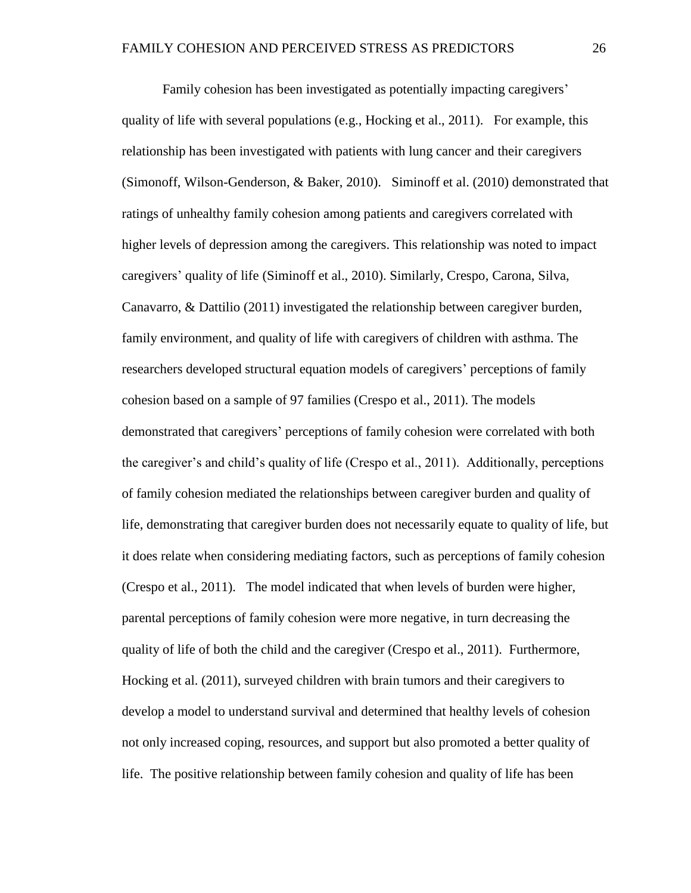Family cohesion has been investigated as potentially impacting caregivers' quality of life with several populations (e.g., Hocking et al., 2011). For example, this relationship has been investigated with patients with lung cancer and their caregivers (Simonoff, Wilson-Genderson, & Baker, 2010). Siminoff et al. (2010) demonstrated that ratings of unhealthy family cohesion among patients and caregivers correlated with higher levels of depression among the caregivers. This relationship was noted to impact caregivers' quality of life (Siminoff et al., 2010). Similarly, Crespo, Carona, Silva, Canavarro, & Dattilio (2011) investigated the relationship between caregiver burden, family environment, and quality of life with caregivers of children with asthma. The researchers developed structural equation models of caregivers' perceptions of family cohesion based on a sample of 97 families (Crespo et al., 2011). The models demonstrated that caregivers' perceptions of family cohesion were correlated with both the caregiver's and child's quality of life (Crespo et al., 2011). Additionally, perceptions of family cohesion mediated the relationships between caregiver burden and quality of life, demonstrating that caregiver burden does not necessarily equate to quality of life, but it does relate when considering mediating factors, such as perceptions of family cohesion (Crespo et al., 2011). The model indicated that when levels of burden were higher, parental perceptions of family cohesion were more negative, in turn decreasing the quality of life of both the child and the caregiver (Crespo et al., 2011). Furthermore, Hocking et al. (2011), surveyed children with brain tumors and their caregivers to develop a model to understand survival and determined that healthy levels of cohesion not only increased coping, resources, and support but also promoted a better quality of life. The positive relationship between family cohesion and quality of life has been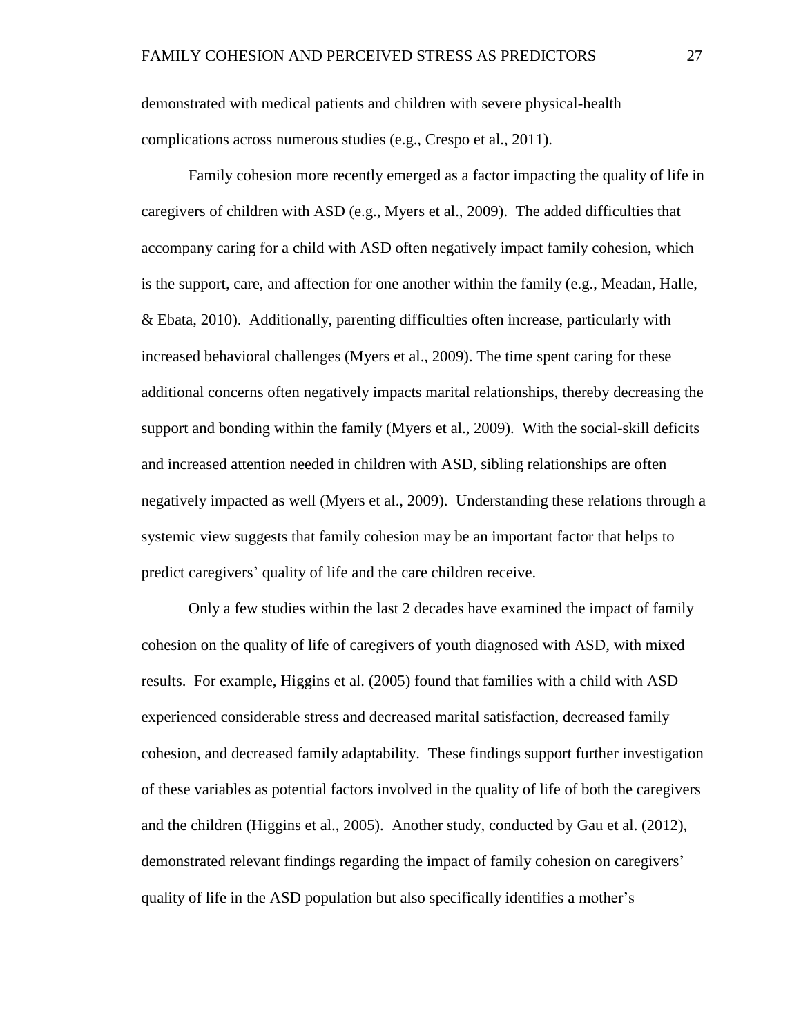demonstrated with medical patients and children with severe physical-health complications across numerous studies (e.g., Crespo et al., 2011).

Family cohesion more recently emerged as a factor impacting the quality of life in caregivers of children with ASD (e.g., Myers et al., 2009). The added difficulties that accompany caring for a child with ASD often negatively impact family cohesion, which is the support, care, and affection for one another within the family (e.g., Meadan, Halle, & Ebata, 2010). Additionally, parenting difficulties often increase, particularly with increased behavioral challenges (Myers et al., 2009). The time spent caring for these additional concerns often negatively impacts marital relationships, thereby decreasing the support and bonding within the family (Myers et al., 2009). With the social-skill deficits and increased attention needed in children with ASD, sibling relationships are often negatively impacted as well (Myers et al., 2009). Understanding these relations through a systemic view suggests that family cohesion may be an important factor that helps to predict caregivers' quality of life and the care children receive.

Only a few studies within the last 2 decades have examined the impact of family cohesion on the quality of life of caregivers of youth diagnosed with ASD, with mixed results. For example, Higgins et al. (2005) found that families with a child with ASD experienced considerable stress and decreased marital satisfaction, decreased family cohesion, and decreased family adaptability. These findings support further investigation of these variables as potential factors involved in the quality of life of both the caregivers and the children (Higgins et al., 2005). Another study, conducted by Gau et al. (2012), demonstrated relevant findings regarding the impact of family cohesion on caregivers' quality of life in the ASD population but also specifically identifies a mother's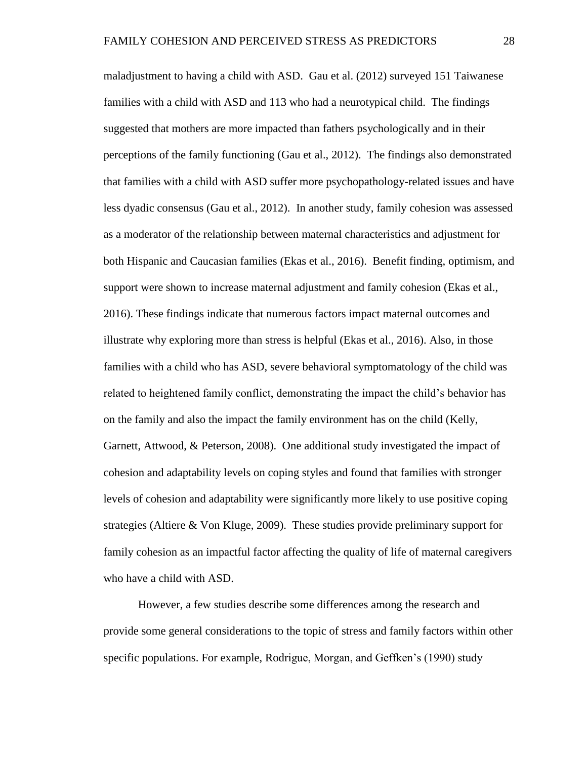maladjustment to having a child with ASD. Gau et al. (2012) surveyed 151 Taiwanese families with a child with ASD and 113 who had a neurotypical child. The findings suggested that mothers are more impacted than fathers psychologically and in their perceptions of the family functioning (Gau et al., 2012). The findings also demonstrated that families with a child with ASD suffer more psychopathology-related issues and have less dyadic consensus (Gau et al., 2012). In another study, family cohesion was assessed as a moderator of the relationship between maternal characteristics and adjustment for both Hispanic and Caucasian families (Ekas et al., 2016). Benefit finding, optimism, and support were shown to increase maternal adjustment and family cohesion (Ekas et al., 2016). These findings indicate that numerous factors impact maternal outcomes and illustrate why exploring more than stress is helpful (Ekas et al., 2016). Also, in those families with a child who has ASD, severe behavioral symptomatology of the child was related to heightened family conflict, demonstrating the impact the child's behavior has on the family and also the impact the family environment has on the child (Kelly, Garnett, Attwood, & Peterson, 2008). One additional study investigated the impact of cohesion and adaptability levels on coping styles and found that families with stronger levels of cohesion and adaptability were significantly more likely to use positive coping strategies (Altiere & Von Kluge, 2009). These studies provide preliminary support for family cohesion as an impactful factor affecting the quality of life of maternal caregivers who have a child with ASD.

However, a few studies describe some differences among the research and provide some general considerations to the topic of stress and family factors within other specific populations. For example, Rodrigue, Morgan, and Geffken's (1990) study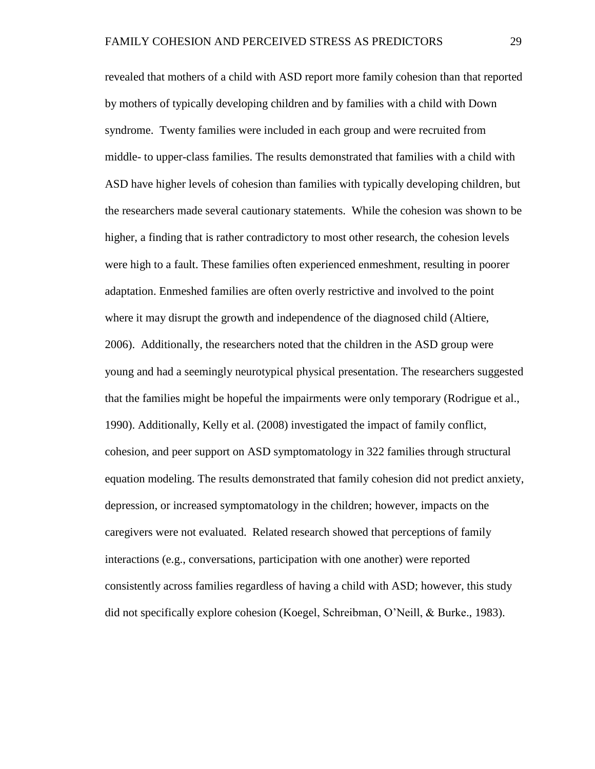revealed that mothers of a child with ASD report more family cohesion than that reported by mothers of typically developing children and by families with a child with Down syndrome. Twenty families were included in each group and were recruited from middle- to upper-class families. The results demonstrated that families with a child with ASD have higher levels of cohesion than families with typically developing children, but the researchers made several cautionary statements. While the cohesion was shown to be higher, a finding that is rather contradictory to most other research, the cohesion levels were high to a fault. These families often experienced enmeshment, resulting in poorer adaptation. Enmeshed families are often overly restrictive and involved to the point where it may disrupt the growth and independence of the diagnosed child (Altiere, 2006). Additionally, the researchers noted that the children in the ASD group were young and had a seemingly neurotypical physical presentation. The researchers suggested that the families might be hopeful the impairments were only temporary (Rodrigue et al., 1990). Additionally, Kelly et al. (2008) investigated the impact of family conflict, cohesion, and peer support on ASD symptomatology in 322 families through structural equation modeling. The results demonstrated that family cohesion did not predict anxiety, depression, or increased symptomatology in the children; however, impacts on the caregivers were not evaluated. Related research showed that perceptions of family interactions (e.g., conversations, participation with one another) were reported consistently across families regardless of having a child with ASD; however, this study did not specifically explore cohesion (Koegel, Schreibman, O'Neill, & Burke., 1983).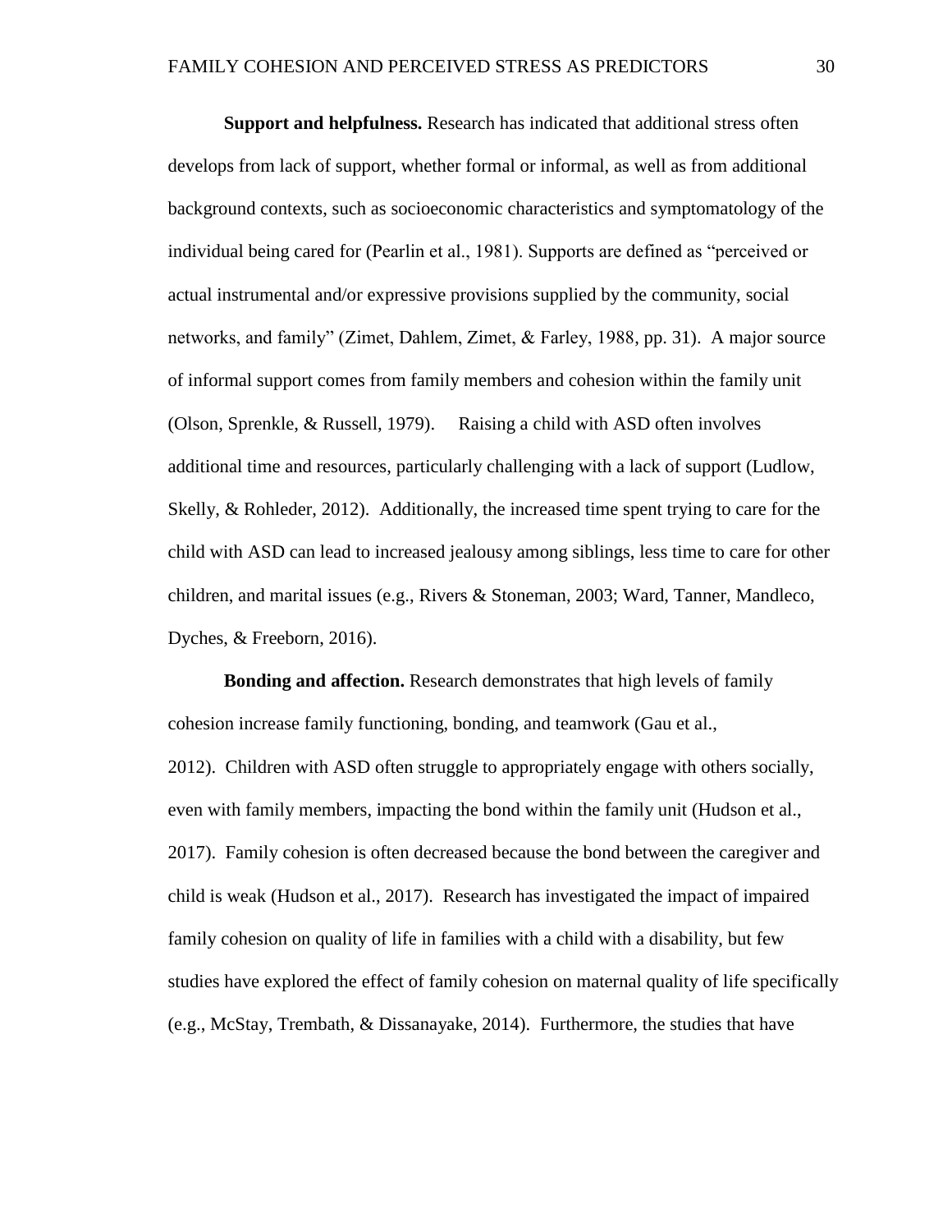**Support and helpfulness.** Research has indicated that additional stress often develops from lack of support, whether formal or informal, as well as from additional background contexts, such as socioeconomic characteristics and symptomatology of the individual being cared for (Pearlin et al., 1981). Supports are defined as "perceived or actual instrumental and/or expressive provisions supplied by the community, social networks, and family" (Zimet, Dahlem, Zimet, & Farley, 1988, pp. 31). A major source of informal support comes from family members and cohesion within the family unit (Olson, Sprenkle, & Russell, 1979). Raising a child with ASD often involves additional time and resources, particularly challenging with a lack of support (Ludlow, Skelly, & Rohleder, 2012). Additionally, the increased time spent trying to care for the child with ASD can lead to increased jealousy among siblings, less time to care for other children, and marital issues (e.g., Rivers & Stoneman, 2003; Ward, Tanner, Mandleco, Dyches, & Freeborn, 2016).

**Bonding and affection.** Research demonstrates that high levels of family cohesion increase family functioning, bonding, and teamwork (Gau et al., 2012). Children with ASD often struggle to appropriately engage with others socially, even with family members, impacting the bond within the family unit (Hudson et al., 2017). Family cohesion is often decreased because the bond between the caregiver and child is weak (Hudson et al., 2017). Research has investigated the impact of impaired family cohesion on quality of life in families with a child with a disability, but few studies have explored the effect of family cohesion on maternal quality of life specifically (e.g., McStay, Trembath, & Dissanayake, 2014). Furthermore, the studies that have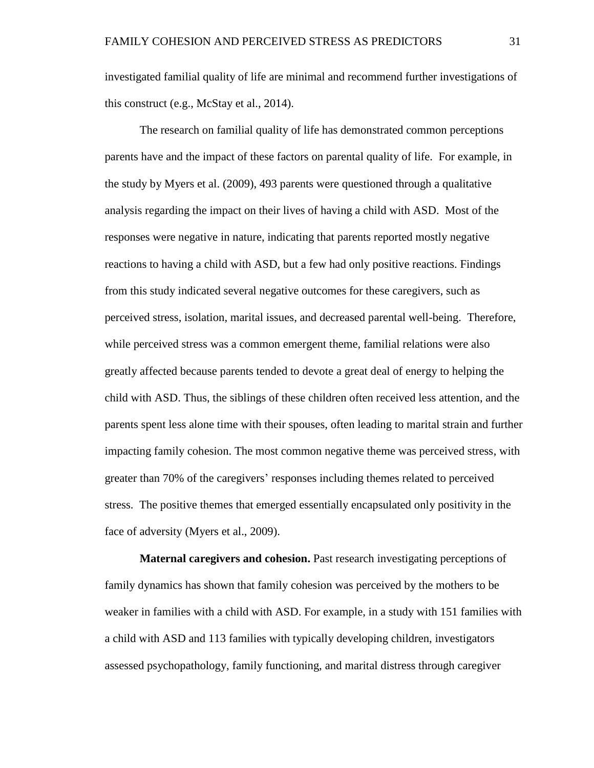investigated familial quality of life are minimal and recommend further investigations of this construct (e.g., McStay et al., 2014).

The research on familial quality of life has demonstrated common perceptions parents have and the impact of these factors on parental quality of life. For example, in the study by Myers et al. (2009), 493 parents were questioned through a qualitative analysis regarding the impact on their lives of having a child with ASD. Most of the responses were negative in nature, indicating that parents reported mostly negative reactions to having a child with ASD, but a few had only positive reactions. Findings from this study indicated several negative outcomes for these caregivers, such as perceived stress, isolation, marital issues, and decreased parental well-being. Therefore, while perceived stress was a common emergent theme, familial relations were also greatly affected because parents tended to devote a great deal of energy to helping the child with ASD. Thus, the siblings of these children often received less attention, and the parents spent less alone time with their spouses, often leading to marital strain and further impacting family cohesion. The most common negative theme was perceived stress, with greater than 70% of the caregivers' responses including themes related to perceived stress. The positive themes that emerged essentially encapsulated only positivity in the face of adversity (Myers et al., 2009).

**Maternal caregivers and cohesion.** Past research investigating perceptions of family dynamics has shown that family cohesion was perceived by the mothers to be weaker in families with a child with ASD. For example, in a study with 151 families with a child with ASD and 113 families with typically developing children, investigators assessed psychopathology, family functioning, and marital distress through caregiver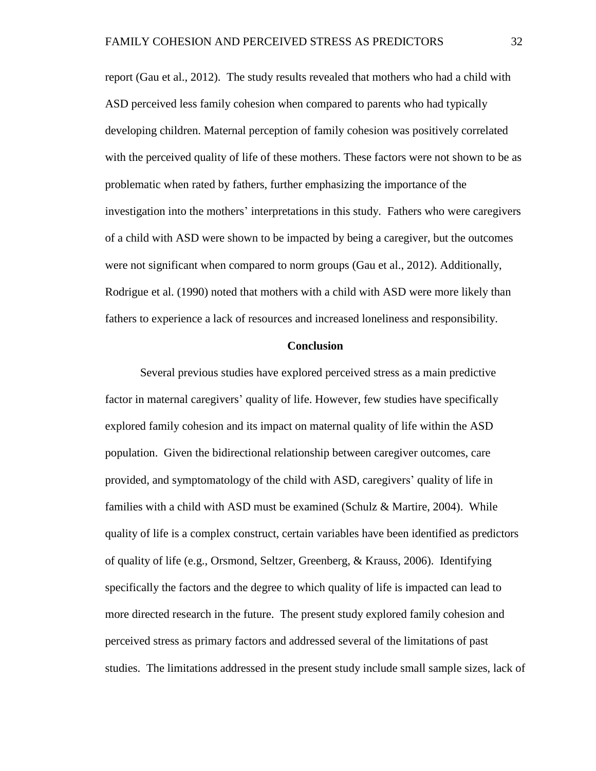report (Gau et al., 2012). The study results revealed that mothers who had a child with ASD perceived less family cohesion when compared to parents who had typically developing children. Maternal perception of family cohesion was positively correlated with the perceived quality of life of these mothers. These factors were not shown to be as problematic when rated by fathers, further emphasizing the importance of the investigation into the mothers' interpretations in this study. Fathers who were caregivers of a child with ASD were shown to be impacted by being a caregiver, but the outcomes were not significant when compared to norm groups (Gau et al., 2012). Additionally, Rodrigue et al. (1990) noted that mothers with a child with ASD were more likely than fathers to experience a lack of resources and increased loneliness and responsibility.

## Conclusion

Several previous studies have explored perceived stress as a main predictive factor in maternal caregivers' quality of life. However, few studies have specifically explored family cohesion and its impact on maternal quality of life within the ASD population. Given the bidirectional relationship between caregiver outcomes, care provided, and symptomatology of the child with ASD, caregivers' quality of life in families with a child with ASD must be examined (Schulz & Martire, 2004). While quality of life is a complex construct, certain variables have been identified as predictors of quality of life (e.g., Orsmond, Seltzer, Greenberg, & Krauss, 2006). Identifying specifically the factors and the degree to which quality of life is impacted can lead to more directed research in the future. The present study explored family cohesion and perceived stress as primary factors and addressed several of the limitations of past studies. The limitations addressed in the present study include small sample sizes, lack of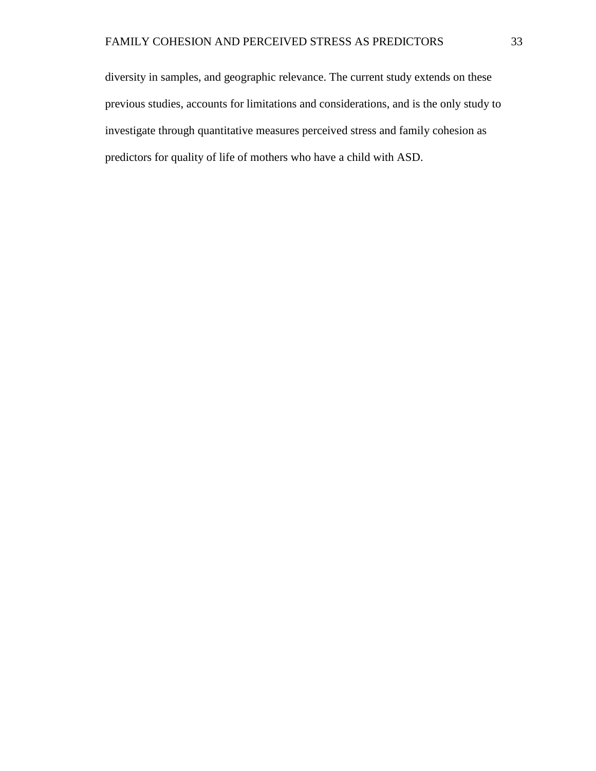diversity in samples, and geographic relevance. The current study extends on these previous studies, accounts for limitations and considerations, and is the only study to investigate through quantitative measures perceived stress and family cohesion as predictors for quality of life of mothers who have a child with ASD.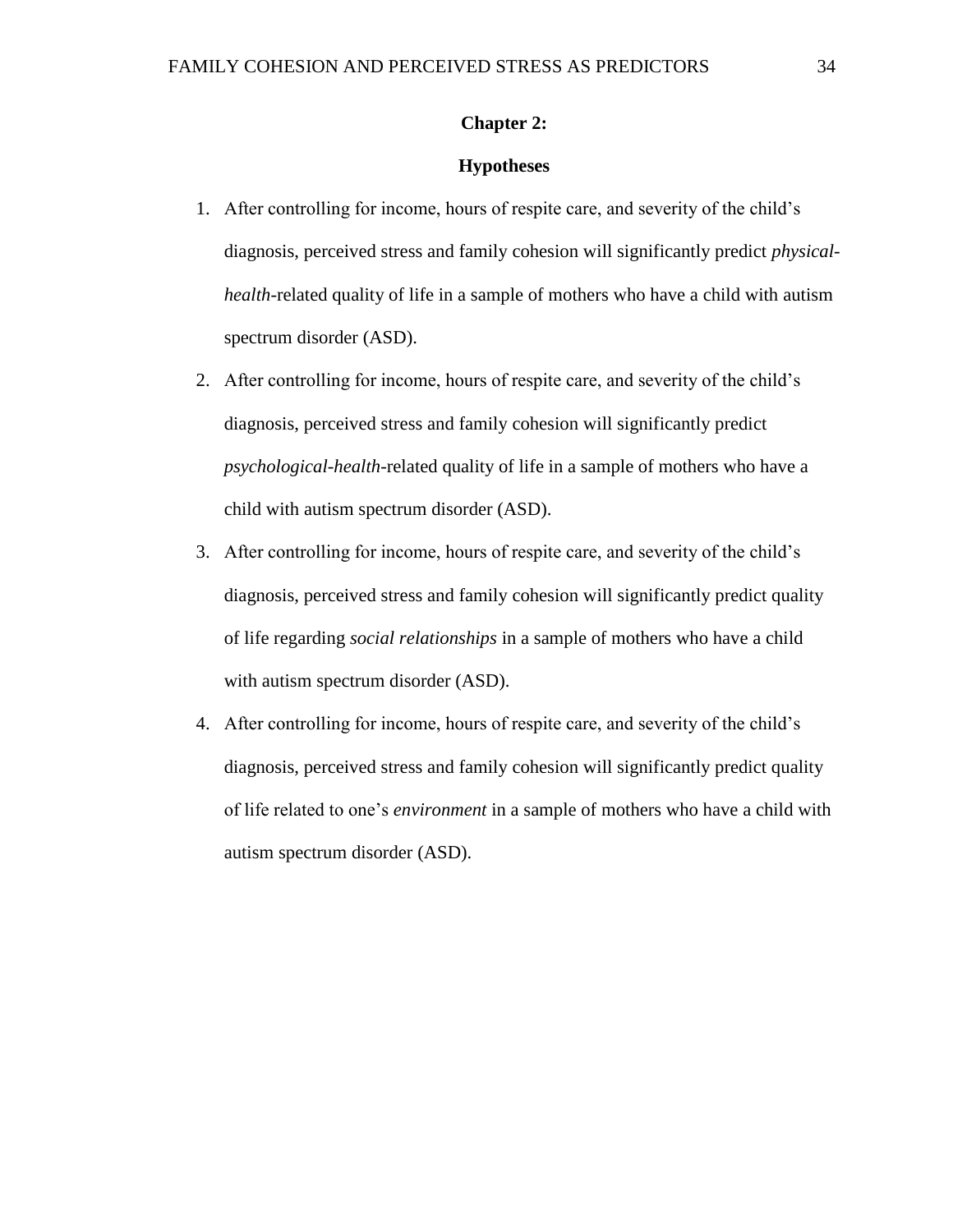## Chapter 2:

### Hypotheses

1. After controlling for income, hours of respite care, and severity of the child's diagnosis, perceived stress and family cohesion will significantly predict *physical-health*-related quality of life in a sample of mothers who have a child with autism spectrum disorder (ASD).
2. After controlling for income, hours of respite care, and severity of the child's diagnosis, perceived stress and family cohesion will significantly predict *psychological-health*-related quality of life in a sample of mothers who have a child with autism spectrum disorder (ASD).
3. After controlling for income, hours of respite care, and severity of the child's diagnosis, perceived stress and family cohesion will significantly predict quality of life regarding *social relationships* in a sample of mothers who have a child with autism spectrum disorder (ASD).
4. After controlling for income, hours of respite care, and severity of the child's diagnosis, perceived stress and family cohesion will significantly predict quality of life related to one's *environment* in a sample of mothers who have a child with autism spectrum disorder (ASD).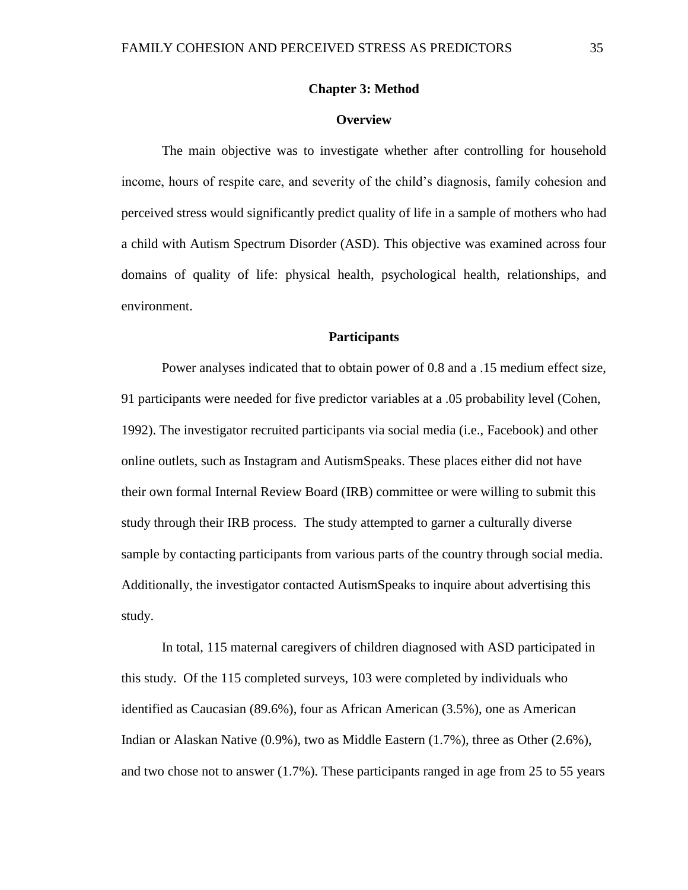# Chapter 3: Method

## Overview

The main objective was to investigate whether after controlling for household income, hours of respite care, and severity of the child's diagnosis, family cohesion and perceived stress would significantly predict quality of life in a sample of mothers who had a child with Autism Spectrum Disorder (ASD). This objective was examined across four domains of quality of life: physical health, psychological health, relationships, and environment.

## Participants

Power analyses indicated that to obtain power of 0.8 and a .15 medium effect size, 91 participants were needed for five predictor variables at a .05 probability level (Cohen, 1992). The investigator recruited participants via social media (i.e., Facebook) and other online outlets, such as Instagram and AutismSpeaks. These places either did not have their own formal Internal Review Board (IRB) committee or were willing to submit this study through their IRB process. The study attempted to garner a culturally diverse sample by contacting participants from various parts of the country through social media. Additionally, the investigator contacted AutismSpeaks to inquire about advertising this study.

In total, 115 maternal caregivers of children diagnosed with ASD participated in this study. Of the 115 completed surveys, 103 were completed by individuals who identified as Caucasian (89.6%), four as African American (3.5%), one as American Indian or Alaskan Native (0.9%), two as Middle Eastern (1.7%), three as Other (2.6%), and two chose not to answer (1.7%). These participants ranged in age from 25 to 55 years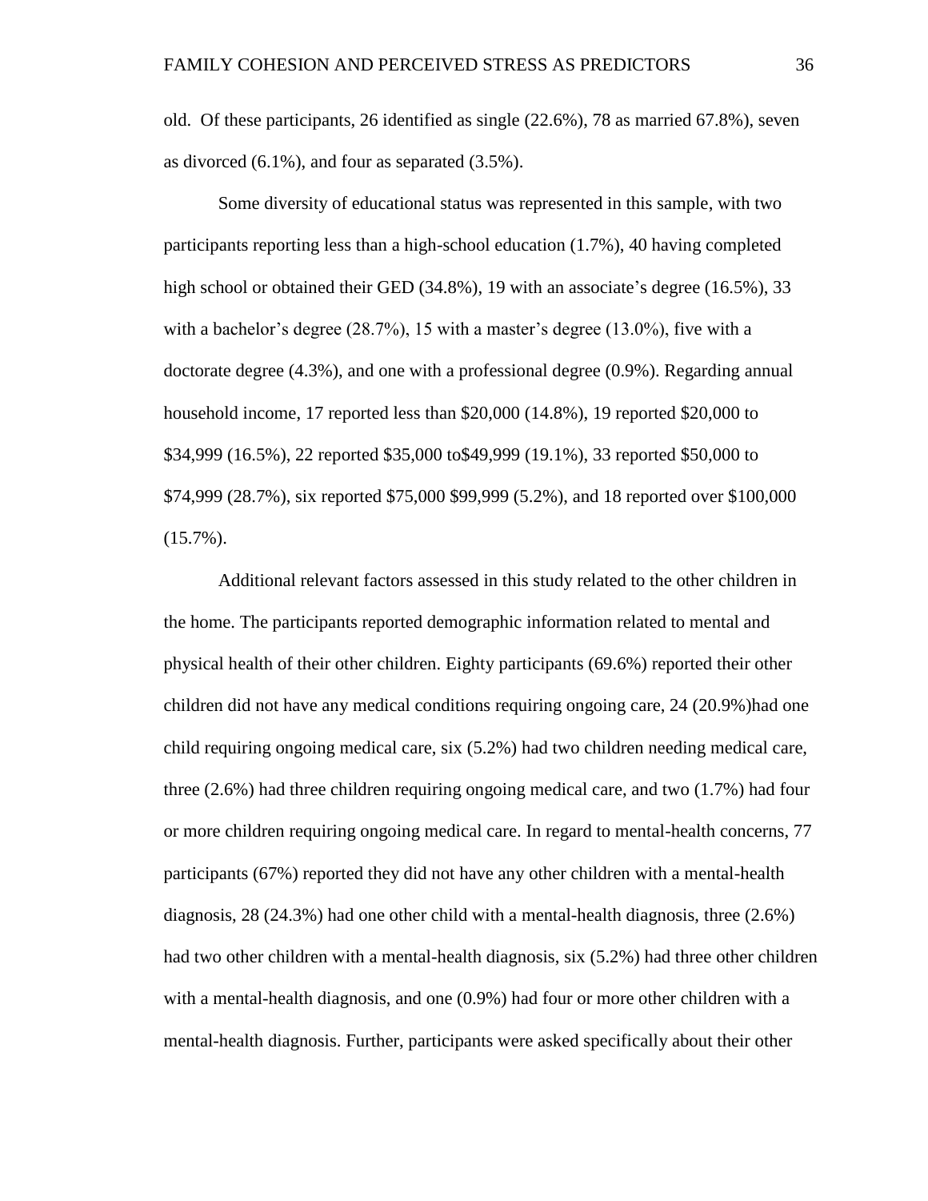old. Of these participants, 26 identified as single (22.6%), 78 as married 67.8%), seven as divorced (6.1%), and four as separated (3.5%).

Some diversity of educational status was represented in this sample, with two participants reporting less than a high-school education (1.7%), 40 having completed high school or obtained their GED (34.8%), 19 with an associate's degree (16.5%), 33 with a bachelor's degree (28.7%), 15 with a master's degree (13.0%), five with a doctorate degree (4.3%), and one with a professional degree (0.9%). Regarding annual household income, 17 reported less than $20,000 (14.8%), 19 reported $20,000 to $34,999 (16.5%), 22 reported $35,000 to$49,999 (19.1%), 33 reported $50,000 to $74,999 (28.7%), six reported $75,000 $99,999 (5.2%), and 18 reported over $100,000 (15.7%).

Additional relevant factors assessed in this study related to the other children in the home. The participants reported demographic information related to mental and physical health of their other children. Eighty participants (69.6%) reported their other children did not have any medical conditions requiring ongoing care, 24 (20.9%)had one child requiring ongoing medical care, six (5.2%) had two children needing medical care, three (2.6%) had three children requiring ongoing medical care, and two (1.7%) had four or more children requiring ongoing medical care. In regard to mental-health concerns, 77 participants (67%) reported they did not have any other children with a mental-health diagnosis, 28 (24.3%) had one other child with a mental-health diagnosis, three (2.6%) had two other children with a mental-health diagnosis, six (5.2%) had three other children with a mental-health diagnosis, and one (0.9%) had four or more other children with a mental-health diagnosis. Further, participants were asked specifically about their other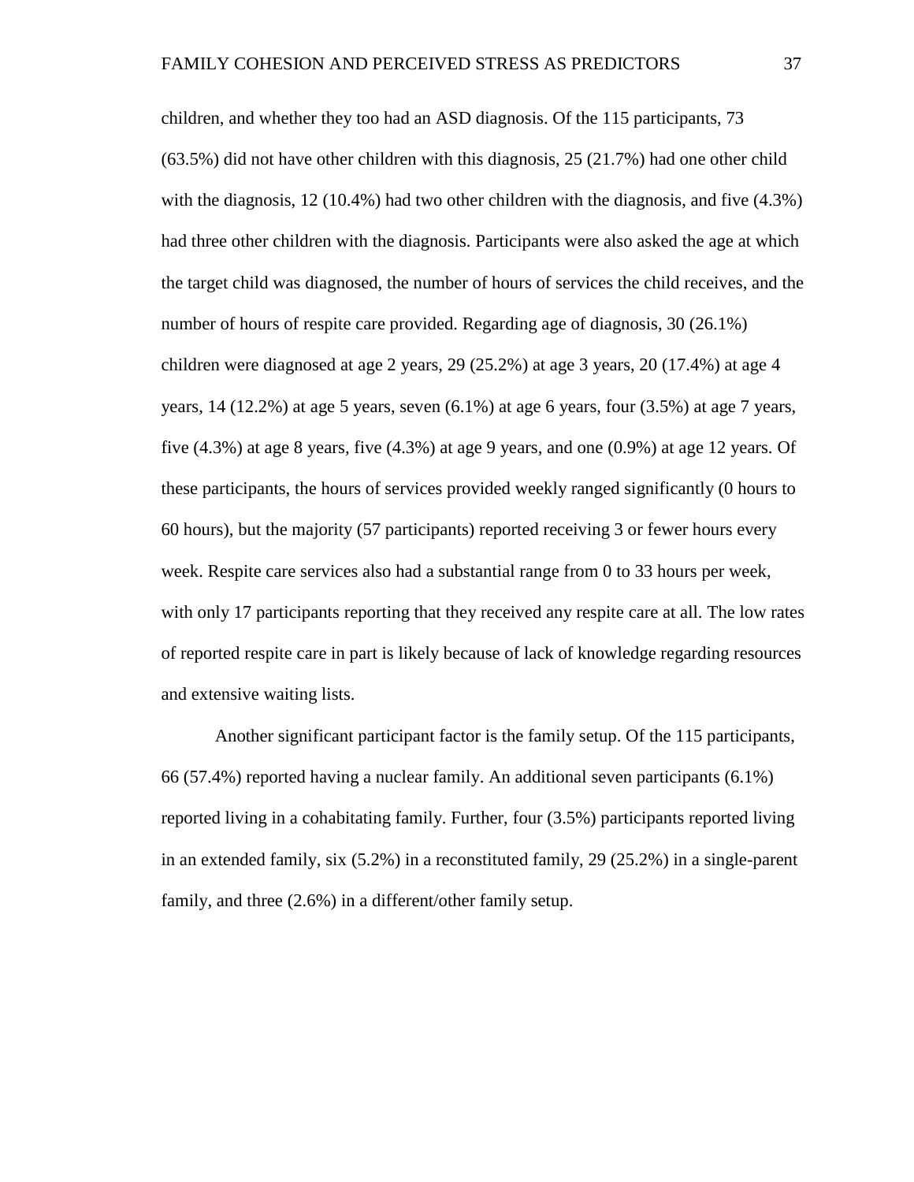children, and whether they too had an ASD diagnosis. Of the 115 participants, 73 (63.5%) did not have other children with this diagnosis, 25 (21.7%) had one other child with the diagnosis, 12 (10.4%) had two other children with the diagnosis, and five (4.3%) had three other children with the diagnosis. Participants were also asked the age at which the target child was diagnosed, the number of hours of services the child receives, and the number of hours of respite care provided. Regarding age of diagnosis, 30 (26.1%) children were diagnosed at age 2 years, 29 (25.2%) at age 3 years, 20 (17.4%) at age 4 years, 14 (12.2%) at age 5 years, seven (6.1%) at age 6 years, four (3.5%) at age 7 years, five (4.3%) at age 8 years, five (4.3%) at age 9 years, and one (0.9%) at age 12 years. Of these participants, the hours of services provided weekly ranged significantly (0 hours to 60 hours), but the majority (57 participants) reported receiving 3 or fewer hours every week. Respite care services also had a substantial range from 0 to 33 hours per week, with only 17 participants reporting that they received any respite care at all. The low rates of reported respite care in part is likely because of lack of knowledge regarding resources and extensive waiting lists.

Another significant participant factor is the family setup. Of the 115 participants, 66 (57.4%) reported having a nuclear family. An additional seven participants (6.1%) reported living in a cohabitating family. Further, four (3.5%) participants reported living in an extended family, six (5.2%) in a reconstituted family, 29 (25.2%) in a single-parent family, and three (2.6%) in a different/other family setup.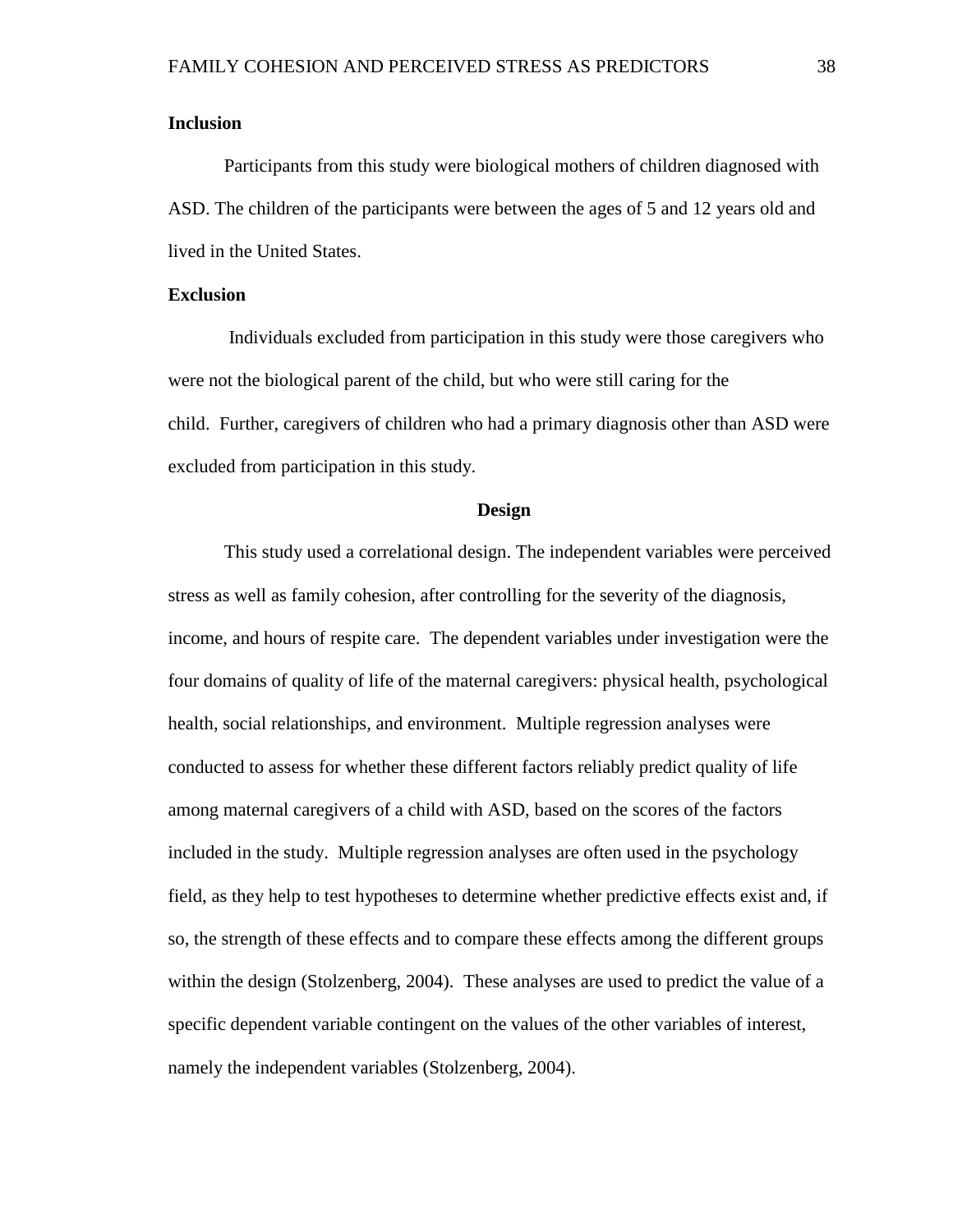**Inclusion**

Participants from this study were biological mothers of children diagnosed with ASD. The children of the participants were between the ages of 5 and 12 years old and lived in the United States.

**Exclusion**

Individuals excluded from participation in this study were those caregivers who were not the biological parent of the child, but who were still caring for the child. Further, caregivers of children who had a primary diagnosis other than ASD were excluded from participation in this study.

## Design

This study used a correlational design. The independent variables were perceived stress as well as family cohesion, after controlling for the severity of the diagnosis, income, and hours of respite care. The dependent variables under investigation were the four domains of quality of life of the maternal caregivers: physical health, psychological health, social relationships, and environment. Multiple regression analyses were conducted to assess for whether these different factors reliably predict quality of life among maternal caregivers of a child with ASD, based on the scores of the factors included in the study. Multiple regression analyses are often used in the psychology field, as they help to test hypotheses to determine whether predictive effects exist and, if so, the strength of these effects and to compare these effects among the different groups within the design (Stolzenberg, 2004). These analyses are used to predict the value of a specific dependent variable contingent on the values of the other variables of interest, namely the independent variables (Stolzenberg, 2004).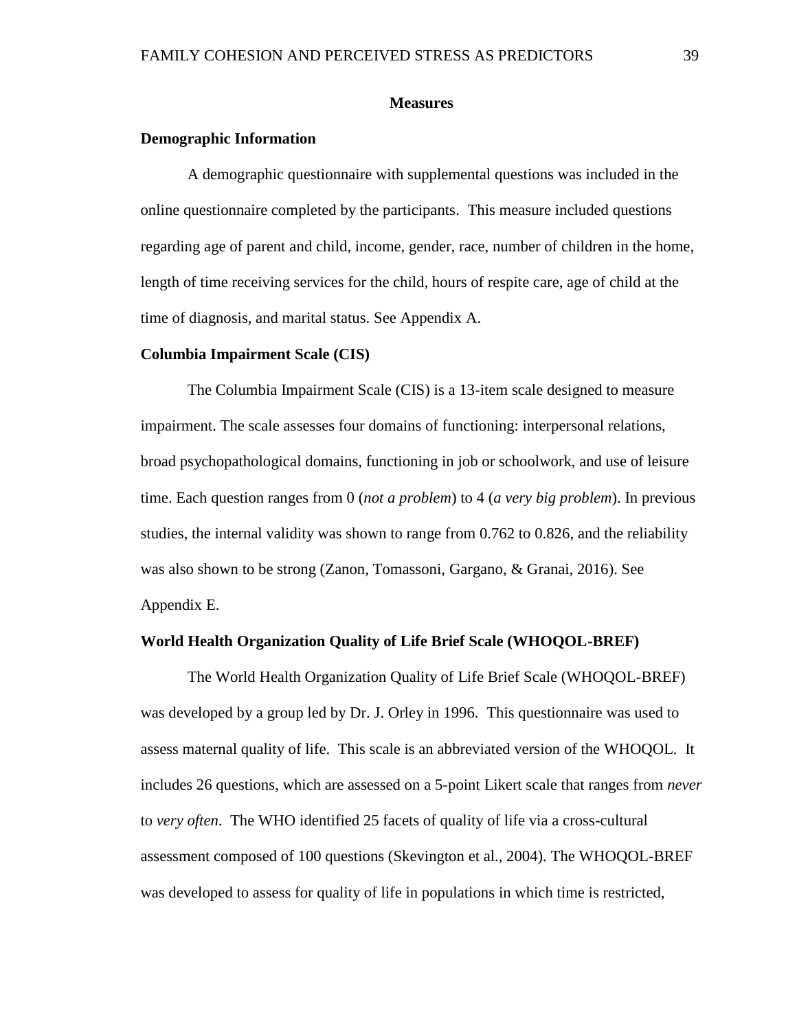## Measures

### Demographic Information

A demographic questionnaire with supplemental questions was included in the online questionnaire completed by the participants. This measure included questions regarding age of parent and child, income, gender, race, number of children in the home, length of time receiving services for the child, hours of respite care, age of child at the time of diagnosis, and marital status. See Appendix A.

### Columbia Impairment Scale (CIS)

The Columbia Impairment Scale (CIS) is a 13-item scale designed to measure impairment. The scale assesses four domains of functioning: interpersonal relations, broad psychopathological domains, functioning in job or schoolwork, and use of leisure time. Each question ranges from 0 (*not a problem*) to 4 (*a very big problem*). In previous studies, the internal validity was shown to range from 0.762 to 0.826, and the reliability was also shown to be strong (Zanon, Tomassoni, Gargano, & Granai, 2016). See Appendix E.

### World Health Organization Quality of Life Brief Scale (WHOQOL-BREF)

The World Health Organization Quality of Life Brief Scale (WHOQOL-BREF) was developed by a group led by Dr. J. Orley in 1996. This questionnaire was used to assess maternal quality of life. This scale is an abbreviated version of the WHOQOL. It includes 26 questions, which are assessed on a 5-point Likert scale that ranges from *never* to *very often*. The WHO identified 25 facets of quality of life via a cross-cultural assessment composed of 100 questions (Skevington et al., 2004). The WHOQOL-BREF was developed to assess for quality of life in populations in which time is restricted,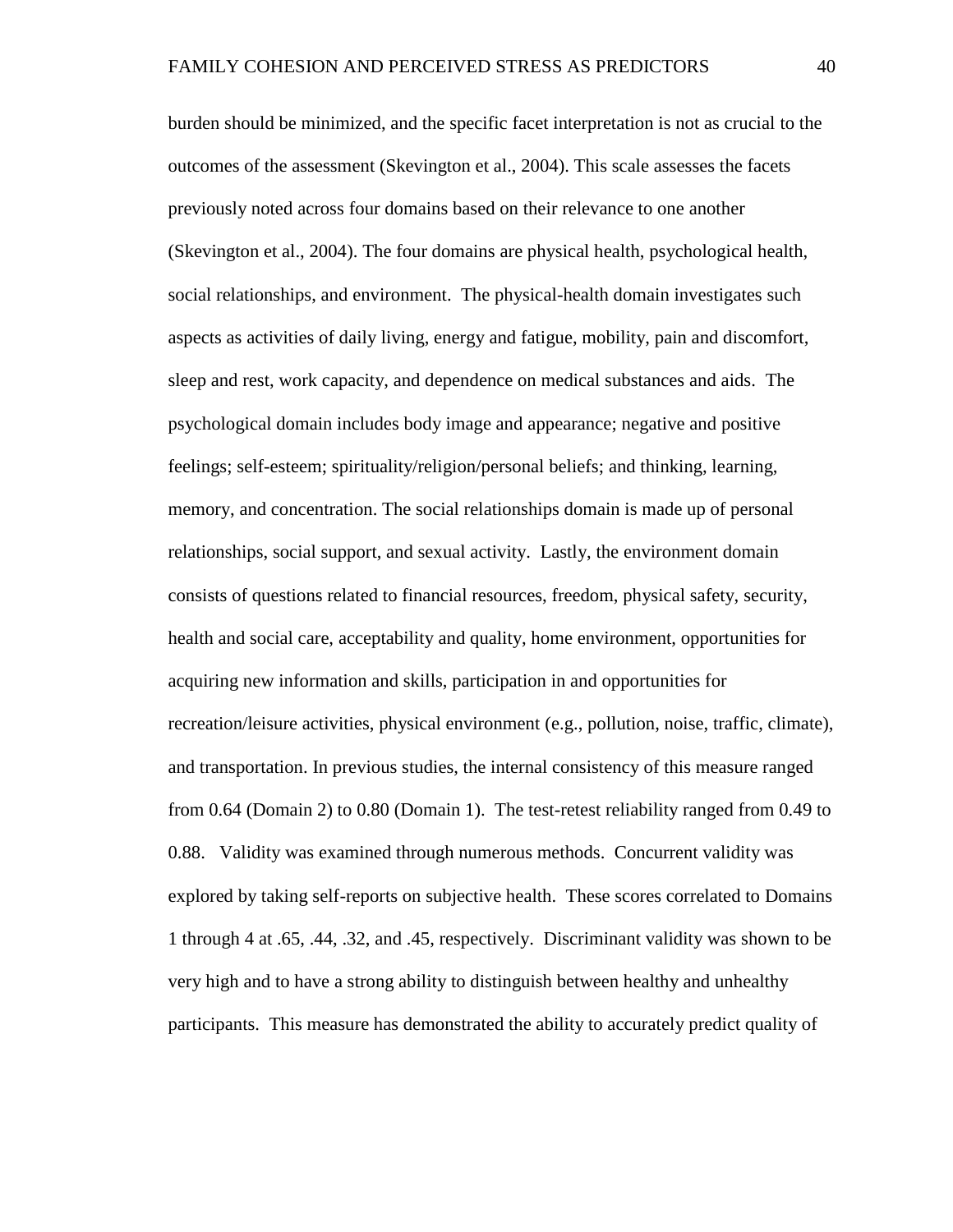burden should be minimized, and the specific facet interpretation is not as crucial to the outcomes of the assessment (Skevington et al., 2004). This scale assesses the facets previously noted across four domains based on their relevance to one another (Skevington et al., 2004). The four domains are physical health, psychological health, social relationships, and environment. The physical-health domain investigates such aspects as activities of daily living, energy and fatigue, mobility, pain and discomfort, sleep and rest, work capacity, and dependence on medical substances and aids. The psychological domain includes body image and appearance; negative and positive feelings; self-esteem; spirituality/religion/personal beliefs; and thinking, learning, memory, and concentration. The social relationships domain is made up of personal relationships, social support, and sexual activity. Lastly, the environment domain consists of questions related to financial resources, freedom, physical safety, security, health and social care, acceptability and quality, home environment, opportunities for acquiring new information and skills, participation in and opportunities for recreation/leisure activities, physical environment (e.g., pollution, noise, traffic, climate), and transportation. In previous studies, the internal consistency of this measure ranged from 0.64 (Domain 2) to 0.80 (Domain 1). The test-retest reliability ranged from 0.49 to 0.88. Validity was examined through numerous methods. Concurrent validity was explored by taking self-reports on subjective health. These scores correlated to Domains 1 through 4 at .65, .44, .32, and .45, respectively. Discriminant validity was shown to be very high and to have a strong ability to distinguish between healthy and unhealthy participants. This measure has demonstrated the ability to accurately predict quality of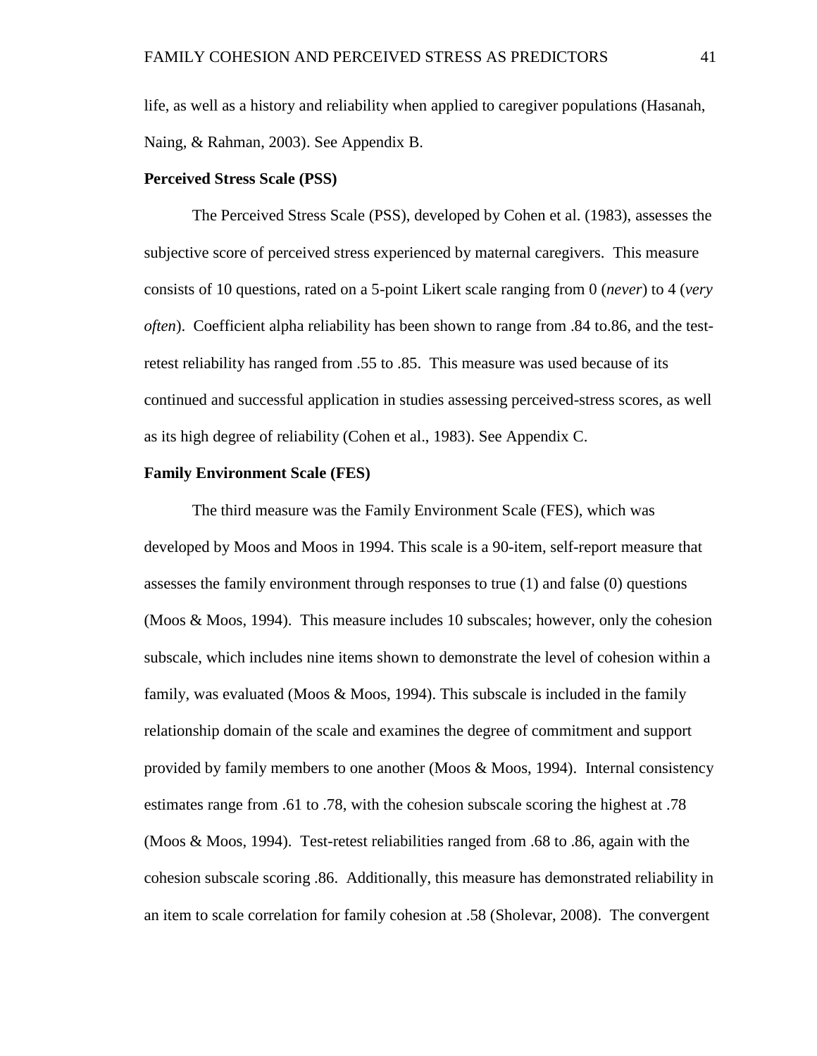life, as well as a history and reliability when applied to caregiver populations (Hasanah, Naing, & Rahman, 2003). See Appendix B.

**Perceived Stress Scale (PSS)**

The Perceived Stress Scale (PSS), developed by Cohen et al. (1983), assesses the subjective score of perceived stress experienced by maternal caregivers. This measure consists of 10 questions, rated on a 5-point Likert scale ranging from 0 (*never*) to 4 (*very often*). Coefficient alpha reliability has been shown to range from .84 to.86, and the test-retest reliability has ranged from .55 to .85. This measure was used because of its continued and successful application in studies assessing perceived-stress scores, as well as its high degree of reliability (Cohen et al., 1983). See Appendix C.

**Family Environment Scale (FES)**

The third measure was the Family Environment Scale (FES), which was developed by Moos and Moos in 1994. This scale is a 90-item, self-report measure that assesses the family environment through responses to true (1) and false (0) questions (Moos & Moos, 1994). This measure includes 10 subscales; however, only the cohesion subscale, which includes nine items shown to demonstrate the level of cohesion within a family, was evaluated (Moos & Moos, 1994). This subscale is included in the family relationship domain of the scale and examines the degree of commitment and support provided by family members to one another (Moos & Moos, 1994). Internal consistency estimates range from .61 to .78, with the cohesion subscale scoring the highest at .78 (Moos & Moos, 1994). Test-retest reliabilities ranged from .68 to .86, again with the cohesion subscale scoring .86. Additionally, this measure has demonstrated reliability in an item to scale correlation for family cohesion at .58 (Sholevar, 2008). The convergent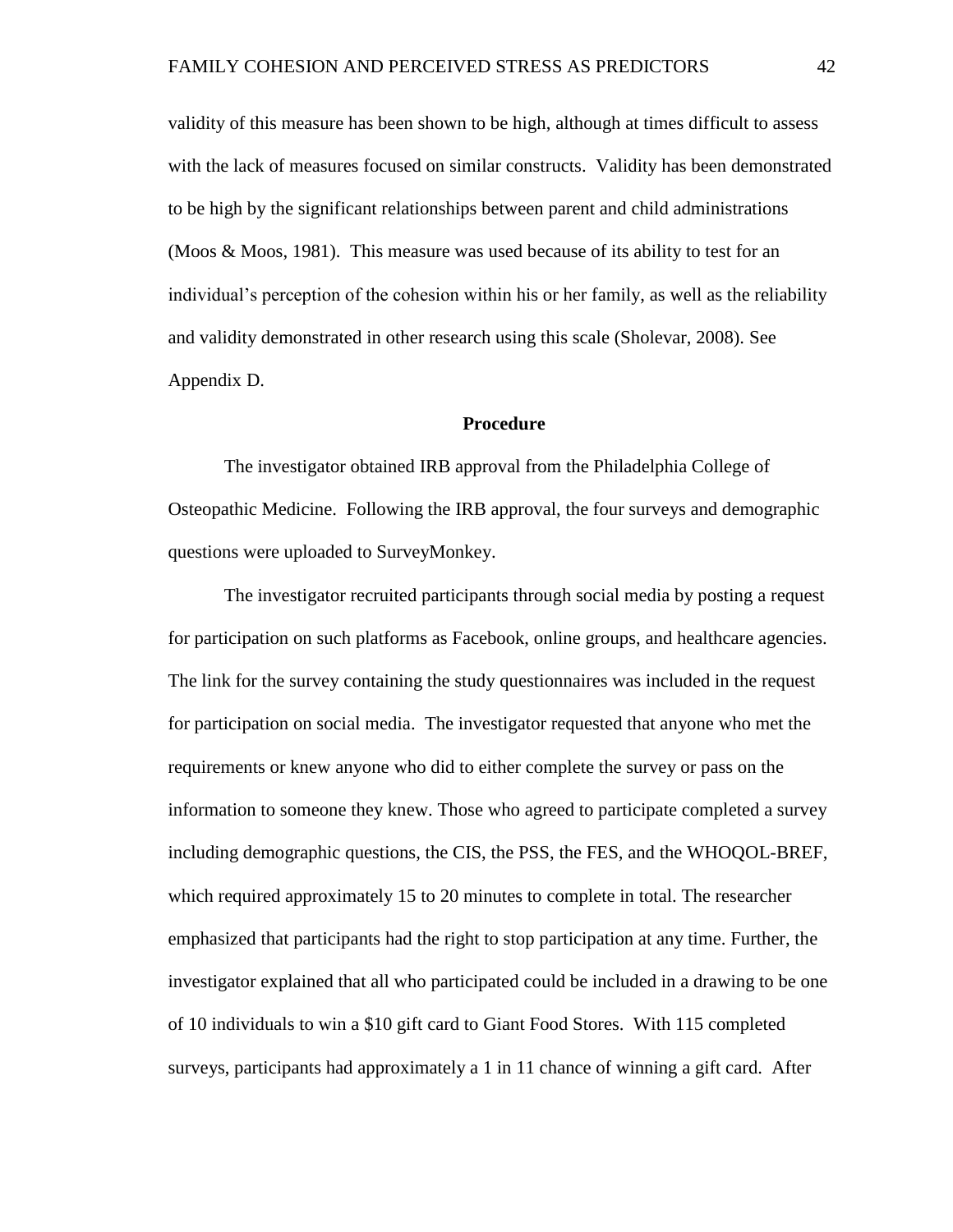validity of this measure has been shown to be high, although at times difficult to assess with the lack of measures focused on similar constructs. Validity has been demonstrated to be high by the significant relationships between parent and child administrations (Moos & Moos, 1981). This measure was used because of its ability to test for an individual's perception of the cohesion within his or her family, as well as the reliability and validity demonstrated in other research using this scale (Sholevar, 2008). See Appendix D.

## Procedure

The investigator obtained IRB approval from the Philadelphia College of Osteopathic Medicine. Following the IRB approval, the four surveys and demographic questions were uploaded to SurveyMonkey.

The investigator recruited participants through social media by posting a request for participation on such platforms as Facebook, online groups, and healthcare agencies. The link for the survey containing the study questionnaires was included in the request for participation on social media. The investigator requested that anyone who met the requirements or knew anyone who did to either complete the survey or pass on the information to someone they knew. Those who agreed to participate completed a survey including demographic questions, the CIS, the PSS, the FES, and the WHOQOL-BREF, which required approximately 15 to 20 minutes to complete in total. The researcher emphasized that participants had the right to stop participation at any time. Further, the investigator explained that all who participated could be included in a drawing to be one of 10 individuals to win a $10 gift card to Giant Food Stores. With 115 completed surveys, participants had approximately a 1 in 11 chance of winning a gift card. After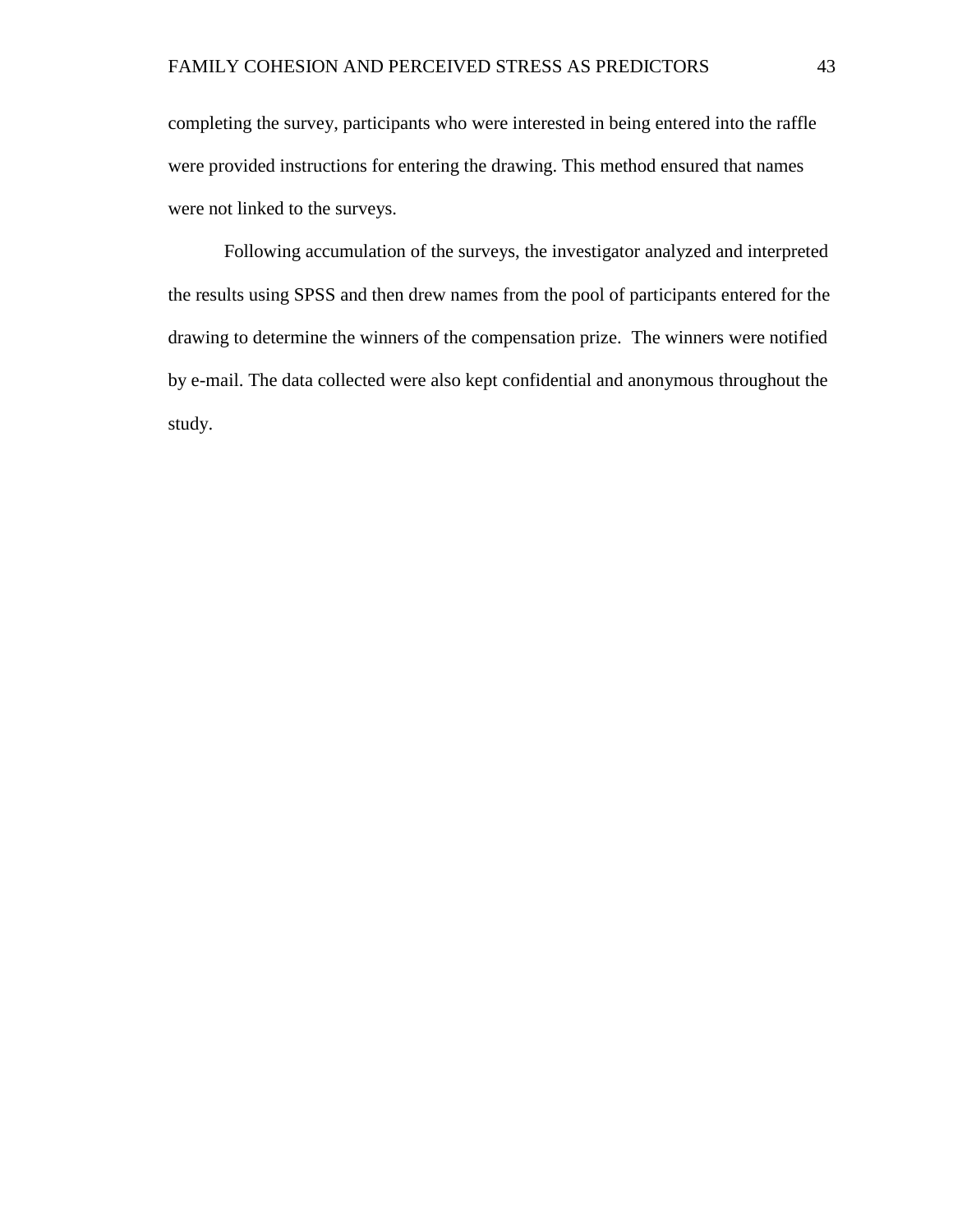completing the survey, participants who were interested in being entered into the raffle were provided instructions for entering the drawing. This method ensured that names were not linked to the surveys.

Following accumulation of the surveys, the investigator analyzed and interpreted the results using SPSS and then drew names from the pool of participants entered for the drawing to determine the winners of the compensation prize. The winners were notified by e-mail. The data collected were also kept confidential and anonymous throughout the study.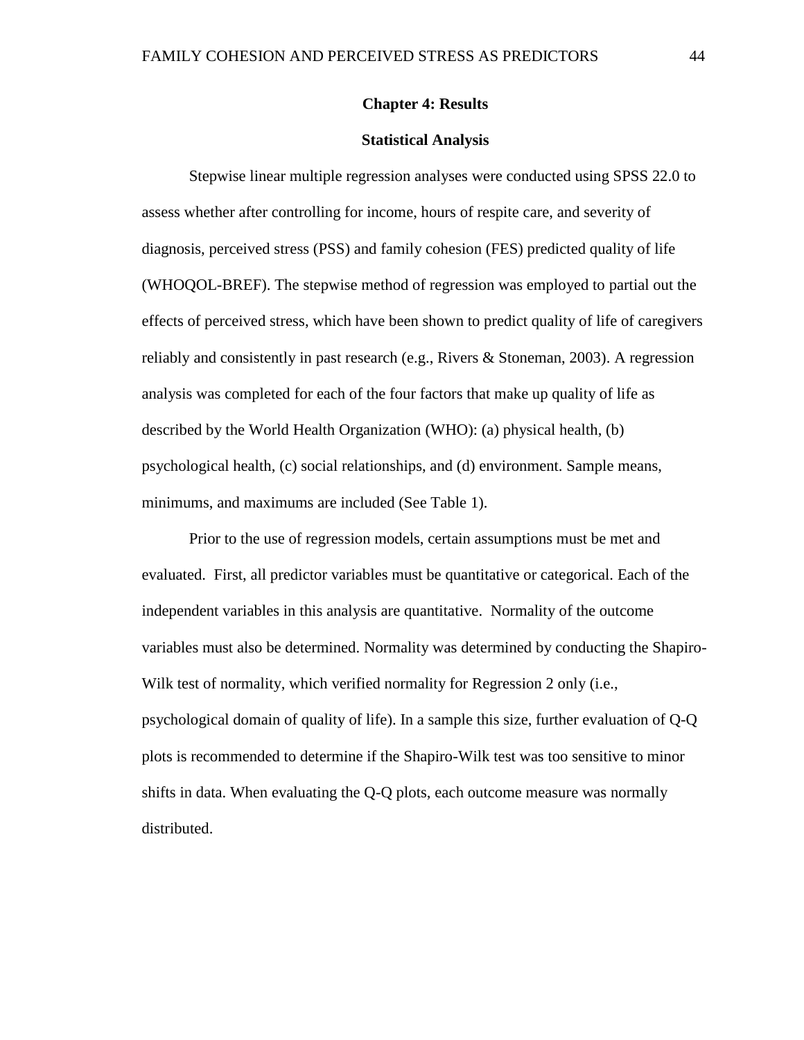# Chapter 4: Results

## Statistical Analysis

Stepwise linear multiple regression analyses were conducted using SPSS 22.0 to assess whether after controlling for income, hours of respite care, and severity of diagnosis, perceived stress (PSS) and family cohesion (FES) predicted quality of life (WHOQOL-BREF). The stepwise method of regression was employed to partial out the effects of perceived stress, which have been shown to predict quality of life of caregivers reliably and consistently in past research (e.g., Rivers & Stoneman, 2003). A regression analysis was completed for each of the four factors that make up quality of life as described by the World Health Organization (WHO): (a) physical health, (b) psychological health, (c) social relationships, and (d) environment. Sample means, minimums, and maximums are included (See Table 1).

Prior to the use of regression models, certain assumptions must be met and evaluated. First, all predictor variables must be quantitative or categorical. Each of the independent variables in this analysis are quantitative. Normality of the outcome variables must also be determined. Normality was determined by conducting the Shapiro-Wilk test of normality, which verified normality for Regression 2 only (i.e., psychological domain of quality of life). In a sample this size, further evaluation of Q-Q plots is recommended to determine if the Shapiro-Wilk test was too sensitive to minor shifts in data. When evaluating the Q-Q plots, each outcome measure was normally distributed.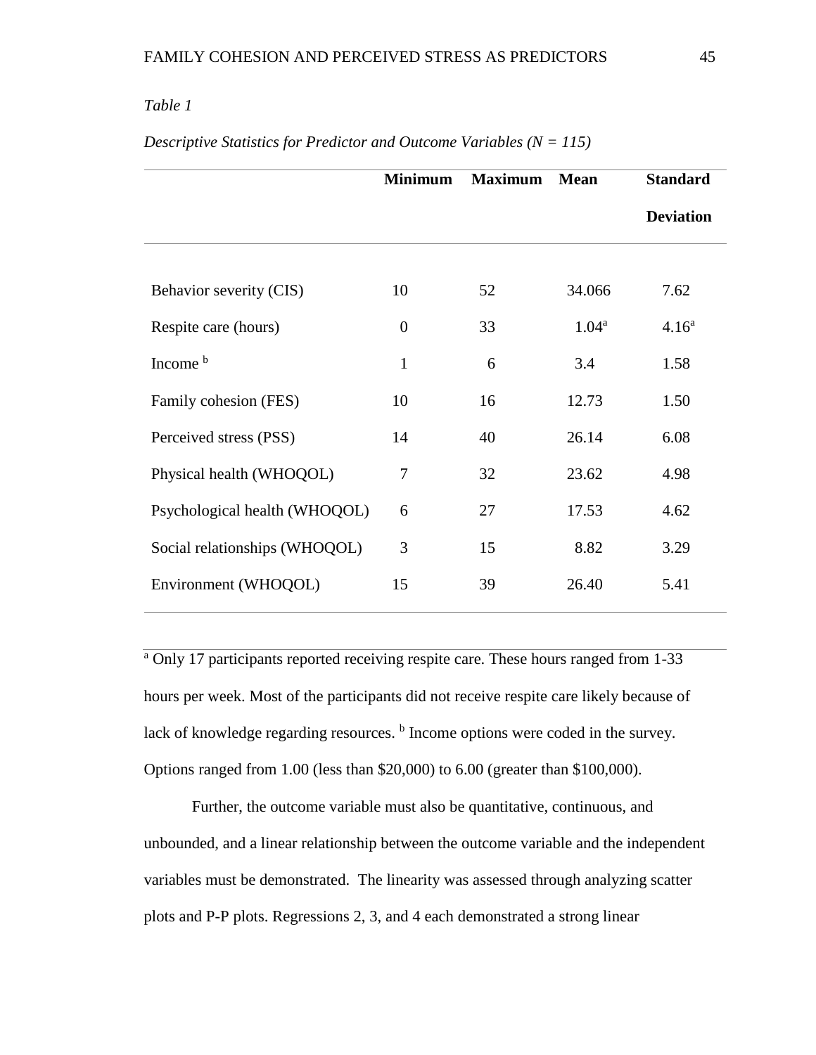*Table 1*

*Descriptive Statistics for Predictor and Outcome Variables (N = 115)*

| | Minimum | Maximum | Mean | Standard Deviation |
|---|---|---|---|---|
| Behavior severity (CIS) | 10 | 52 | 34.066 | 7.62 |
| Respite care (hours) | 0 | 33 | 1.04[a] | 4.16[a] |
| Income [b] | 1 | 6 | 3.4 | 1.58 |
| Family cohesion (FES) | 10 | 16 | 12.73 | 1.50 |
| Perceived stress (PSS) | 14 | 40 | 26.14 | 6.08 |
| Physical health (WHOQOL) | 7 | 32 | 23.62 | 4.98 |
| Psychological health (WHOQOL) | 6 | 27 | 17.53 | 4.62 |
| Social relationships (WHOQOL) | 3 | 15 | 8.82 | 3.29 |
| Environment (WHOQOL) | 15 | 39 | 26.40 | 5.41 |

[a] Only 17 participants reported receiving respite care. These hours ranged from 1-33 hours per week. Most of the participants did not receive respite care likely because of lack of knowledge regarding resources. [b] Income options were coded in the survey. Options ranged from 1.00 (less than $20,000) to 6.00 (greater than $100,000).

Further, the outcome variable must also be quantitative, continuous, and unbounded, and a linear relationship between the outcome variable and the independent variables must be demonstrated. The linearity was assessed through analyzing scatter plots and P-P plots. Regressions 2, 3, and 4 each demonstrated a strong linear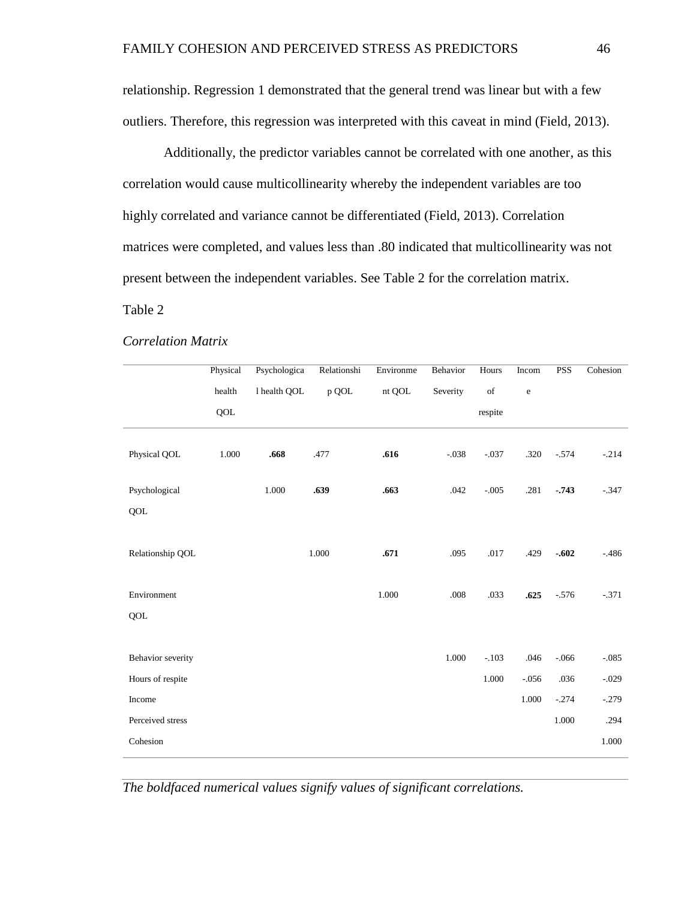relationship. Regression 1 demonstrated that the general trend was linear but with a few outliers. Therefore, this regression was interpreted with this caveat in mind (Field, 2013).

Additionally, the predictor variables cannot be correlated with one another, as this correlation would cause multicollinearity whereby the independent variables are too highly correlated and variance cannot be differentiated (Field, 2013). Correlation matrices were completed, and values less than .80 indicated that multicollinearity was not present between the independent variables. See Table 2 for the correlation matrix.

Table 2

*Correlation Matrix*

| | Physical health QOL | Psychological health QOL | Relationship QOL | Environment QOL | Behavior Severity | Hours of respite | Income | PSS | Cohesion |
|---|---|---|---|---|---|---|---|---|---|
| Physical QOL | 1.000 | **.668** | .477 | **.616** | -.038 | -.037 | .320 | -.574 | -.214 |
| Psychological QOL | | 1.000 | **.639** | **.663** | .042 | -.005 | .281 | **-.743** | -.347 |
| Relationship QOL | | | 1.000 | **.671** | .095 | .017 | .429 | **-.602** | -.486 |
| Environment QOL | | | | 1.000 | .008 | .033 | **.625** | -.576 | -.371 |
| Behavior severity | | | | | 1.000 | -.103 | .046 | -.066 | -.085 |
| Hours of respite | | | | | | 1.000 | -.056 | .036 | -.029 |
| Income | | | | | | | 1.000 | -.274 | -.279 |
| Perceived stress | | | | | | | | 1.000 | .294 |
| Cohesion | | | | | | | | | 1.000 |

*The boldfaced numerical values signify values of significant correlations.*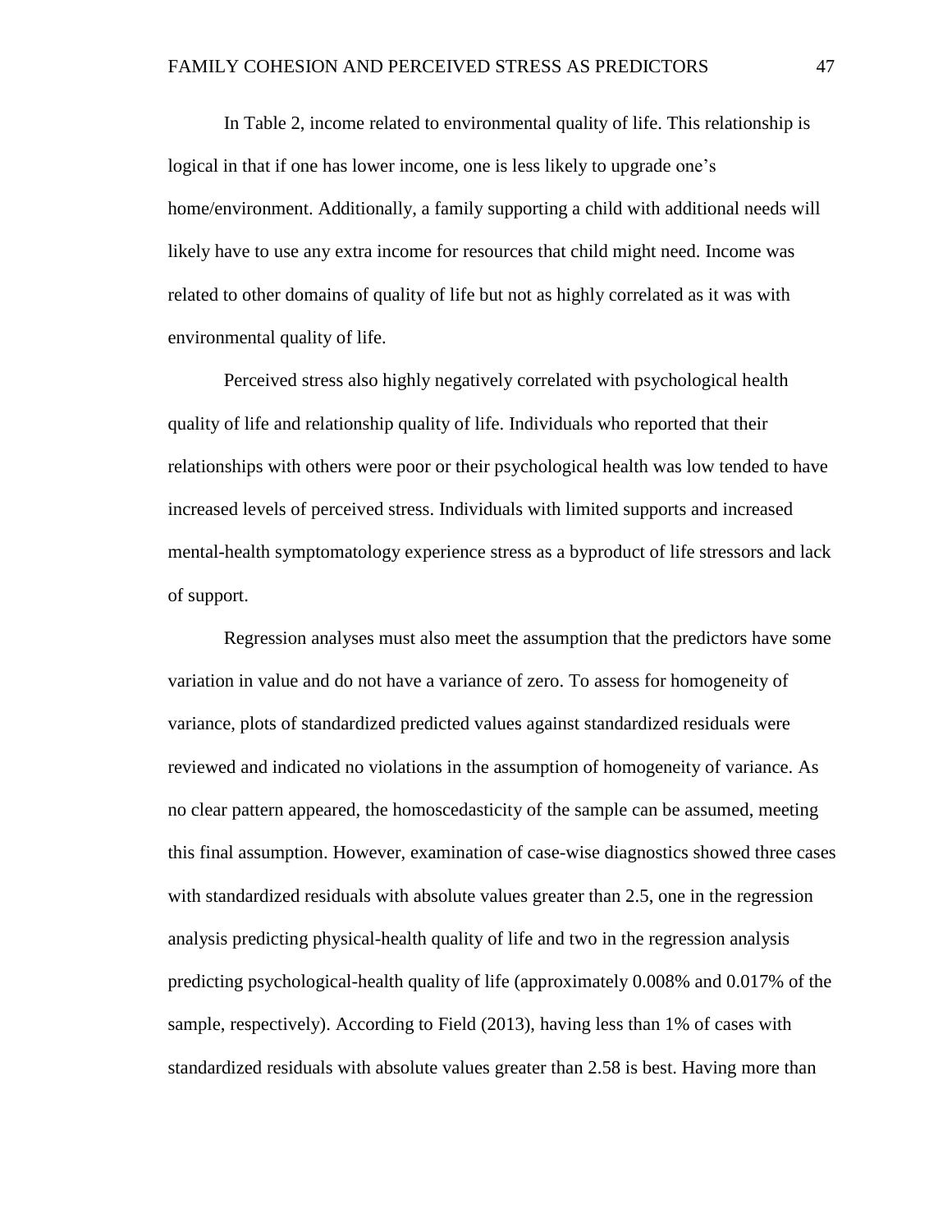In Table 2, income related to environmental quality of life. This relationship is logical in that if one has lower income, one is less likely to upgrade one's home/environment. Additionally, a family supporting a child with additional needs will likely have to use any extra income for resources that child might need. Income was related to other domains of quality of life but not as highly correlated as it was with environmental quality of life.

Perceived stress also highly negatively correlated with psychological health quality of life and relationship quality of life. Individuals who reported that their relationships with others were poor or their psychological health was low tended to have increased levels of perceived stress. Individuals with limited supports and increased mental-health symptomatology experience stress as a byproduct of life stressors and lack of support.

Regression analyses must also meet the assumption that the predictors have some variation in value and do not have a variance of zero. To assess for homogeneity of variance, plots of standardized predicted values against standardized residuals were reviewed and indicated no violations in the assumption of homogeneity of variance. As no clear pattern appeared, the homoscedasticity of the sample can be assumed, meeting this final assumption. However, examination of case-wise diagnostics showed three cases with standardized residuals with absolute values greater than 2.5, one in the regression analysis predicting physical-health quality of life and two in the regression analysis predicting psychological-health quality of life (approximately 0.008% and 0.017% of the sample, respectively). According to Field (2013), having less than 1% of cases with standardized residuals with absolute values greater than 2.58 is best. Having more than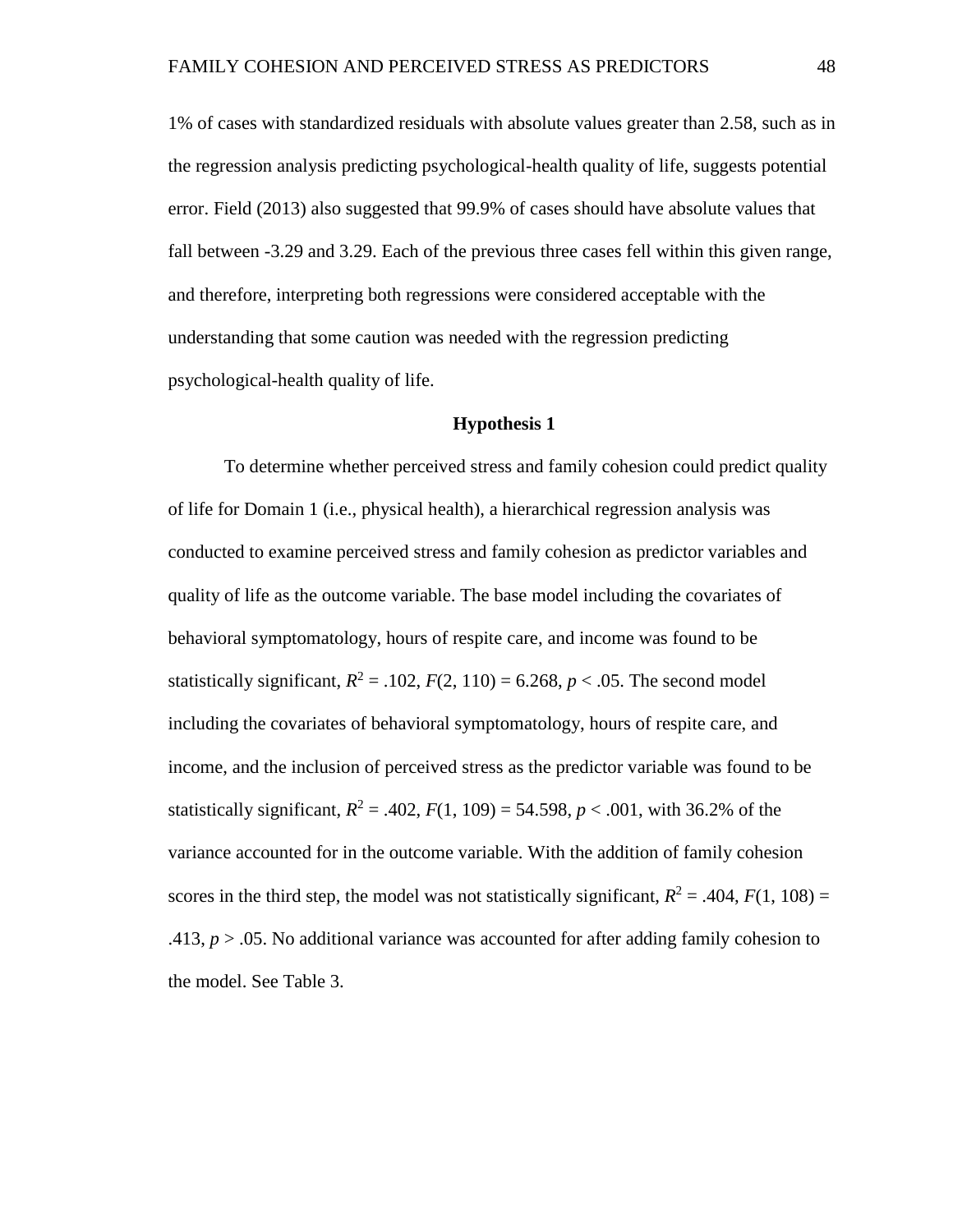1% of cases with standardized residuals with absolute values greater than 2.58, such as in the regression analysis predicting psychological-health quality of life, suggests potential error. Field (2013) also suggested that 99.9% of cases should have absolute values that fall between -3.29 and 3.29. Each of the previous three cases fell within this given range, and therefore, interpreting both regressions were considered acceptable with the understanding that some caution was needed with the regression predicting psychological-health quality of life.

## Hypothesis 1

To determine whether perceived stress and family cohesion could predict quality of life for Domain 1 (i.e., physical health), a hierarchical regression analysis was conducted to examine perceived stress and family cohesion as predictor variables and quality of life as the outcome variable. The base model including the covariates of behavioral symptomatology, hours of respite care, and income was found to be statistically significant, $R^2 = .102$, $F(2, 110) = 6.268$, $p < .05$. The second model including the covariates of behavioral symptomatology, hours of respite care, and income, and the inclusion of perceived stress as the predictor variable was found to be statistically significant, $R^2 = .402$, $F(1, 109) = 54.598$, $p < .001$, with 36.2% of the variance accounted for in the outcome variable. With the addition of family cohesion scores in the third step, the model was not statistically significant, $R^2 = .404$, $F(1, 108) = .413$, $p > .05$. No additional variance was accounted for after adding family cohesion to the model. See Table 3.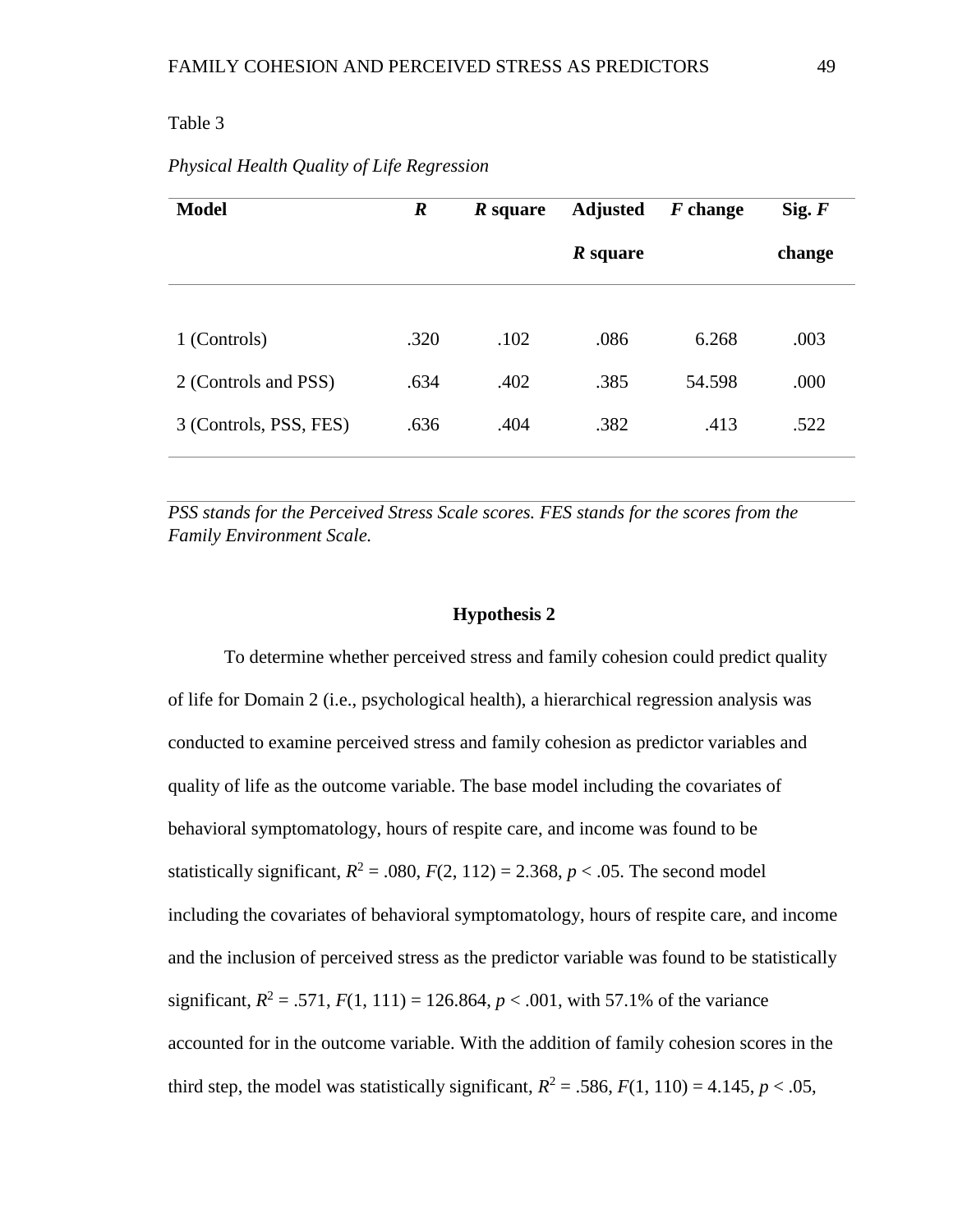Table 3

*Physical Health Quality of Life Regression*

| **Model** | ***R*** | ***R* square** | **Adjusted *R* square** | ***F* change** | **Sig. *F* change** |
|---|---|---|---|---|---|
| 1 (Controls) | .320 | .102 | .086 | 6.268 | .003 |
| 2 (Controls and PSS) | .634 | .402 | .385 | 54.598 | .000 |
| 3 (Controls, PSS, FES) | .636 | .404 | .382 | .413 | .522 |

*PSS stands for the Perceived Stress Scale scores. FES stands for the scores from the Family Environment Scale.*

## Hypothesis 2

To determine whether perceived stress and family cohesion could predict quality of life for Domain 2 (i.e., psychological health), a hierarchical regression analysis was conducted to examine perceived stress and family cohesion as predictor variables and quality of life as the outcome variable. The base model including the covariates of behavioral symptomatology, hours of respite care, and income was found to be statistically significant, $R^2 = .080$, $F(2, 112) = 2.368$, $p < .05$. The second model including the covariates of behavioral symptomatology, hours of respite care, and income and the inclusion of perceived stress as the predictor variable was found to be statistically significant, $R^2 = .571$, $F(1, 111) = 126.864$, $p < .001$, with 57.1% of the variance accounted for in the outcome variable. With the addition of family cohesion scores in the third step, the model was statistically significant, $R^2 = .586$, $F(1, 110) = 4.145$, $p < .05$,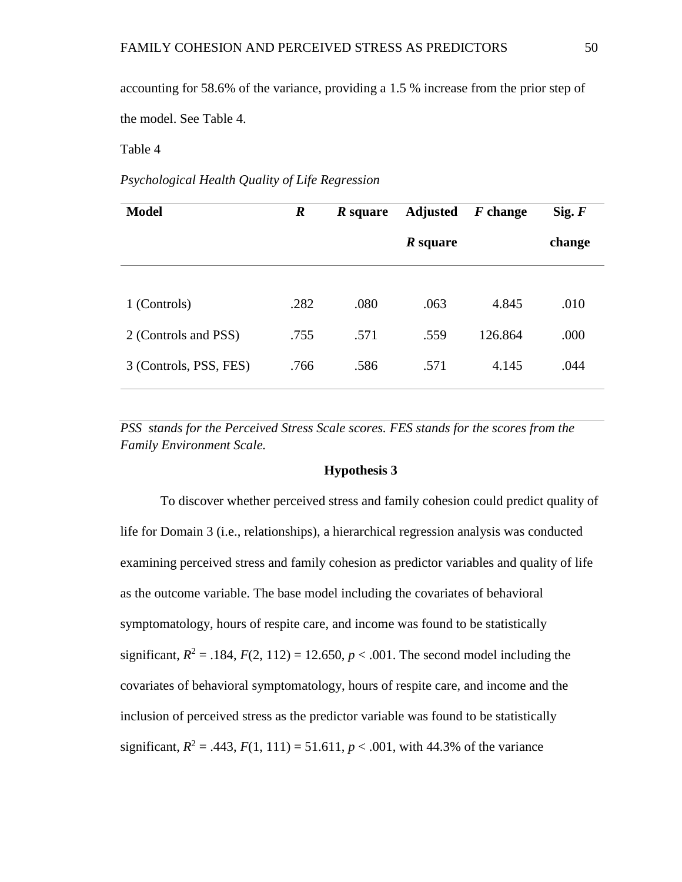accounting for 58.6% of the variance, providing a 1.5 % increase from the prior step of the model. See Table 4.

Table 4

*Psychological Health Quality of Life Regression*

| **Model** | ***R*** | ***R* square** | **Adjusted *R* square** | ***F* change** | **Sig. *F* change** |
|---|---|---|---|---|---|
| 1 (Controls) | .282 | .080 | .063 | 4.845 | .010 |
| 2 (Controls and PSS) | .755 | .571 | .559 | 126.864 | .000 |
| 3 (Controls, PSS, FES) | .766 | .586 | .571 | 4.145 | .044 |

*PSS stands for the Perceived Stress Scale scores. FES stands for the scores from the Family Environment Scale.*

### Hypothesis 3

To discover whether perceived stress and family cohesion could predict quality of life for Domain 3 (i.e., relationships), a hierarchical regression analysis was conducted examining perceived stress and family cohesion as predictor variables and quality of life as the outcome variable. The base model including the covariates of behavioral symptomatology, hours of respite care, and income was found to be statistically significant, $R^2 = .184$, $F(2, 112) = 12.650$, $p < .001$. The second model including the covariates of behavioral symptomatology, hours of respite care, and income and the inclusion of perceived stress as the predictor variable was found to be statistically significant, $R^2 = .443$, $F(1, 111) = 51.611$, $p < .001$, with 44.3% of the variance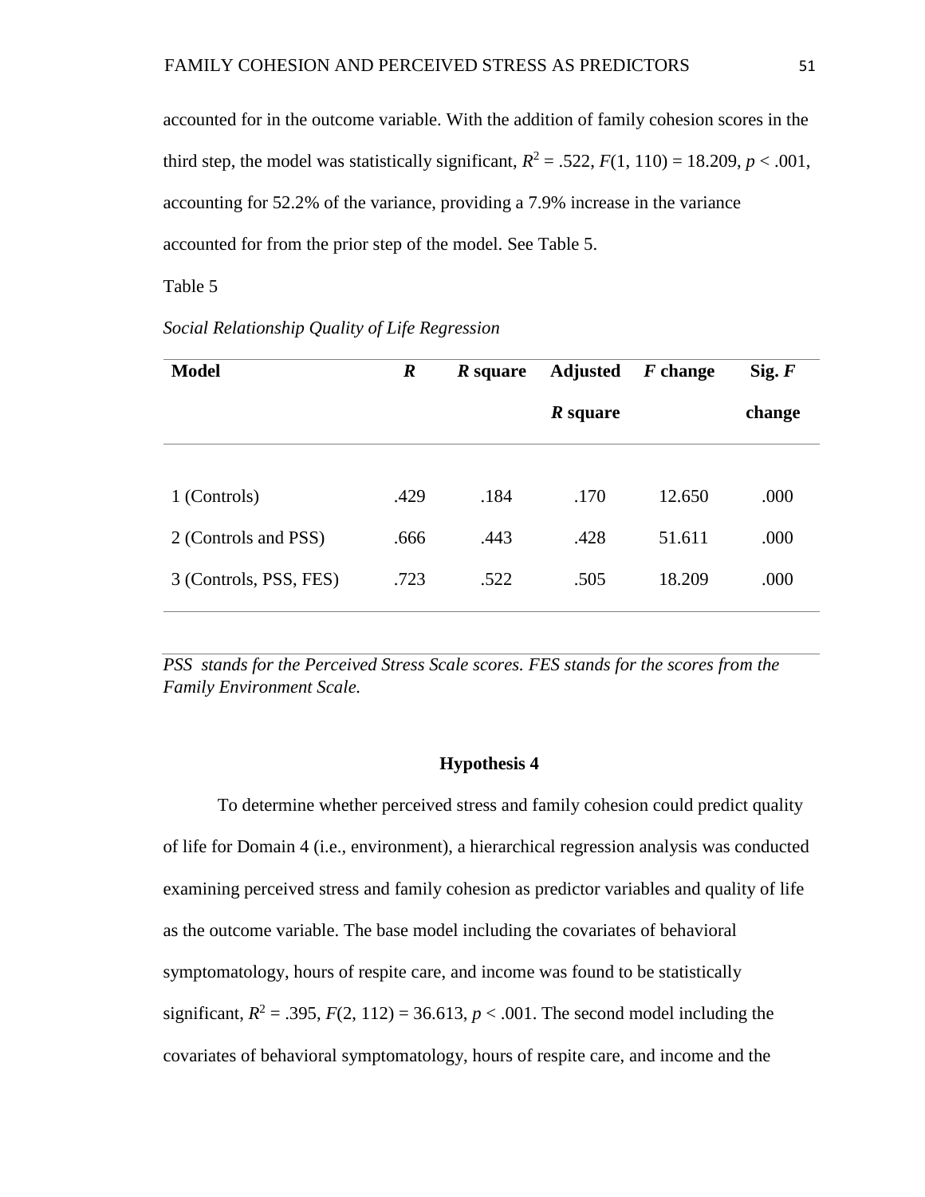accounted for in the outcome variable. With the addition of family cohesion scores in the third step, the model was statistically significant, $R^2 = .522$, $F(1, 110) = 18.209$, $p < .001$, accounting for 52.2% of the variance, providing a 7.9% increase in the variance accounted for from the prior step of the model. See Table 5.

Table 5

*Social Relationship Quality of Life Regression*

| **Model** | ***R*** | ***R* square** | **Adjusted *R* square** | ***F* change** | **Sig. *F* change** |
|---|---|---|---|---|---|
| 1 (Controls) | .429 | .184 | .170 | 12.650 | .000 |
| 2 (Controls and PSS) | .666 | .443 | .428 | 51.611 | .000 |
| 3 (Controls, PSS, FES) | .723 | .522 | .505 | 18.209 | .000 |

*PSS stands for the Perceived Stress Scale scores. FES stands for the scores from the Family Environment Scale.*

### Hypothesis 4

To determine whether perceived stress and family cohesion could predict quality of life for Domain 4 (i.e., environment), a hierarchical regression analysis was conducted examining perceived stress and family cohesion as predictor variables and quality of life as the outcome variable. The base model including the covariates of behavioral symptomatology, hours of respite care, and income was found to be statistically significant, $R^2 = .395$, $F(2, 112) = 36.613$, $p < .001$. The second model including the covariates of behavioral symptomatology, hours of respite care, and income and the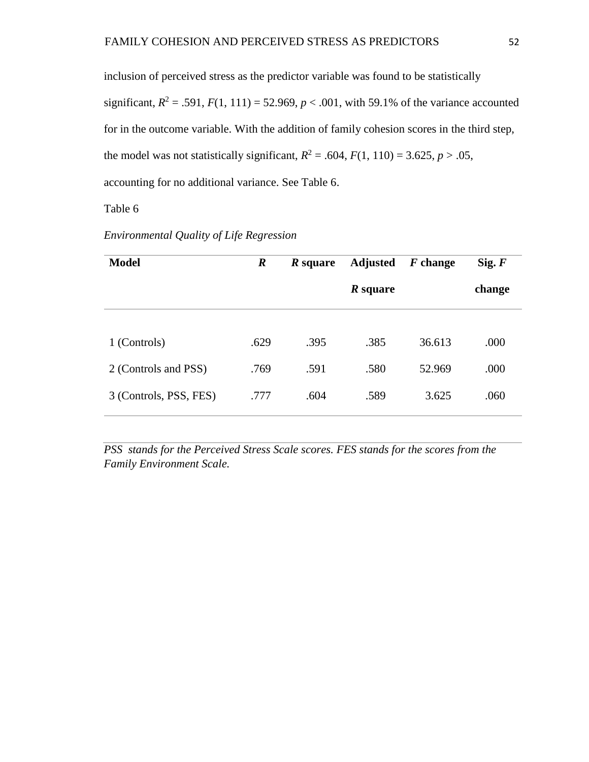inclusion of perceived stress as the predictor variable was found to be statistically significant, $R^2 = .591$, $F(1, 111) = 52.969$, $p < .001$, with 59.1% of the variance accounted for in the outcome variable. With the addition of family cohesion scores in the third step, the model was not statistically significant, $R^2 = .604$, $F(1, 110) = 3.625$, $p > .05$, accounting for no additional variance. See Table 6.

Table 6

*Environmental Quality of Life Regression*

| **Model** | ***R*** | ***R* square** | **Adjusted *R* square** | ***F* change** | **Sig. *F* change** |
|---|---|---|---|---|---|
| 1 (Controls) | .629 | .395 | .385 | 36.613 | .000 |
| 2 (Controls and PSS) | .769 | .591 | .580 | 52.969 | .000 |
| 3 (Controls, PSS, FES) | .777 | .604 | .589 | 3.625 | .060 |

*PSS stands for the Perceived Stress Scale scores. FES stands for the scores from the Family Environment Scale.*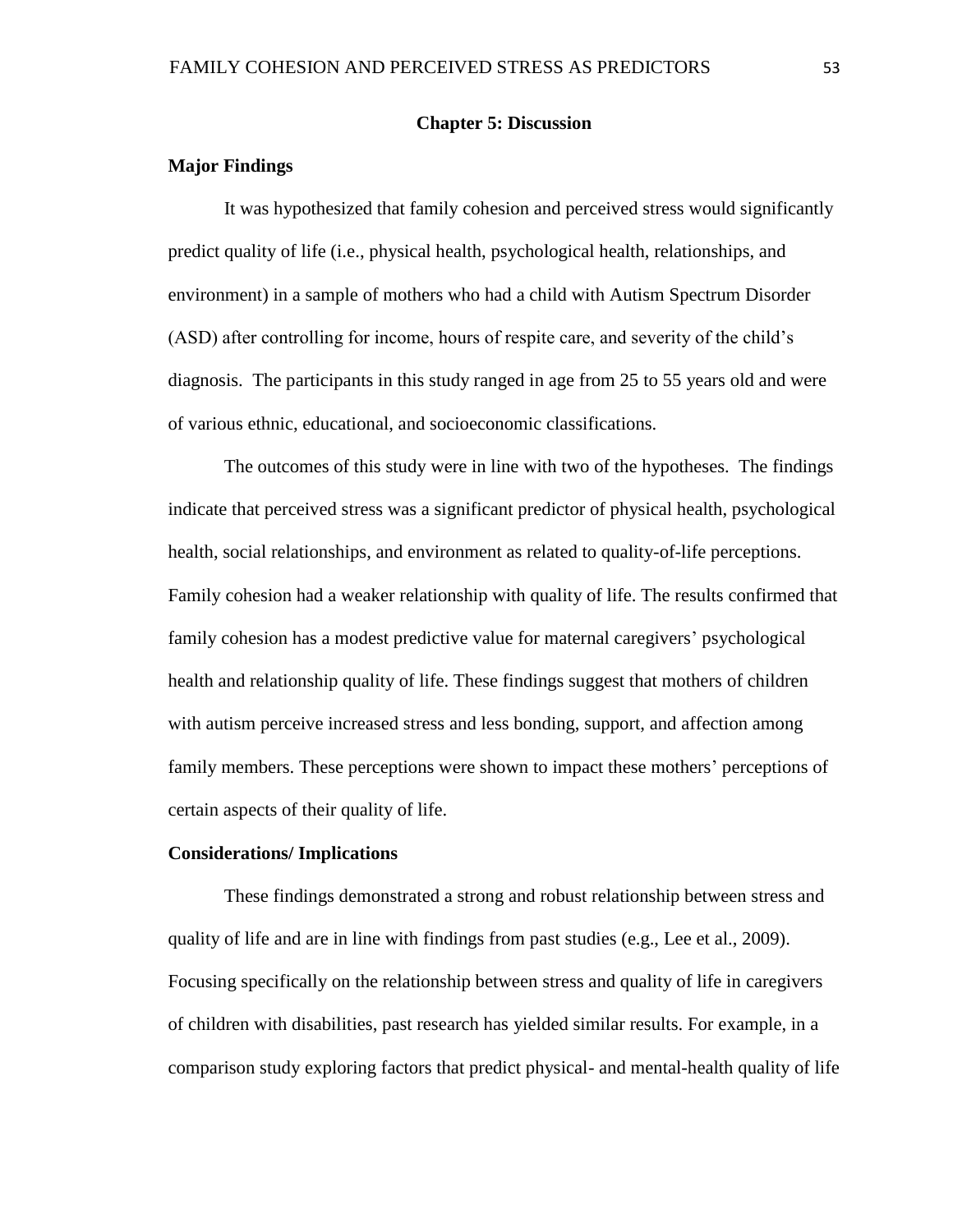## Chapter 5: Discussion

### Major Findings

It was hypothesized that family cohesion and perceived stress would significantly predict quality of life (i.e., physical health, psychological health, relationships, and environment) in a sample of mothers who had a child with Autism Spectrum Disorder (ASD) after controlling for income, hours of respite care, and severity of the child's diagnosis. The participants in this study ranged in age from 25 to 55 years old and were of various ethnic, educational, and socioeconomic classifications.

The outcomes of this study were in line with two of the hypotheses. The findings indicate that perceived stress was a significant predictor of physical health, psychological health, social relationships, and environment as related to quality-of-life perceptions. Family cohesion had a weaker relationship with quality of life. The results confirmed that family cohesion has a modest predictive value for maternal caregivers' psychological health and relationship quality of life. These findings suggest that mothers of children with autism perceive increased stress and less bonding, support, and affection among family members. These perceptions were shown to impact these mothers' perceptions of certain aspects of their quality of life.

### Considerations/ Implications

These findings demonstrated a strong and robust relationship between stress and quality of life and are in line with findings from past studies (e.g., Lee et al., 2009). Focusing specifically on the relationship between stress and quality of life in caregivers of children with disabilities, past research has yielded similar results. For example, in a comparison study exploring factors that predict physical- and mental-health quality of life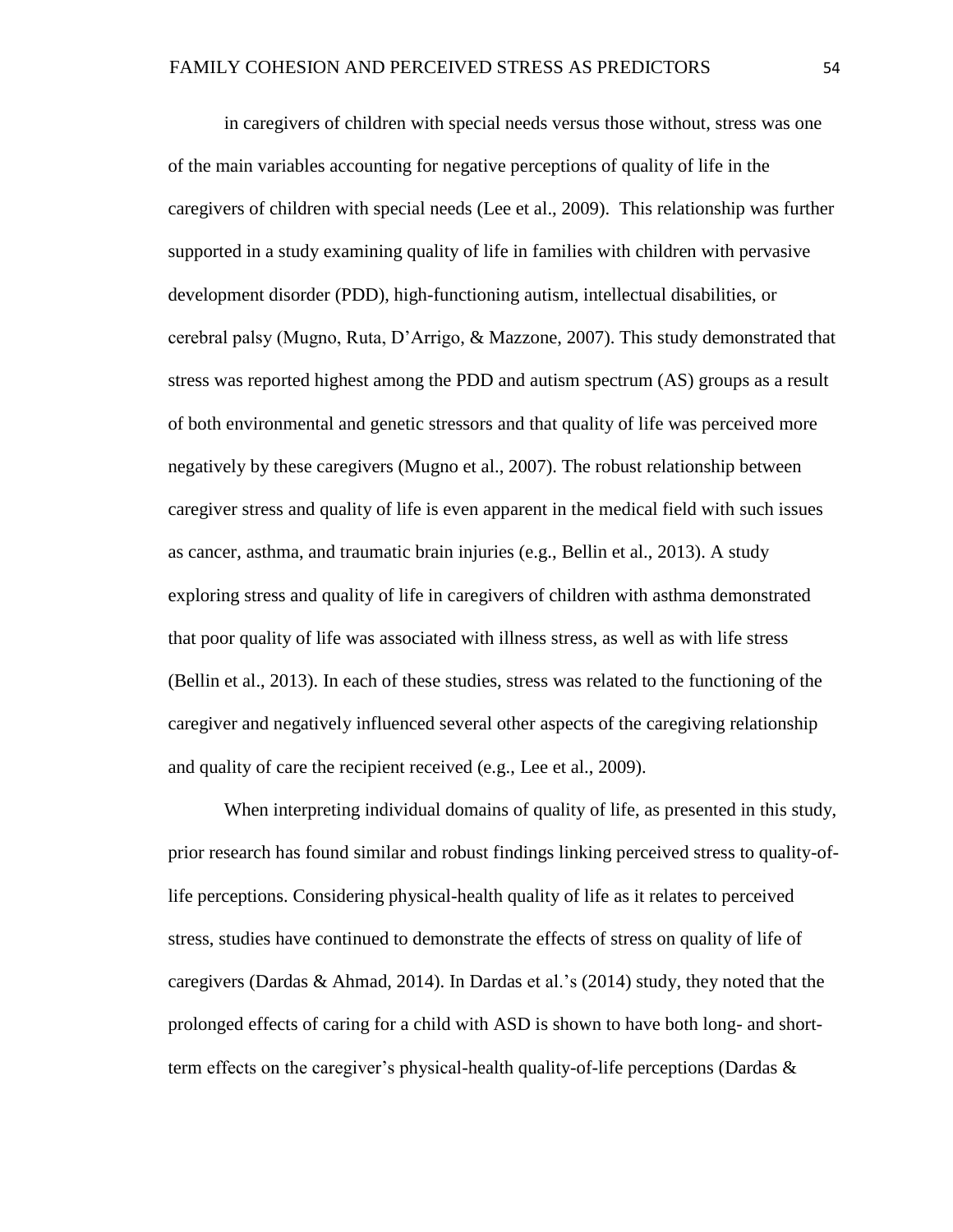in caregivers of children with special needs versus those without, stress was one of the main variables accounting for negative perceptions of quality of life in the caregivers of children with special needs (Lee et al., 2009). This relationship was further supported in a study examining quality of life in families with children with pervasive development disorder (PDD), high-functioning autism, intellectual disabilities, or cerebral palsy (Mugno, Ruta, D'Arrigo, & Mazzone, 2007). This study demonstrated that stress was reported highest among the PDD and autism spectrum (AS) groups as a result of both environmental and genetic stressors and that quality of life was perceived more negatively by these caregivers (Mugno et al., 2007). The robust relationship between caregiver stress and quality of life is even apparent in the medical field with such issues as cancer, asthma, and traumatic brain injuries (e.g., Bellin et al., 2013). A study exploring stress and quality of life in caregivers of children with asthma demonstrated that poor quality of life was associated with illness stress, as well as with life stress (Bellin et al., 2013). In each of these studies, stress was related to the functioning of the caregiver and negatively influenced several other aspects of the caregiving relationship and quality of care the recipient received (e.g., Lee et al., 2009).

When interpreting individual domains of quality of life, as presented in this study, prior research has found similar and robust findings linking perceived stress to quality-of-life perceptions. Considering physical-health quality of life as it relates to perceived stress, studies have continued to demonstrate the effects of stress on quality of life of caregivers (Dardas & Ahmad, 2014). In Dardas et al.'s (2014) study, they noted that the prolonged effects of caring for a child with ASD is shown to have both long- and short-term effects on the caregiver's physical-health quality-of-life perceptions (Dardas &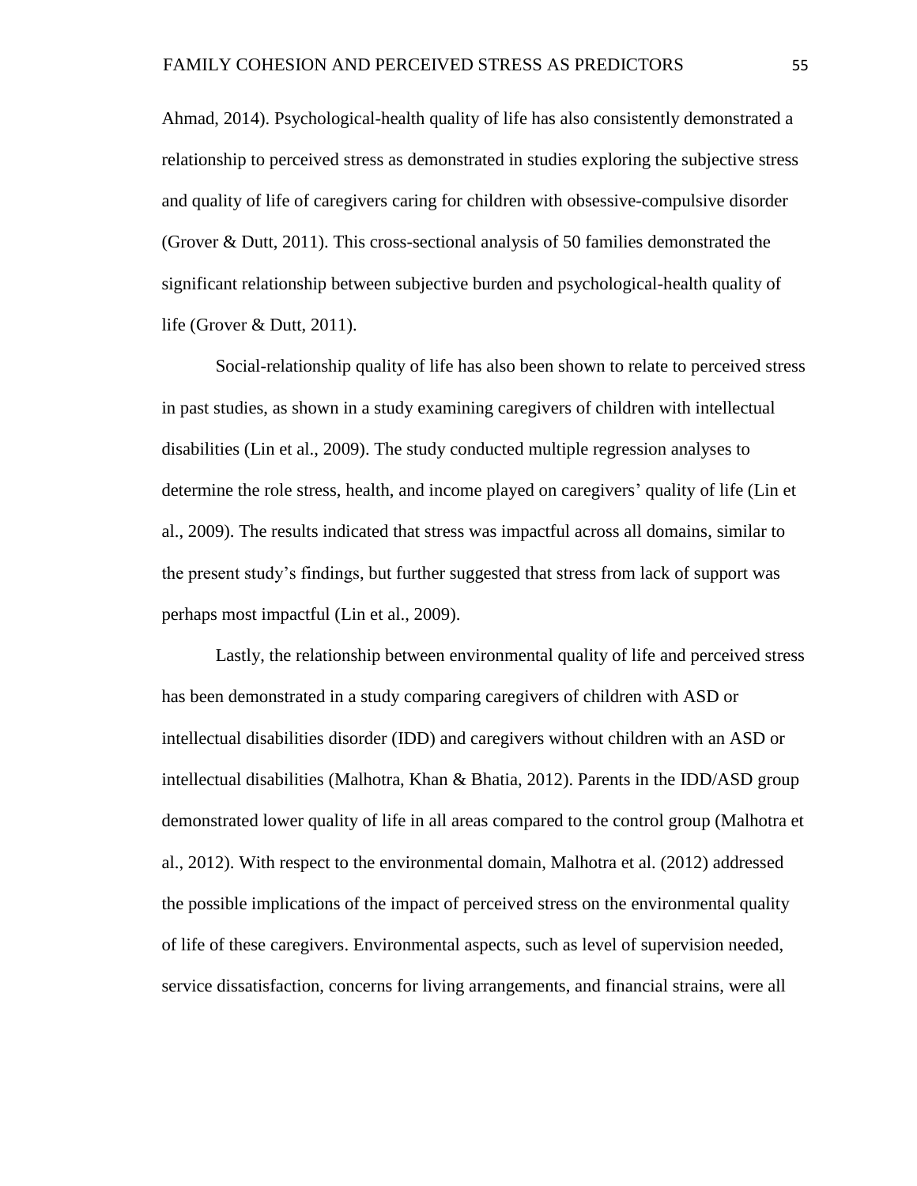Ahmad, 2014). Psychological-health quality of life has also consistently demonstrated a relationship to perceived stress as demonstrated in studies exploring the subjective stress and quality of life of caregivers caring for children with obsessive-compulsive disorder (Grover & Dutt, 2011). This cross-sectional analysis of 50 families demonstrated the significant relationship between subjective burden and psychological-health quality of life (Grover & Dutt, 2011).

Social-relationship quality of life has also been shown to relate to perceived stress in past studies, as shown in a study examining caregivers of children with intellectual disabilities (Lin et al., 2009). The study conducted multiple regression analyses to determine the role stress, health, and income played on caregivers' quality of life (Lin et al., 2009). The results indicated that stress was impactful across all domains, similar to the present study's findings, but further suggested that stress from lack of support was perhaps most impactful (Lin et al., 2009).

Lastly, the relationship between environmental quality of life and perceived stress has been demonstrated in a study comparing caregivers of children with ASD or intellectual disabilities disorder (IDD) and caregivers without children with an ASD or intellectual disabilities (Malhotra, Khan & Bhatia, 2012). Parents in the IDD/ASD group demonstrated lower quality of life in all areas compared to the control group (Malhotra et al., 2012). With respect to the environmental domain, Malhotra et al. (2012) addressed the possible implications of the impact of perceived stress on the environmental quality of life of these caregivers. Environmental aspects, such as level of supervision needed, service dissatisfaction, concerns for living arrangements, and financial strains, were all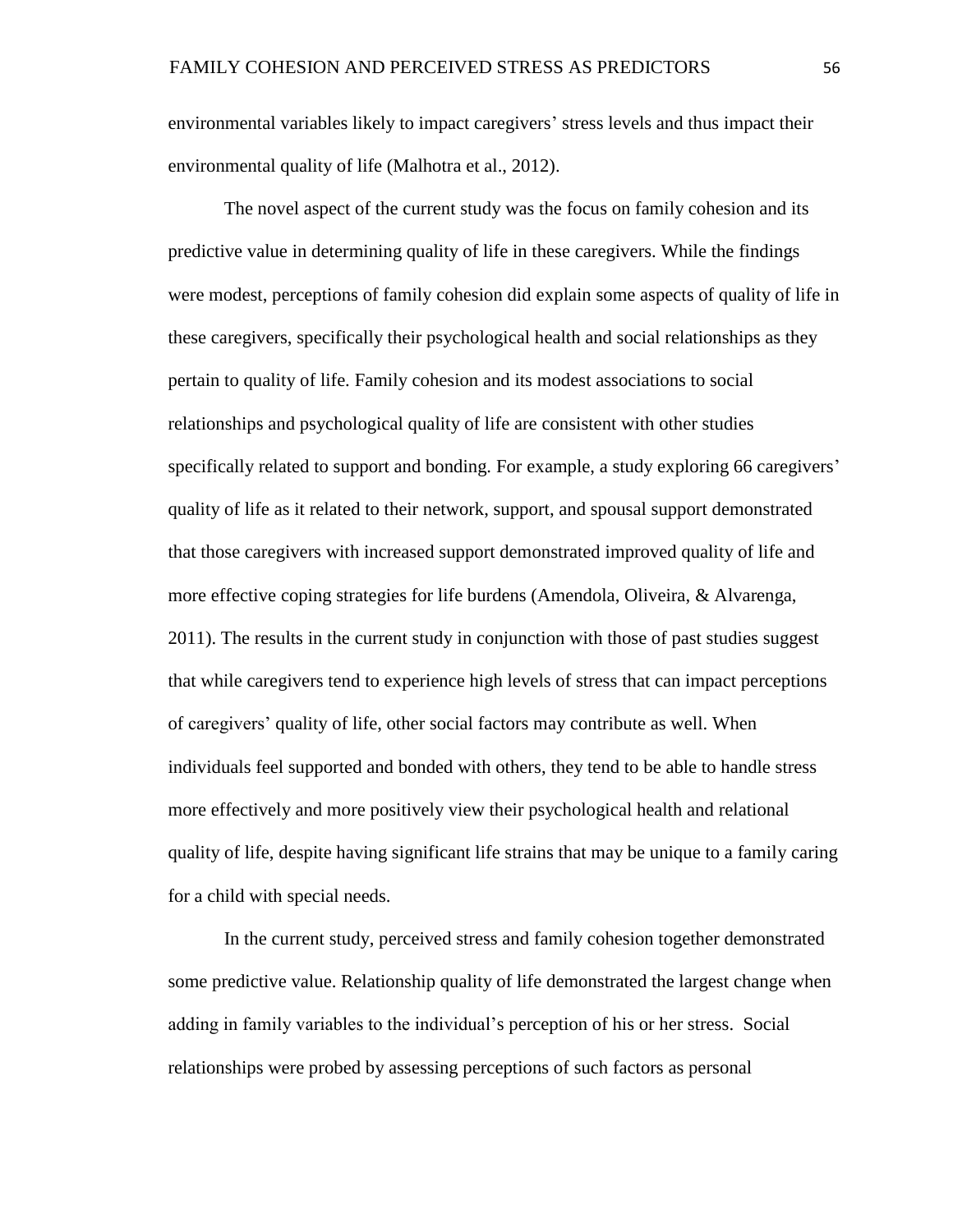environmental variables likely to impact caregivers' stress levels and thus impact their environmental quality of life (Malhotra et al., 2012).

The novel aspect of the current study was the focus on family cohesion and its predictive value in determining quality of life in these caregivers. While the findings were modest, perceptions of family cohesion did explain some aspects of quality of life in these caregivers, specifically their psychological health and social relationships as they pertain to quality of life. Family cohesion and its modest associations to social relationships and psychological quality of life are consistent with other studies specifically related to support and bonding. For example, a study exploring 66 caregivers' quality of life as it related to their network, support, and spousal support demonstrated that those caregivers with increased support demonstrated improved quality of life and more effective coping strategies for life burdens (Amendola, Oliveira, & Alvarenga, 2011). The results in the current study in conjunction with those of past studies suggest that while caregivers tend to experience high levels of stress that can impact perceptions of caregivers' quality of life, other social factors may contribute as well. When individuals feel supported and bonded with others, they tend to be able to handle stress more effectively and more positively view their psychological health and relational quality of life, despite having significant life strains that may be unique to a family caring for a child with special needs.

In the current study, perceived stress and family cohesion together demonstrated some predictive value. Relationship quality of life demonstrated the largest change when adding in family variables to the individual's perception of his or her stress. Social relationships were probed by assessing perceptions of such factors as personal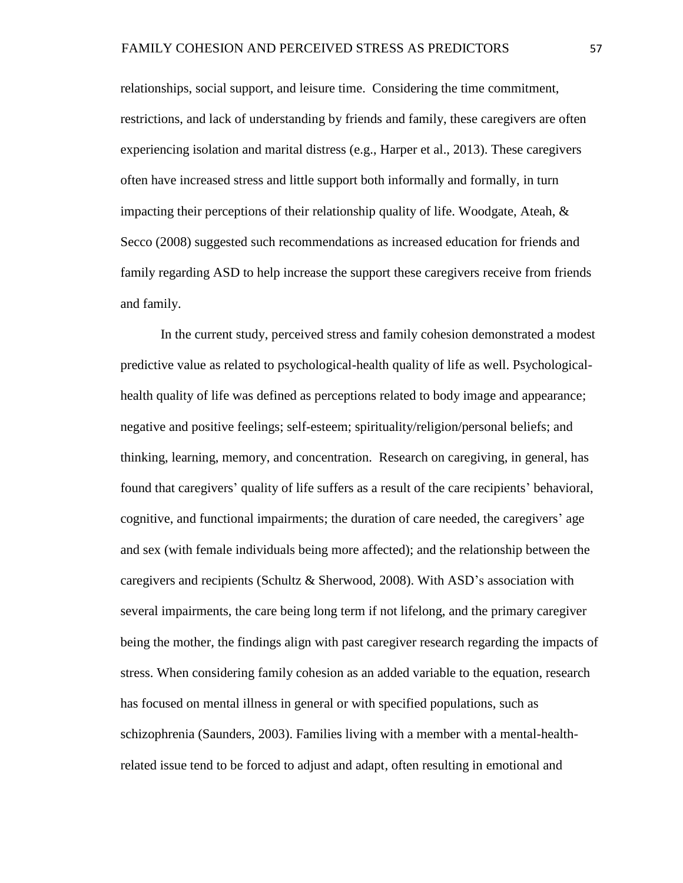relationships, social support, and leisure time. Considering the time commitment, restrictions, and lack of understanding by friends and family, these caregivers are often experiencing isolation and marital distress (e.g., Harper et al., 2013). These caregivers often have increased stress and little support both informally and formally, in turn impacting their perceptions of their relationship quality of life. Woodgate, Ateah, & Secco (2008) suggested such recommendations as increased education for friends and family regarding ASD to help increase the support these caregivers receive from friends and family.

In the current study, perceived stress and family cohesion demonstrated a modest predictive value as related to psychological-health quality of life as well. Psychological-health quality of life was defined as perceptions related to body image and appearance; negative and positive feelings; self-esteem; spirituality/religion/personal beliefs; and thinking, learning, memory, and concentration. Research on caregiving, in general, has found that caregivers' quality of life suffers as a result of the care recipients' behavioral, cognitive, and functional impairments; the duration of care needed, the caregivers' age and sex (with female individuals being more affected); and the relationship between the caregivers and recipients (Schultz & Sherwood, 2008). With ASD's association with several impairments, the care being long term if not lifelong, and the primary caregiver being the mother, the findings align with past caregiver research regarding the impacts of stress. When considering family cohesion as an added variable to the equation, research has focused on mental illness in general or with specified populations, such as schizophrenia (Saunders, 2003). Families living with a member with a mental-health-related issue tend to be forced to adjust and adapt, often resulting in emotional and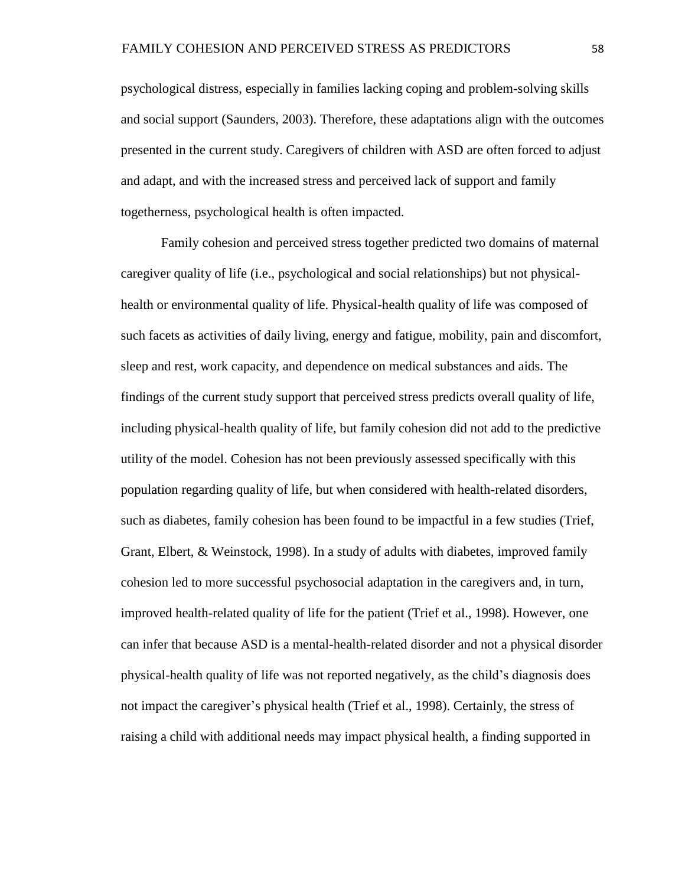psychological distress, especially in families lacking coping and problem-solving skills and social support (Saunders, 2003). Therefore, these adaptations align with the outcomes presented in the current study. Caregivers of children with ASD are often forced to adjust and adapt, and with the increased stress and perceived lack of support and family togetherness, psychological health is often impacted.

Family cohesion and perceived stress together predicted two domains of maternal caregiver quality of life (i.e., psychological and social relationships) but not physical-health or environmental quality of life. Physical-health quality of life was composed of such facets as activities of daily living, energy and fatigue, mobility, pain and discomfort, sleep and rest, work capacity, and dependence on medical substances and aids. The findings of the current study support that perceived stress predicts overall quality of life, including physical-health quality of life, but family cohesion did not add to the predictive utility of the model. Cohesion has not been previously assessed specifically with this population regarding quality of life, but when considered with health-related disorders, such as diabetes, family cohesion has been found to be impactful in a few studies (Trief, Grant, Elbert, & Weinstock, 1998). In a study of adults with diabetes, improved family cohesion led to more successful psychosocial adaptation in the caregivers and, in turn, improved health-related quality of life for the patient (Trief et al., 1998). However, one can infer that because ASD is a mental-health-related disorder and not a physical disorder physical-health quality of life was not reported negatively, as the child's diagnosis does not impact the caregiver's physical health (Trief et al., 1998). Certainly, the stress of raising a child with additional needs may impact physical health, a finding supported in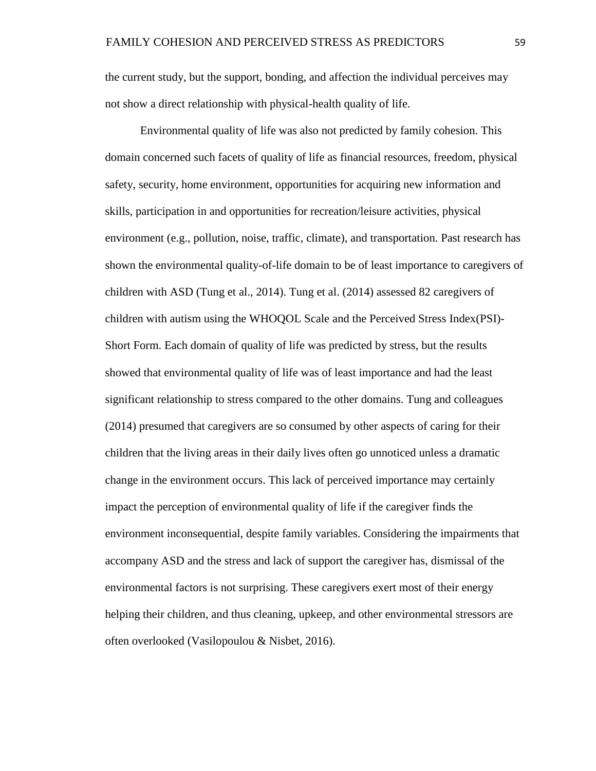the current study, but the support, bonding, and affection the individual perceives may not show a direct relationship with physical-health quality of life.

Environmental quality of life was also not predicted by family cohesion. This domain concerned such facets of quality of life as financial resources, freedom, physical safety, security, home environment, opportunities for acquiring new information and skills, participation in and opportunities for recreation/leisure activities, physical environment (e.g., pollution, noise, traffic, climate), and transportation. Past research has shown the environmental quality-of-life domain to be of least importance to caregivers of children with ASD (Tung et al., 2014). Tung et al. (2014) assessed 82 caregivers of children with autism using the WHOQOL Scale and the Perceived Stress Index(PSI)-Short Form. Each domain of quality of life was predicted by stress, but the results showed that environmental quality of life was of least importance and had the least significant relationship to stress compared to the other domains. Tung and colleagues (2014) presumed that caregivers are so consumed by other aspects of caring for their children that the living areas in their daily lives often go unnoticed unless a dramatic change in the environment occurs. This lack of perceived importance may certainly impact the perception of environmental quality of life if the caregiver finds the environment inconsequential, despite family variables. Considering the impairments that accompany ASD and the stress and lack of support the caregiver has, dismissal of the environmental factors is not surprising. These caregivers exert most of their energy helping their children, and thus cleaning, upkeep, and other environmental stressors are often overlooked (Vasilopoulou & Nisbet, 2016).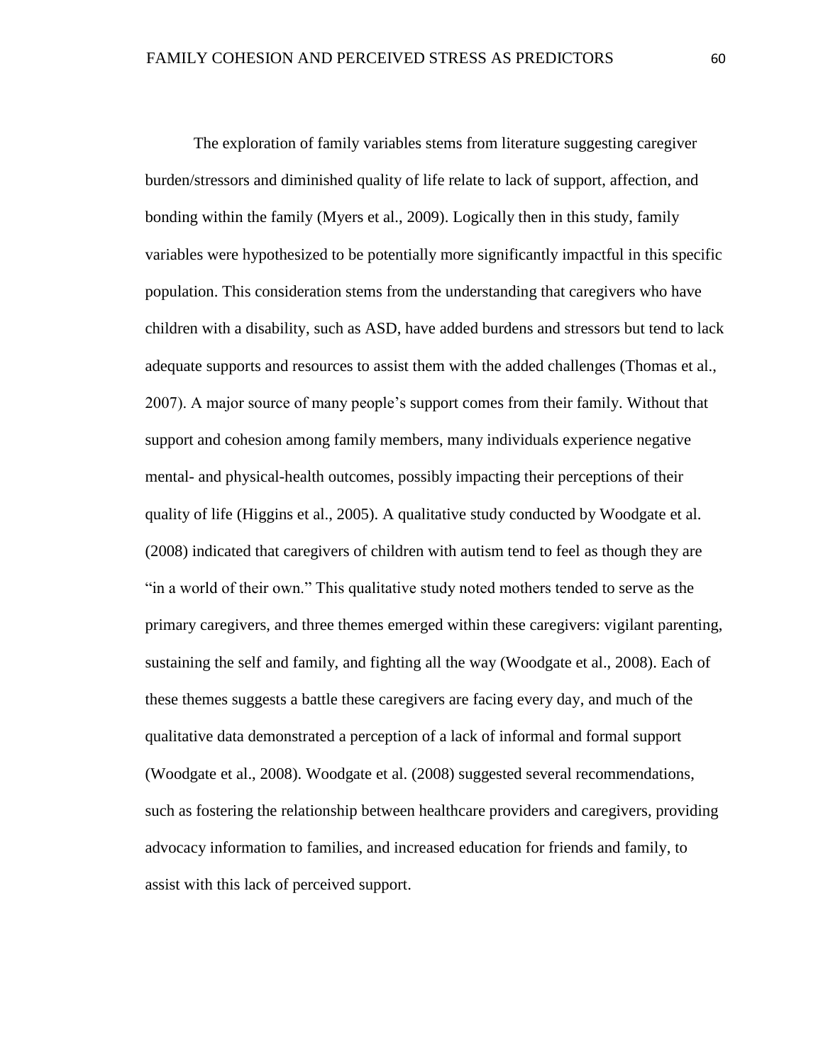The exploration of family variables stems from literature suggesting caregiver burden/stressors and diminished quality of life relate to lack of support, affection, and bonding within the family (Myers et al., 2009). Logically then in this study, family variables were hypothesized to be potentially more significantly impactful in this specific population. This consideration stems from the understanding that caregivers who have children with a disability, such as ASD, have added burdens and stressors but tend to lack adequate supports and resources to assist them with the added challenges (Thomas et al., 2007). A major source of many people's support comes from their family. Without that support and cohesion among family members, many individuals experience negative mental- and physical-health outcomes, possibly impacting their perceptions of their quality of life (Higgins et al., 2005). A qualitative study conducted by Woodgate et al. (2008) indicated that caregivers of children with autism tend to feel as though they are "in a world of their own." This qualitative study noted mothers tended to serve as the primary caregivers, and three themes emerged within these caregivers: vigilant parenting, sustaining the self and family, and fighting all the way (Woodgate et al., 2008). Each of these themes suggests a battle these caregivers are facing every day, and much of the qualitative data demonstrated a perception of a lack of informal and formal support (Woodgate et al., 2008). Woodgate et al. (2008) suggested several recommendations, such as fostering the relationship between healthcare providers and caregivers, providing advocacy information to families, and increased education for friends and family, to assist with this lack of perceived support.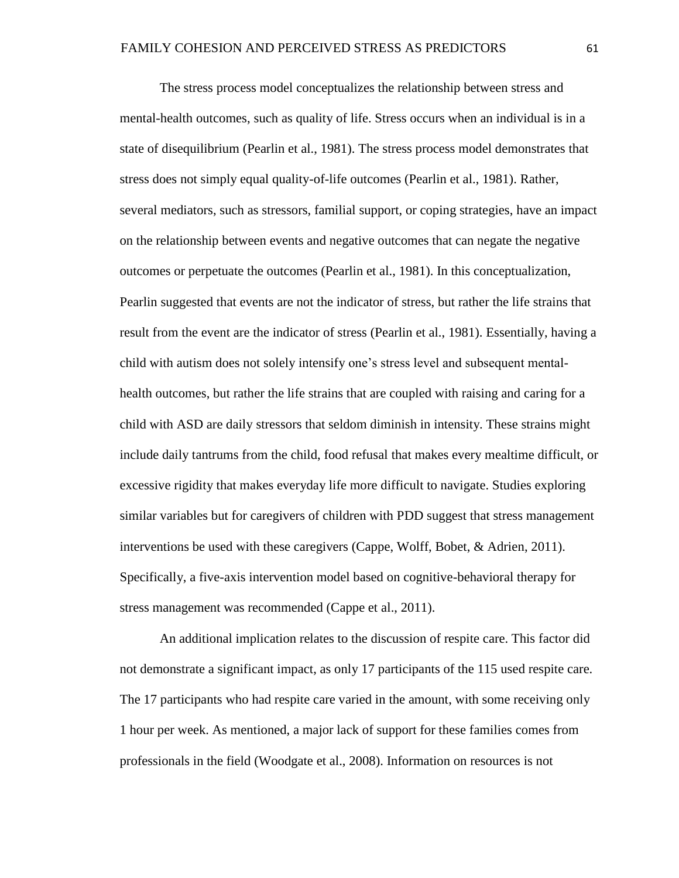The stress process model conceptualizes the relationship between stress and mental-health outcomes, such as quality of life. Stress occurs when an individual is in a state of disequilibrium (Pearlin et al., 1981). The stress process model demonstrates that stress does not simply equal quality-of-life outcomes (Pearlin et al., 1981). Rather, several mediators, such as stressors, familial support, or coping strategies, have an impact on the relationship between events and negative outcomes that can negate the negative outcomes or perpetuate the outcomes (Pearlin et al., 1981). In this conceptualization, Pearlin suggested that events are not the indicator of stress, but rather the life strains that result from the event are the indicator of stress (Pearlin et al., 1981). Essentially, having a child with autism does not solely intensify one's stress level and subsequent mental-health outcomes, but rather the life strains that are coupled with raising and caring for a child with ASD are daily stressors that seldom diminish in intensity. These strains might include daily tantrums from the child, food refusal that makes every mealtime difficult, or excessive rigidity that makes everyday life more difficult to navigate. Studies exploring similar variables but for caregivers of children with PDD suggest that stress management interventions be used with these caregivers (Cappe, Wolff, Bobet, & Adrien, 2011). Specifically, a five-axis intervention model based on cognitive-behavioral therapy for stress management was recommended (Cappe et al., 2011).

An additional implication relates to the discussion of respite care. This factor did not demonstrate a significant impact, as only 17 participants of the 115 used respite care. The 17 participants who had respite care varied in the amount, with some receiving only 1 hour per week. As mentioned, a major lack of support for these families comes from professionals in the field (Woodgate et al., 2008). Information on resources is not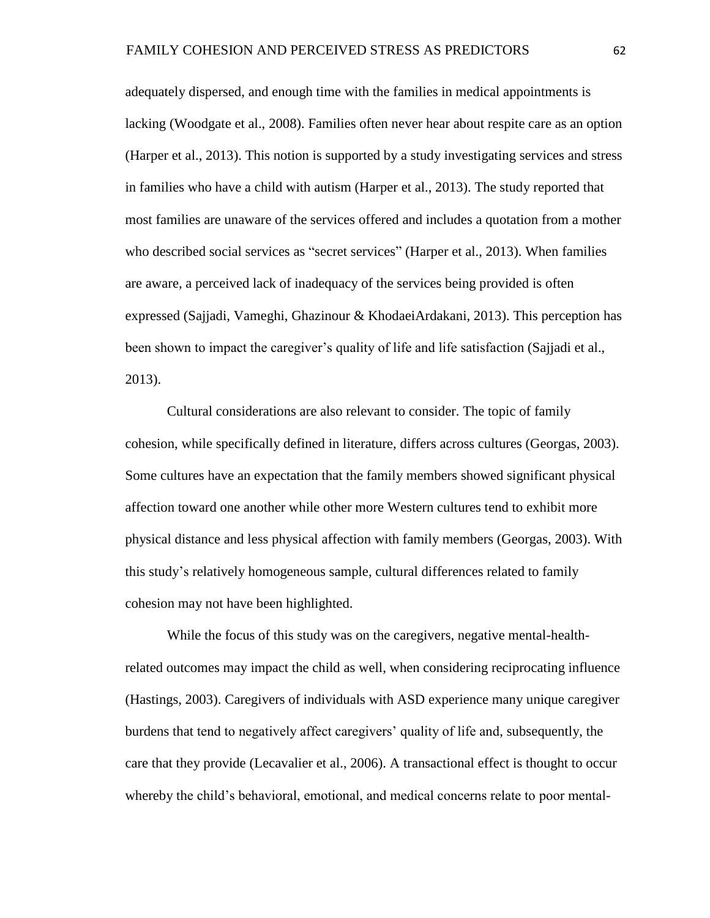adequately dispersed, and enough time with the families in medical appointments is lacking (Woodgate et al., 2008). Families often never hear about respite care as an option (Harper et al., 2013). This notion is supported by a study investigating services and stress in families who have a child with autism (Harper et al., 2013). The study reported that most families are unaware of the services offered and includes a quotation from a mother who described social services as "secret services" (Harper et al., 2013). When families are aware, a perceived lack of inadequacy of the services being provided is often expressed (Sajjadi, Vameghi, Ghazinour & KhodaeiArdakani, 2013). This perception has been shown to impact the caregiver's quality of life and life satisfaction (Sajjadi et al., 2013).

Cultural considerations are also relevant to consider. The topic of family cohesion, while specifically defined in literature, differs across cultures (Georgas, 2003). Some cultures have an expectation that the family members showed significant physical affection toward one another while other more Western cultures tend to exhibit more physical distance and less physical affection with family members (Georgas, 2003). With this study's relatively homogeneous sample, cultural differences related to family cohesion may not have been highlighted.

While the focus of this study was on the caregivers, negative mental-health-related outcomes may impact the child as well, when considering reciprocating influence (Hastings, 2003). Caregivers of individuals with ASD experience many unique caregiver burdens that tend to negatively affect caregivers' quality of life and, subsequently, the care that they provide (Lecavalier et al., 2006). A transactional effect is thought to occur whereby the child's behavioral, emotional, and medical concerns relate to poor mental-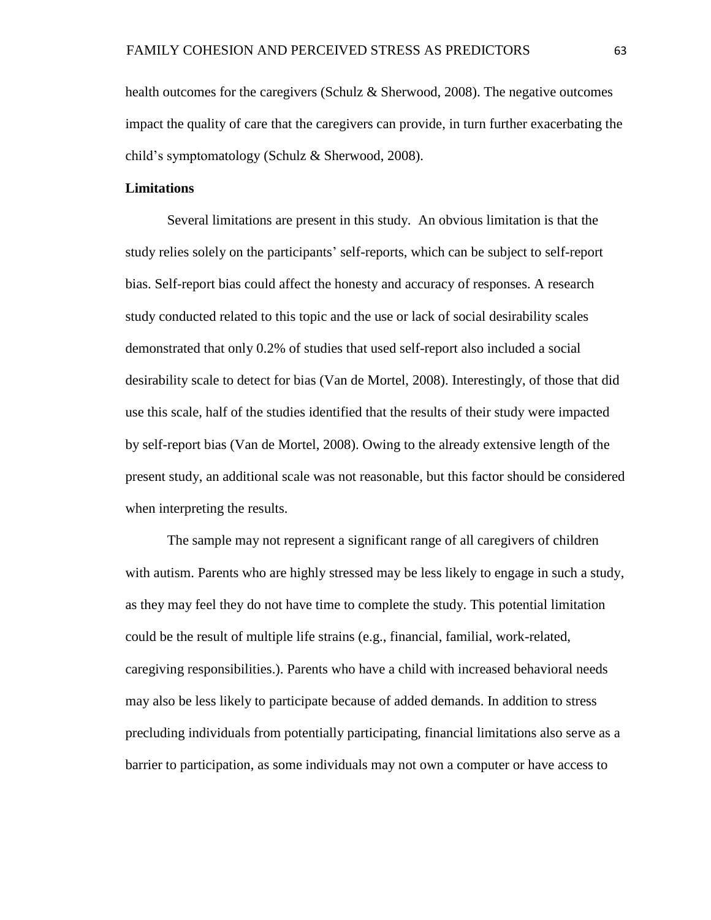health outcomes for the caregivers (Schulz & Sherwood, 2008). The negative outcomes impact the quality of care that the caregivers can provide, in turn further exacerbating the child's symptomatology (Schulz & Sherwood, 2008).

## Limitations

Several limitations are present in this study. An obvious limitation is that the study relies solely on the participants' self-reports, which can be subject to self-report bias. Self-report bias could affect the honesty and accuracy of responses. A research study conducted related to this topic and the use or lack of social desirability scales demonstrated that only 0.2% of studies that used self-report also included a social desirability scale to detect for bias (Van de Mortel, 2008). Interestingly, of those that did use this scale, half of the studies identified that the results of their study were impacted by self-report bias (Van de Mortel, 2008). Owing to the already extensive length of the present study, an additional scale was not reasonable, but this factor should be considered when interpreting the results.

The sample may not represent a significant range of all caregivers of children with autism. Parents who are highly stressed may be less likely to engage in such a study, as they may feel they do not have time to complete the study. This potential limitation could be the result of multiple life strains (e.g., financial, familial, work-related, caregiving responsibilities.). Parents who have a child with increased behavioral needs may also be less likely to participate because of added demands. In addition to stress precluding individuals from potentially participating, financial limitations also serve as a barrier to participation, as some individuals may not own a computer or have access to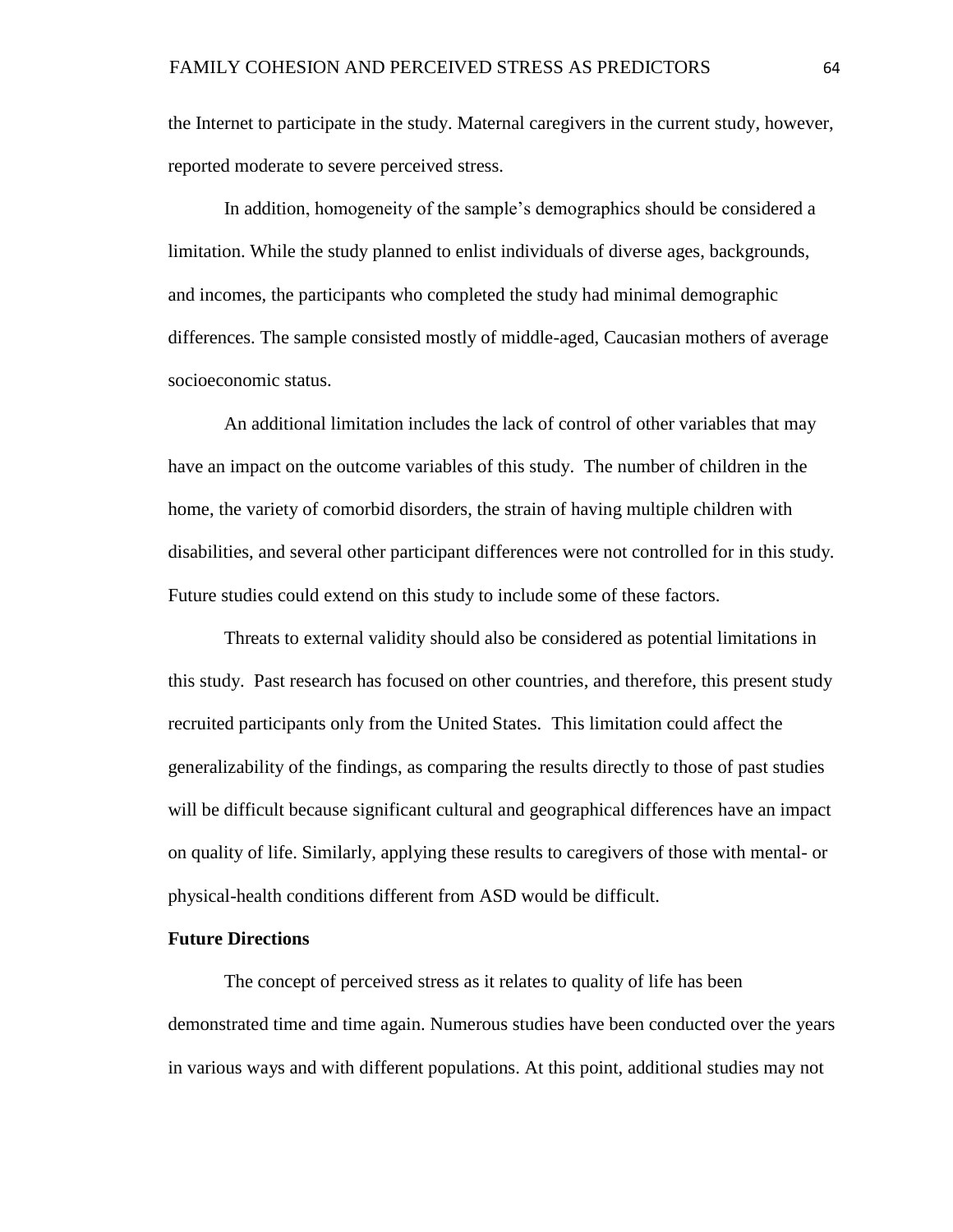the Internet to participate in the study. Maternal caregivers in the current study, however, reported moderate to severe perceived stress.

In addition, homogeneity of the sample's demographics should be considered a limitation. While the study planned to enlist individuals of diverse ages, backgrounds, and incomes, the participants who completed the study had minimal demographic differences. The sample consisted mostly of middle-aged, Caucasian mothers of average socioeconomic status.

An additional limitation includes the lack of control of other variables that may have an impact on the outcome variables of this study. The number of children in the home, the variety of comorbid disorders, the strain of having multiple children with disabilities, and several other participant differences were not controlled for in this study. Future studies could extend on this study to include some of these factors.

Threats to external validity should also be considered as potential limitations in this study. Past research has focused on other countries, and therefore, this present study recruited participants only from the United States. This limitation could affect the generalizability of the findings, as comparing the results directly to those of past studies will be difficult because significant cultural and geographical differences have an impact on quality of life. Similarly, applying these results to caregivers of those with mental- or physical-health conditions different from ASD would be difficult.

**Future Directions**

The concept of perceived stress as it relates to quality of life has been demonstrated time and time again. Numerous studies have been conducted over the years in various ways and with different populations. At this point, additional studies may not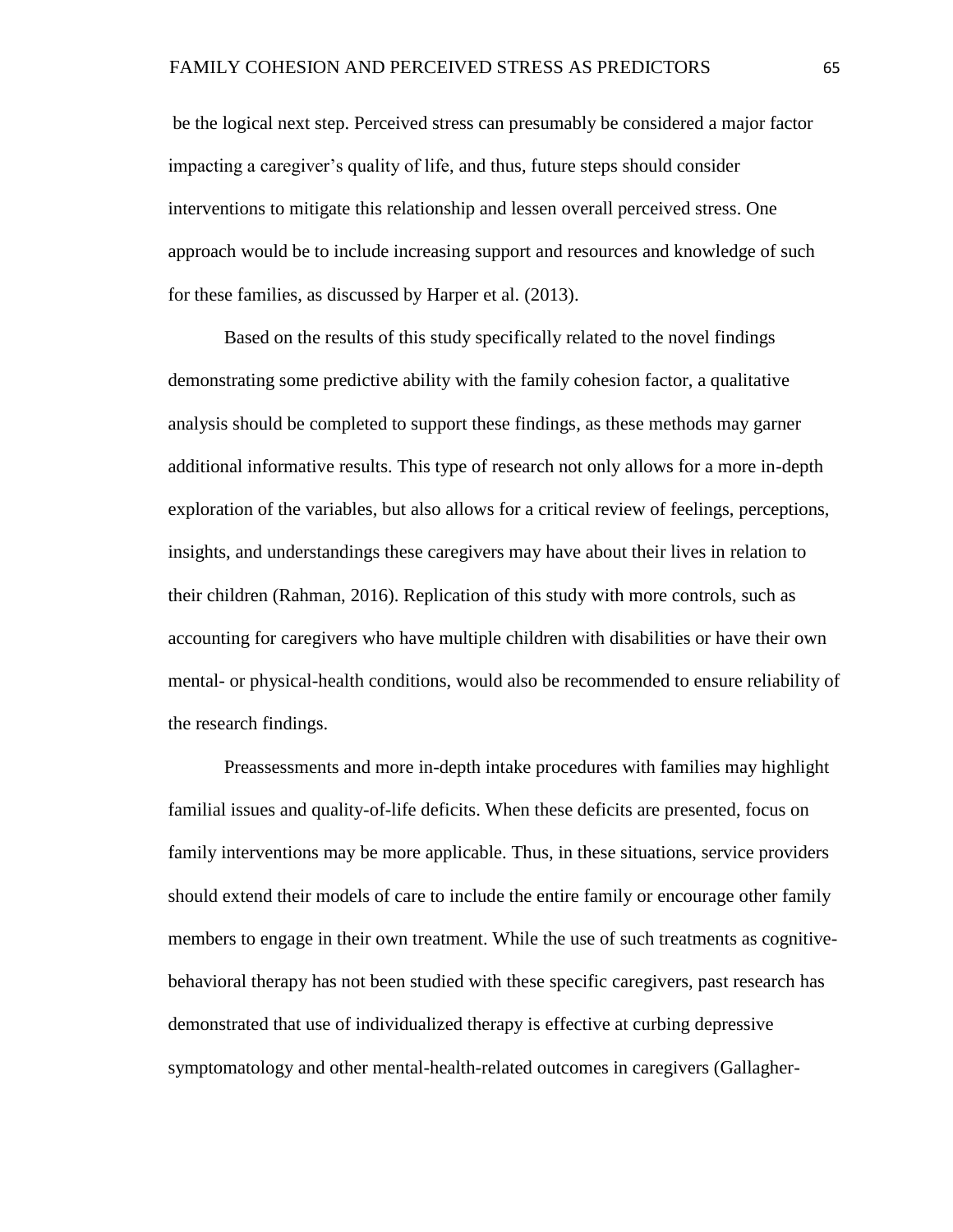be the logical next step. Perceived stress can presumably be considered a major factor impacting a caregiver's quality of life, and thus, future steps should consider interventions to mitigate this relationship and lessen overall perceived stress. One approach would be to include increasing support and resources and knowledge of such for these families, as discussed by Harper et al. (2013).

Based on the results of this study specifically related to the novel findings demonstrating some predictive ability with the family cohesion factor, a qualitative analysis should be completed to support these findings, as these methods may garner additional informative results. This type of research not only allows for a more in-depth exploration of the variables, but also allows for a critical review of feelings, perceptions, insights, and understandings these caregivers may have about their lives in relation to their children (Rahman, 2016). Replication of this study with more controls, such as accounting for caregivers who have multiple children with disabilities or have their own mental- or physical-health conditions, would also be recommended to ensure reliability of the research findings.

Preassessments and more in-depth intake procedures with families may highlight familial issues and quality-of-life deficits. When these deficits are presented, focus on family interventions may be more applicable. Thus, in these situations, service providers should extend their models of care to include the entire family or encourage other family members to engage in their own treatment. While the use of such treatments as cognitive-behavioral therapy has not been studied with these specific caregivers, past research has demonstrated that use of individualized therapy is effective at curbing depressive symptomatology and other mental-health-related outcomes in caregivers (Gallagher-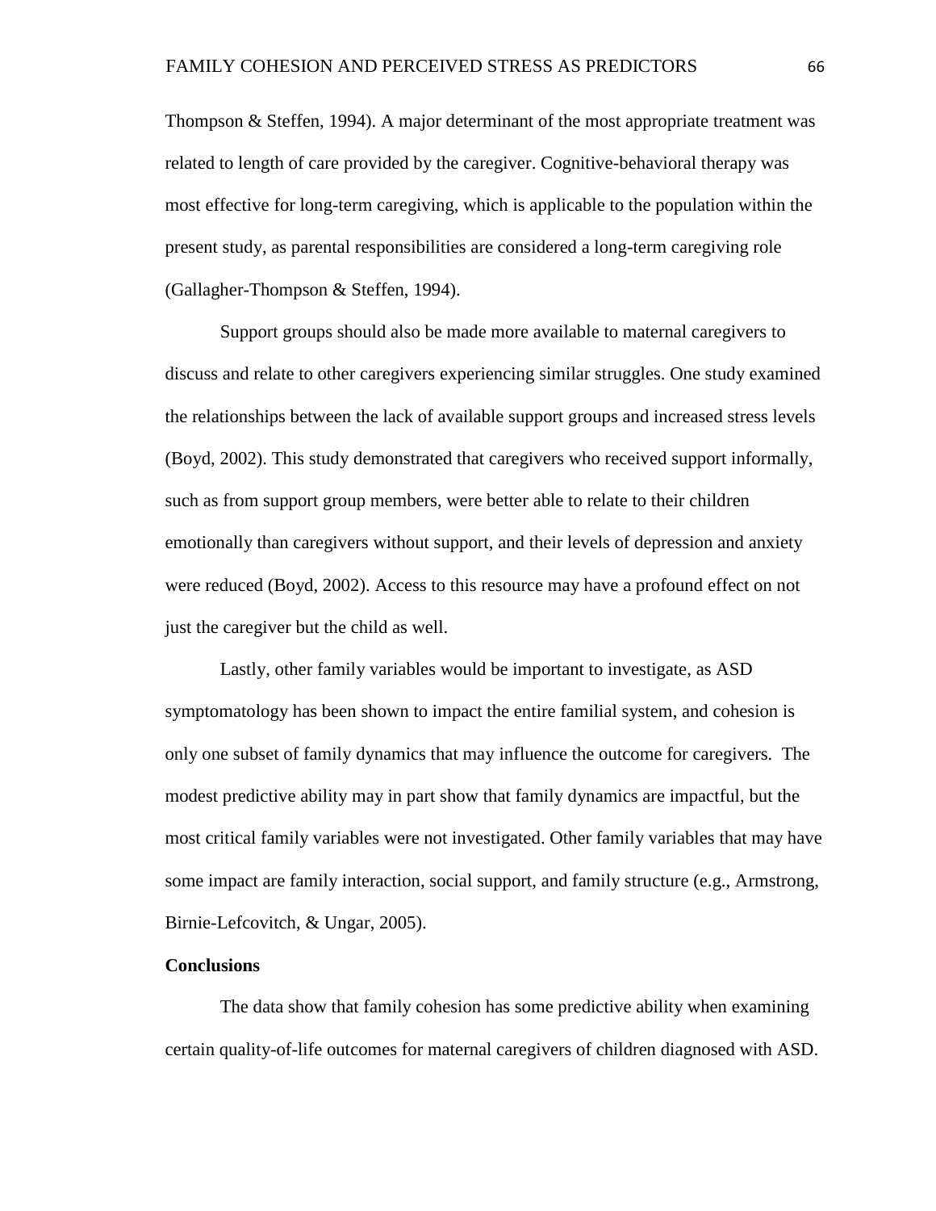Thompson & Steffen, 1994). A major determinant of the most appropriate treatment was related to length of care provided by the caregiver. Cognitive-behavioral therapy was most effective for long-term caregiving, which is applicable to the population within the present study, as parental responsibilities are considered a long-term caregiving role (Gallagher-Thompson & Steffen, 1994).

Support groups should also be made more available to maternal caregivers to discuss and relate to other caregivers experiencing similar struggles. One study examined the relationships between the lack of available support groups and increased stress levels (Boyd, 2002). This study demonstrated that caregivers who received support informally, such as from support group members, were better able to relate to their children emotionally than caregivers without support, and their levels of depression and anxiety were reduced (Boyd, 2002). Access to this resource may have a profound effect on not just the caregiver but the child as well.

Lastly, other family variables would be important to investigate, as ASD symptomatology has been shown to impact the entire familial system, and cohesion is only one subset of family dynamics that may influence the outcome for caregivers. The modest predictive ability may in part show that family dynamics are impactful, but the most critical family variables were not investigated. Other family variables that may have some impact are family interaction, social support, and family structure (e.g., Armstrong, Birnie-Lefcovitch, & Ungar, 2005).

**Conclusions**

The data show that family cohesion has some predictive ability when examining certain quality-of-life outcomes for maternal caregivers of children diagnosed with ASD.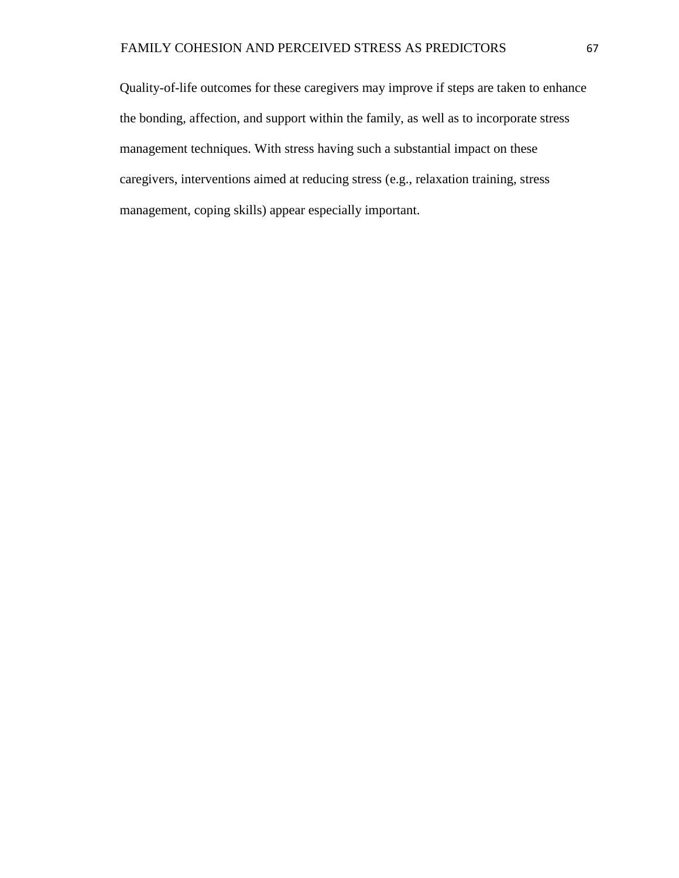Quality-of-life outcomes for these caregivers may improve if steps are taken to enhance the bonding, affection, and support within the family, as well as to incorporate stress management techniques. With stress having such a substantial impact on these caregivers, interventions aimed at reducing stress (e.g., relaxation training, stress management, coping skills) appear especially important.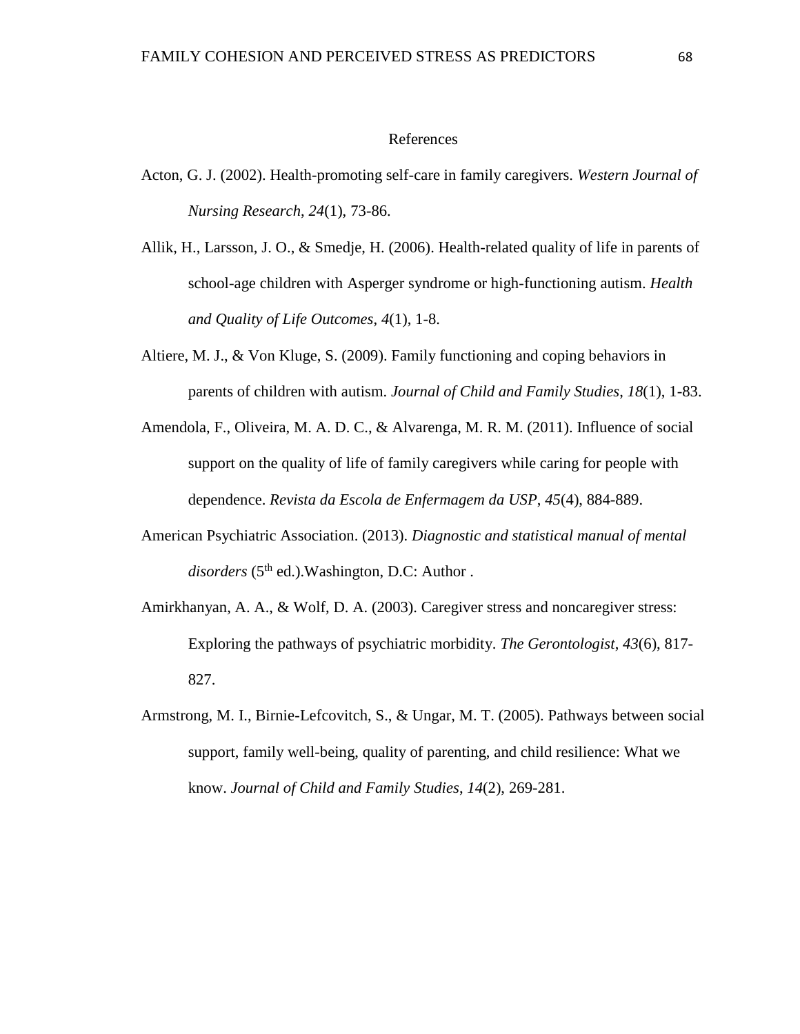# References

Acton, G. J. (2002). Health-promoting self-care in family caregivers. *Western Journal of Nursing Research*, *24*(1), 73-86.

Allik, H., Larsson, J. O., & Smedje, H. (2006). Health-related quality of life in parents of school-age children with Asperger syndrome or high-functioning autism. *Health and Quality of Life Outcomes*, *4*(1), 1-8.

Altiere, M. J., & Von Kluge, S. (2009). Family functioning and coping behaviors in parents of children with autism. *Journal of Child and Family Studies*, *18*(1), 1-83.

Amendola, F., Oliveira, M. A. D. C., & Alvarenga, M. R. M. (2011). Influence of social support on the quality of life of family caregivers while caring for people with dependence. *Revista da Escola de Enfermagem da USP*, *45*(4), 884-889.

American Psychiatric Association. (2013). *Diagnostic and statistical manual of mental disorders* (5th ed.).Washington, D.C: Author .

Amirkhanyan, A. A., & Wolf, D. A. (2003). Caregiver stress and noncaregiver stress: Exploring the pathways of psychiatric morbidity. *The Gerontologist*, *43*(6), 817-827.

Armstrong, M. I., Birnie-Lefcovitch, S., & Ungar, M. T. (2005). Pathways between social support, family well-being, quality of parenting, and child resilience: What we know. *Journal of Child and Family Studies*, *14*(2), 269-281.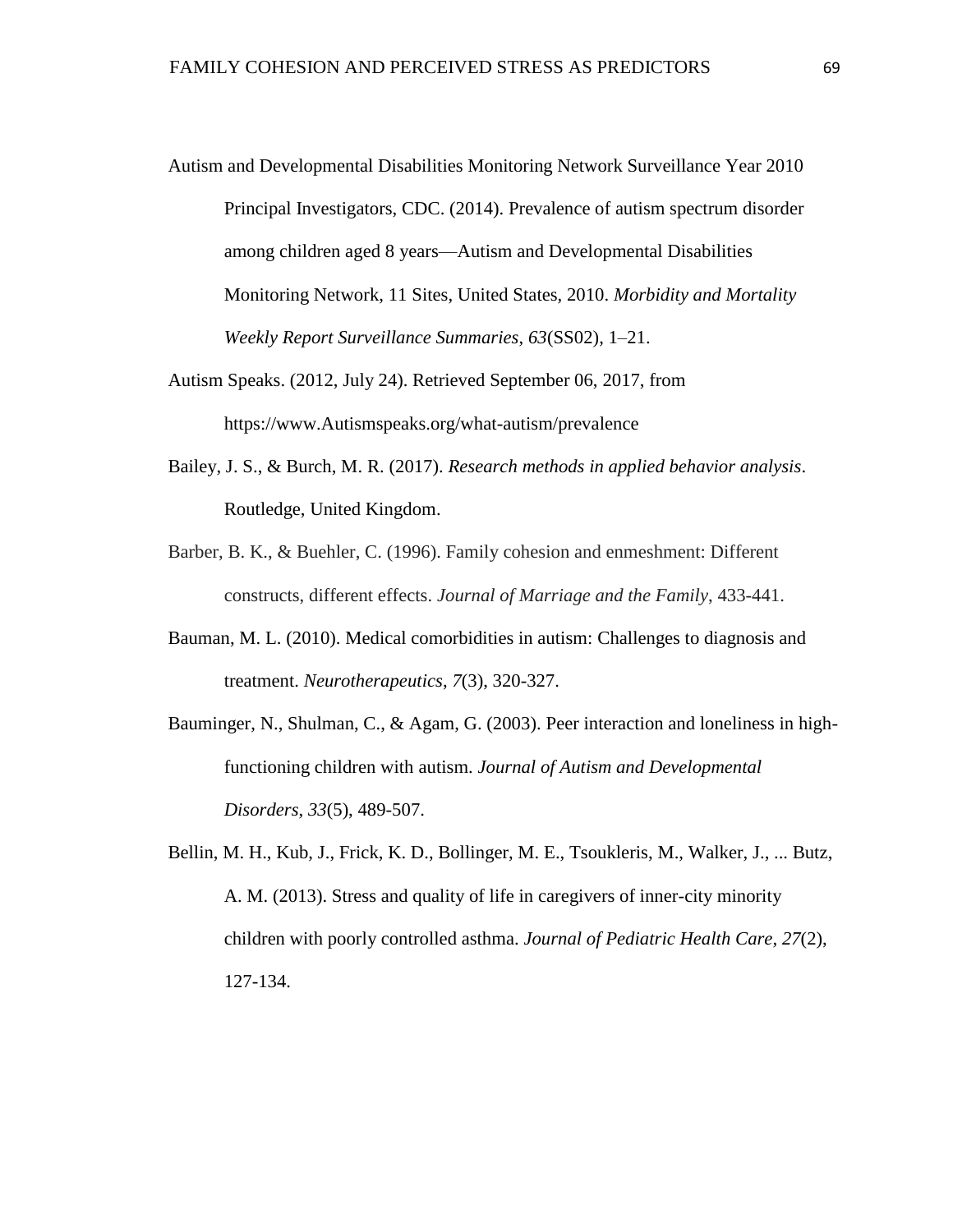Autism and Developmental Disabilities Monitoring Network Surveillance Year 2010 Principal Investigators, CDC. (2014). Prevalence of autism spectrum disorder among children aged 8 years—Autism and Developmental Disabilities Monitoring Network, 11 Sites, United States, 2010. *Morbidity and Mortality Weekly Report Surveillance Summaries*, *63*(SS02), 1–21.

Autism Speaks. (2012, July 24). Retrieved September 06, 2017, from https://www.Autismspeaks.org/what-autism/prevalence

Bailey, J. S., & Burch, M. R. (2017). *Research methods in applied behavior analysis*. Routledge, United Kingdom.

Barber, B. K., & Buehler, C. (1996). Family cohesion and enmeshment: Different constructs, different effects. *Journal of Marriage and the Family*, 433-441.

Bauman, M. L. (2010). Medical comorbidities in autism: Challenges to diagnosis and treatment. *Neurotherapeutics*, *7*(3), 320-327.

Bauminger, N., Shulman, C., & Agam, G. (2003). Peer interaction and loneliness in high-functioning children with autism. *Journal of Autism and Developmental Disorders*, *33*(5), 489-507.

Bellin, M. H., Kub, J., Frick, K. D., Bollinger, M. E., Tsoukleris, M., Walker, J., ... Butz, A. M. (2013). Stress and quality of life in caregivers of inner-city minority children with poorly controlled asthma. *Journal of Pediatric Health Care*, *27*(2), 127-134.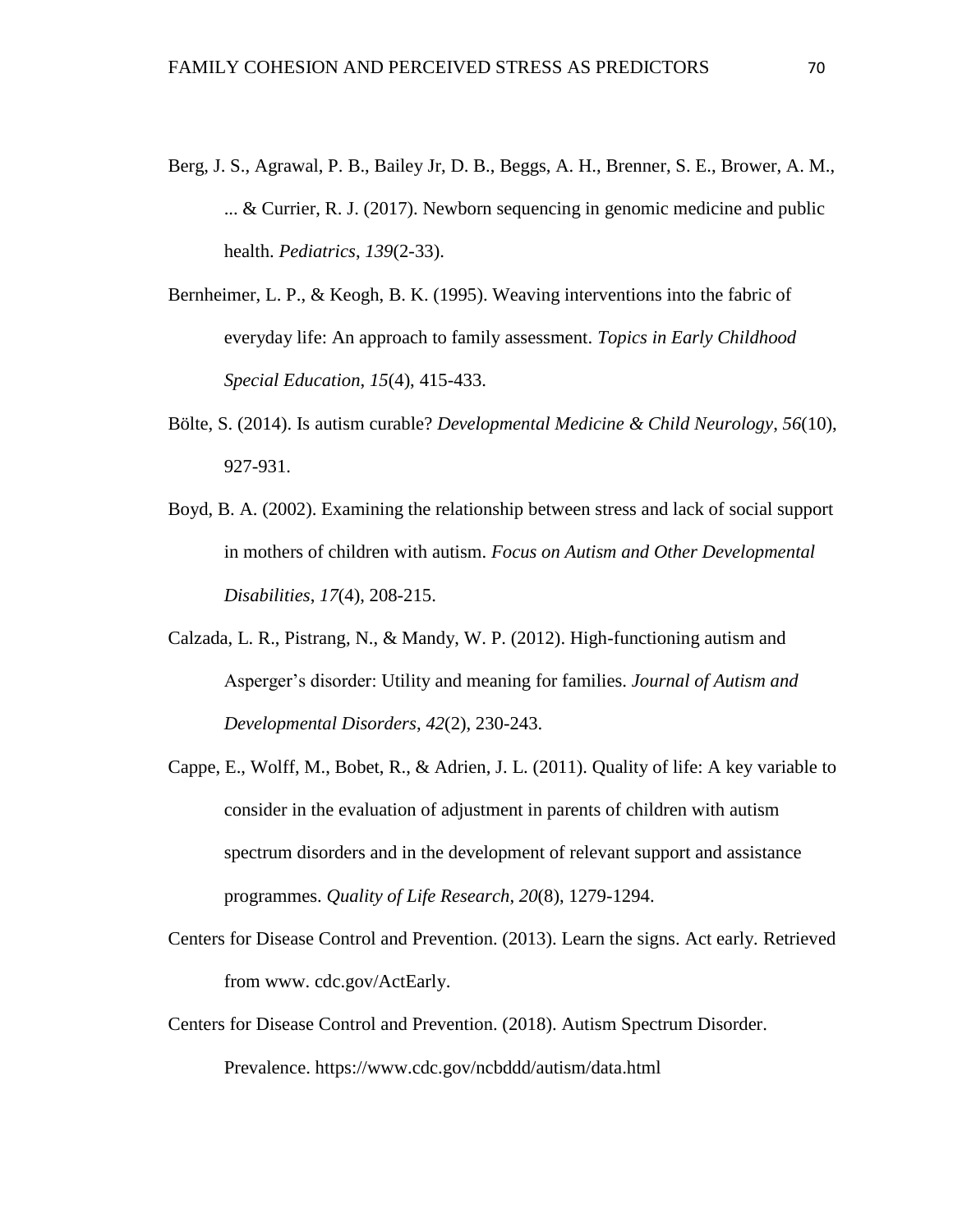Berg, J. S., Agrawal, P. B., Bailey Jr, D. B., Beggs, A. H., Brenner, S. E., Brower, A. M., ... & Currier, R. J. (2017). Newborn sequencing in genomic medicine and public health. *Pediatrics*, *139*(2-33).

Bernheimer, L. P., & Keogh, B. K. (1995). Weaving interventions into the fabric of everyday life: An approach to family assessment. *Topics in Early Childhood Special Education*, *15*(4), 415-433.

Bölte, S. (2014). Is autism curable? *Developmental Medicine & Child Neurology*, *56*(10), 927-931.

Boyd, B. A. (2002). Examining the relationship between stress and lack of social support in mothers of children with autism. *Focus on Autism and Other Developmental Disabilities*, *17*(4), 208-215.

Calzada, L. R., Pistrang, N., & Mandy, W. P. (2012). High-functioning autism and Asperger's disorder: Utility and meaning for families. *Journal of Autism and Developmental Disorders*, *42*(2), 230-243.

Cappe, E., Wolff, M., Bobet, R., & Adrien, J. L. (2011). Quality of life: A key variable to consider in the evaluation of adjustment in parents of children with autism spectrum disorders and in the development of relevant support and assistance programmes. *Quality of Life Research*, *20*(8), 1279-1294.

Centers for Disease Control and Prevention. (2013). Learn the signs. Act early. Retrieved from www. cdc.gov/ActEarly.

Centers for Disease Control and Prevention. (2018). Autism Spectrum Disorder. Prevalence. https://www.cdc.gov/ncbddd/autism/data.html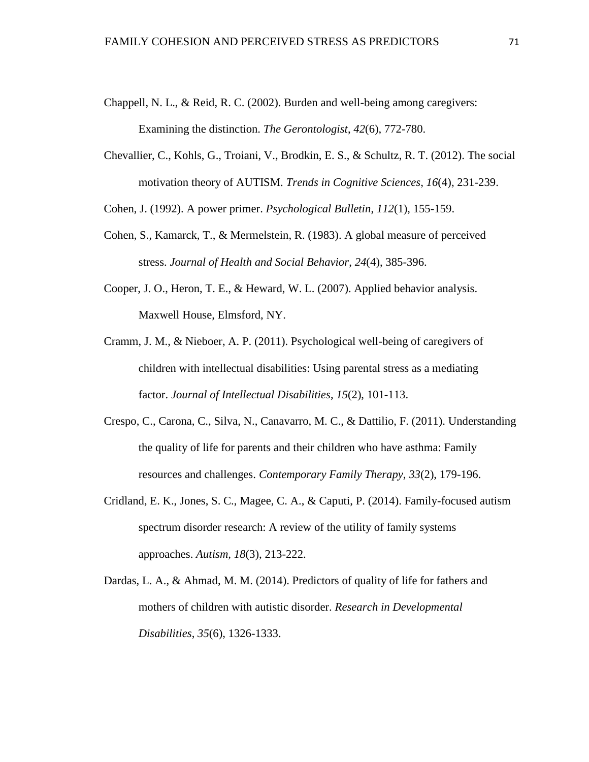Chappell, N. L., & Reid, R. C. (2002). Burden and well-being among caregivers: Examining the distinction. *The Gerontologist*, *42*(6), 772-780.

Chevallier, C., Kohls, G., Troiani, V., Brodkin, E. S., & Schultz, R. T. (2012). The social motivation theory of AUTISM. *Trends in Cognitive Sciences*, *16*(4), 231-239.

Cohen, J. (1992). A power primer. *Psychological Bulletin*, *112*(1), 155-159.

Cohen, S., Kamarck, T., & Mermelstein, R. (1983). A global measure of perceived stress. *Journal of Health and Social Behavior*, *24*(4), 385-396.

Cooper, J. O., Heron, T. E., & Heward, W. L. (2007). Applied behavior analysis. Maxwell House, Elmsford, NY.

Cramm, J. M., & Nieboer, A. P. (2011). Psychological well-being of caregivers of children with intellectual disabilities: Using parental stress as a mediating factor. *Journal of Intellectual Disabilities, 15*(2), 101-113.

Crespo, C., Carona, C., Silva, N., Canavarro, M. C., & Dattilio, F. (2011). Understanding the quality of life for parents and their children who have asthma: Family resources and challenges. *Contemporary Family Therapy*, *33*(2), 179-196.

Cridland, E. K., Jones, S. C., Magee, C. A., & Caputi, P. (2014). Family-focused autism spectrum disorder research: A review of the utility of family systems approaches. *Autism, 18*(3), 213-222.

Dardas, L. A., & Ahmad, M. M. (2014). Predictors of quality of life for fathers and mothers of children with autistic disorder. *Research in Developmental Disabilities*, *35*(6), 1326-1333.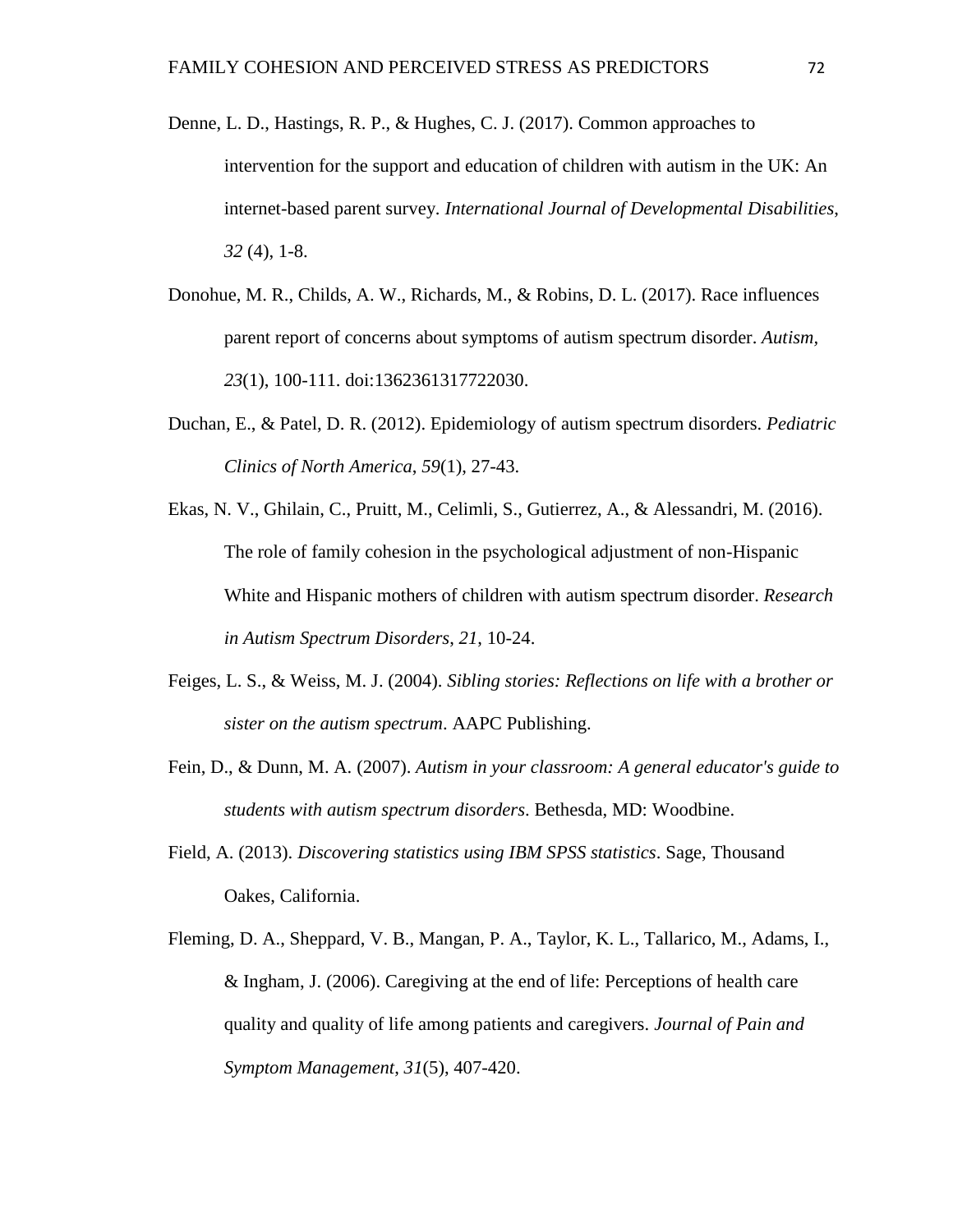Denne, L. D., Hastings, R. P., & Hughes, C. J. (2017). Common approaches to intervention for the support and education of children with autism in the UK: An internet-based parent survey. *International Journal of Developmental Disabilities*, *32* (4), 1-8.

Donohue, M. R., Childs, A. W., Richards, M., & Robins, D. L. (2017). Race influences parent report of concerns about symptoms of autism spectrum disorder. *Autism*, *23*(1), 100-111. doi:1362361317722030.

Duchan, E., & Patel, D. R. (2012). Epidemiology of autism spectrum disorders. *Pediatric Clinics of North America*, *59*(1), 27-43.

Ekas, N. V., Ghilain, C., Pruitt, M., Celimli, S., Gutierrez, A., & Alessandri, M. (2016). The role of family cohesion in the psychological adjustment of non-Hispanic White and Hispanic mothers of children with autism spectrum disorder. *Research in Autism Spectrum Disorders*, *21*, 10-24.

Feiges, L. S., & Weiss, M. J. (2004). *Sibling stories: Reflections on life with a brother or sister on the autism spectrum*. AAPC Publishing.

Fein, D., & Dunn, M. A. (2007). *Autism in your classroom: A general educator's guide to students with autism spectrum disorders*. Bethesda, MD: Woodbine.

Field, A. (2013). *Discovering statistics using IBM SPSS statistics*. Sage, Thousand Oakes, California.

Fleming, D. A., Sheppard, V. B., Mangan, P. A., Taylor, K. L., Tallarico, M., Adams, I., & Ingham, J. (2006). Caregiving at the end of life: Perceptions of health care quality and quality of life among patients and caregivers. *Journal of Pain and Symptom Management*, *31*(5), 407-420.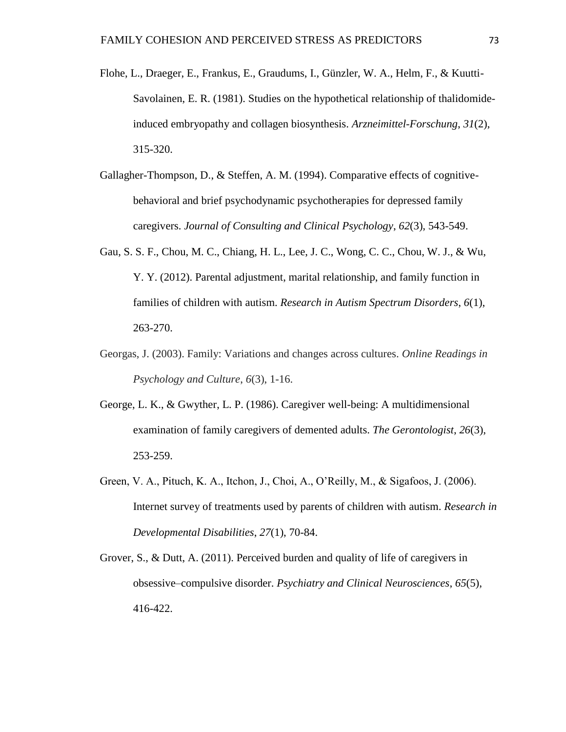Flohe, L., Draeger, E., Frankus, E., Graudums, I., Günzler, W. A., Helm, F., & Kuutti-Savolainen, E. R. (1981). Studies on the hypothetical relationship of thalidomide-induced embryopathy and collagen biosynthesis. *Arzneimittel-Forschung*, *31*(2), 315-320.

Gallagher-Thompson, D., & Steffen, A. M. (1994). Comparative effects of cognitive-behavioral and brief psychodynamic psychotherapies for depressed family caregivers. *Journal of Consulting and Clinical Psychology*, *62*(3), 543-549.

Gau, S. S. F., Chou, M. C., Chiang, H. L., Lee, J. C., Wong, C. C., Chou, W. J., & Wu, Y. Y. (2012). Parental adjustment, marital relationship, and family function in families of children with autism. *Research in Autism Spectrum Disorders*, *6*(1), 263-270.

Georgas, J. (2003). Family: Variations and changes across cultures. *Online Readings in Psychology and Culture*, *6*(3), 1-16.

George, L. K., & Gwyther, L. P. (1986). Caregiver well-being: A multidimensional examination of family caregivers of demented adults. *The Gerontologist*, *26*(3), 253-259.

Green, V. A., Pituch, K. A., Itchon, J., Choi, A., O'Reilly, M., & Sigafoos, J. (2006). Internet survey of treatments used by parents of children with autism. *Research in Developmental Disabilities*, *27*(1), 70-84.

Grover, S., & Dutt, A. (2011). Perceived burden and quality of life of caregivers in obsessive–compulsive disorder. *Psychiatry and Clinical Neurosciences*, *65*(5), 416-422.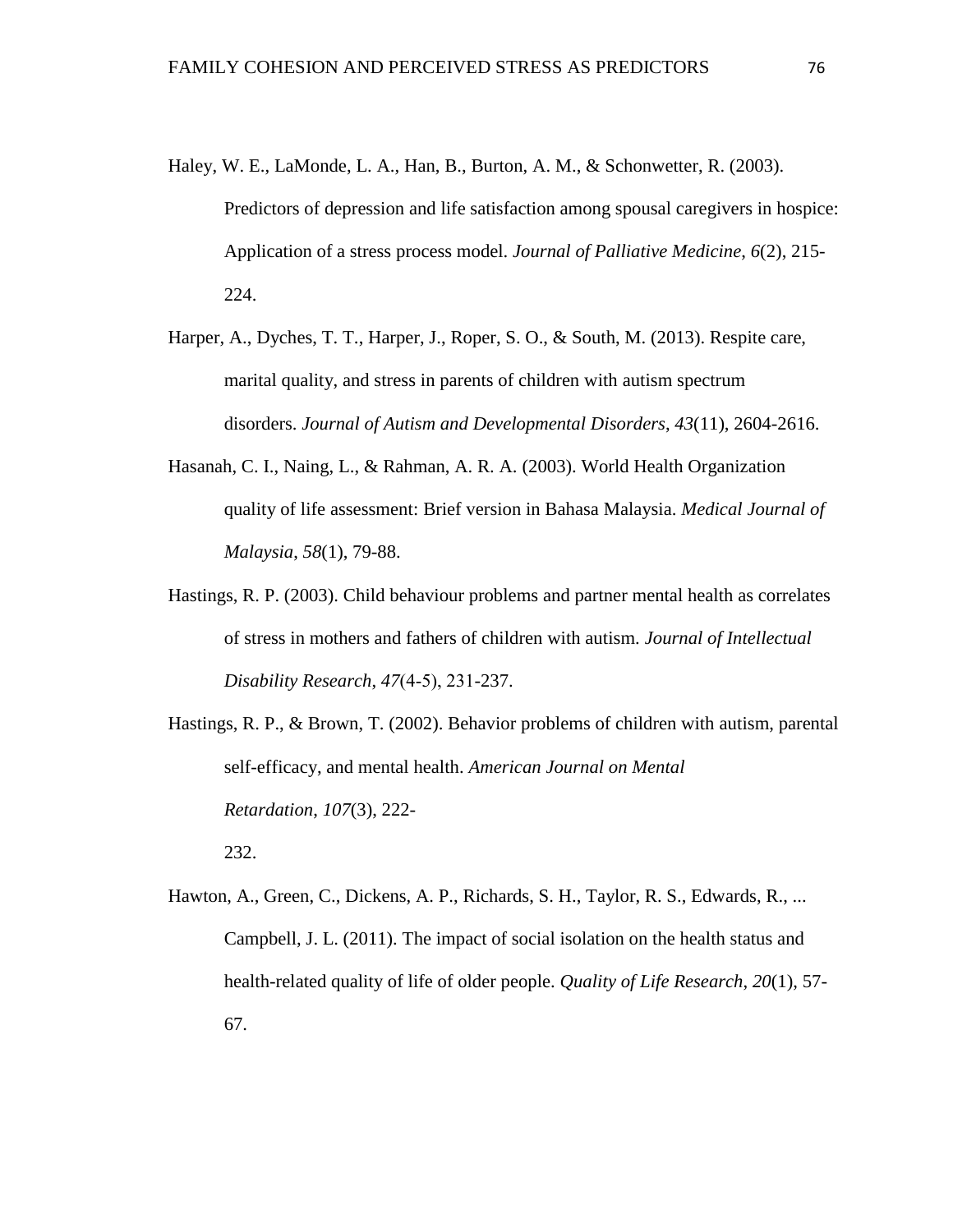Haley, W. E., LaMonde, L. A., Han, B., Burton, A. M., & Schonwetter, R. (2003). Predictors of depression and life satisfaction among spousal caregivers in hospice: Application of a stress process model. *Journal of Palliative Medicine*, *6*(2), 215-224.

Harper, A., Dyches, T. T., Harper, J., Roper, S. O., & South, M. (2013). Respite care, marital quality, and stress in parents of children with autism spectrum disorders. *Journal of Autism and Developmental Disorders*, *43*(11), 2604-2616.

Hasanah, C. I., Naing, L., & Rahman, A. R. A. (2003). World Health Organization quality of life assessment: Brief version in Bahasa Malaysia. *Medical Journal of Malaysia*, *58*(1), 79-88.

Hastings, R. P. (2003). Child behaviour problems and partner mental health as correlates of stress in mothers and fathers of children with autism. *Journal of Intellectual Disability Research*, *47*(4-5), 231-237.

Hastings, R. P., & Brown, T. (2002). Behavior problems of children with autism, parental self-efficacy, and mental health. *American Journal on Mental Retardation*, *107*(3), 222-232.

Hawton, A., Green, C., Dickens, A. P., Richards, S. H., Taylor, R. S., Edwards, R., ... Campbell, J. L. (2011). The impact of social isolation on the health status and health-related quality of life of older people. *Quality of Life Research*, *20*(1), 57-67.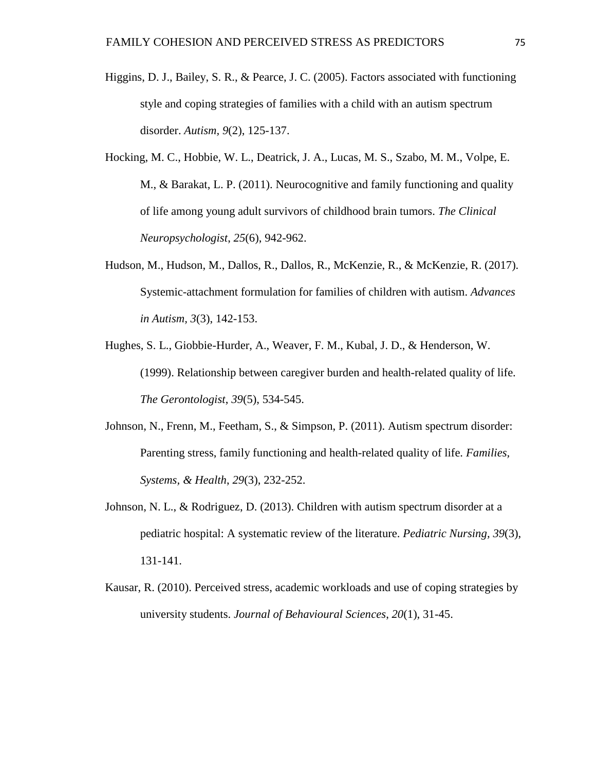Higgins, D. J., Bailey, S. R., & Pearce, J. C. (2005). Factors associated with functioning style and coping strategies of families with a child with an autism spectrum disorder. *Autism*, *9*(2), 125-137.

Hocking, M. C., Hobbie, W. L., Deatrick, J. A., Lucas, M. S., Szabo, M. M., Volpe, E. M., & Barakat, L. P. (2011). Neurocognitive and family functioning and quality of life among young adult survivors of childhood brain tumors. *The Clinical Neuropsychologist*, *25*(6), 942-962.

Hudson, M., Hudson, M., Dallos, R., Dallos, R., McKenzie, R., & McKenzie, R. (2017). Systemic-attachment formulation for families of children with autism. *Advances in Autism*, *3*(3), 142-153.

Hughes, S. L., Giobbie-Hurder, A., Weaver, F. M., Kubal, J. D., & Henderson, W. (1999). Relationship between caregiver burden and health-related quality of life. *The Gerontologist*, *39*(5), 534-545.

Johnson, N., Frenn, M., Feetham, S., & Simpson, P. (2011). Autism spectrum disorder: Parenting stress, family functioning and health-related quality of life. *Families, Systems, & Health*, *29*(3), 232-252.

Johnson, N. L., & Rodriguez, D. (2013). Children with autism spectrum disorder at a pediatric hospital: A systematic review of the literature. *Pediatric Nursing*, *39*(3), 131-141.

Kausar, R. (2010). Perceived stress, academic workloads and use of coping strategies by university students. *Journal of Behavioural Sciences*, *20*(1), 31-45.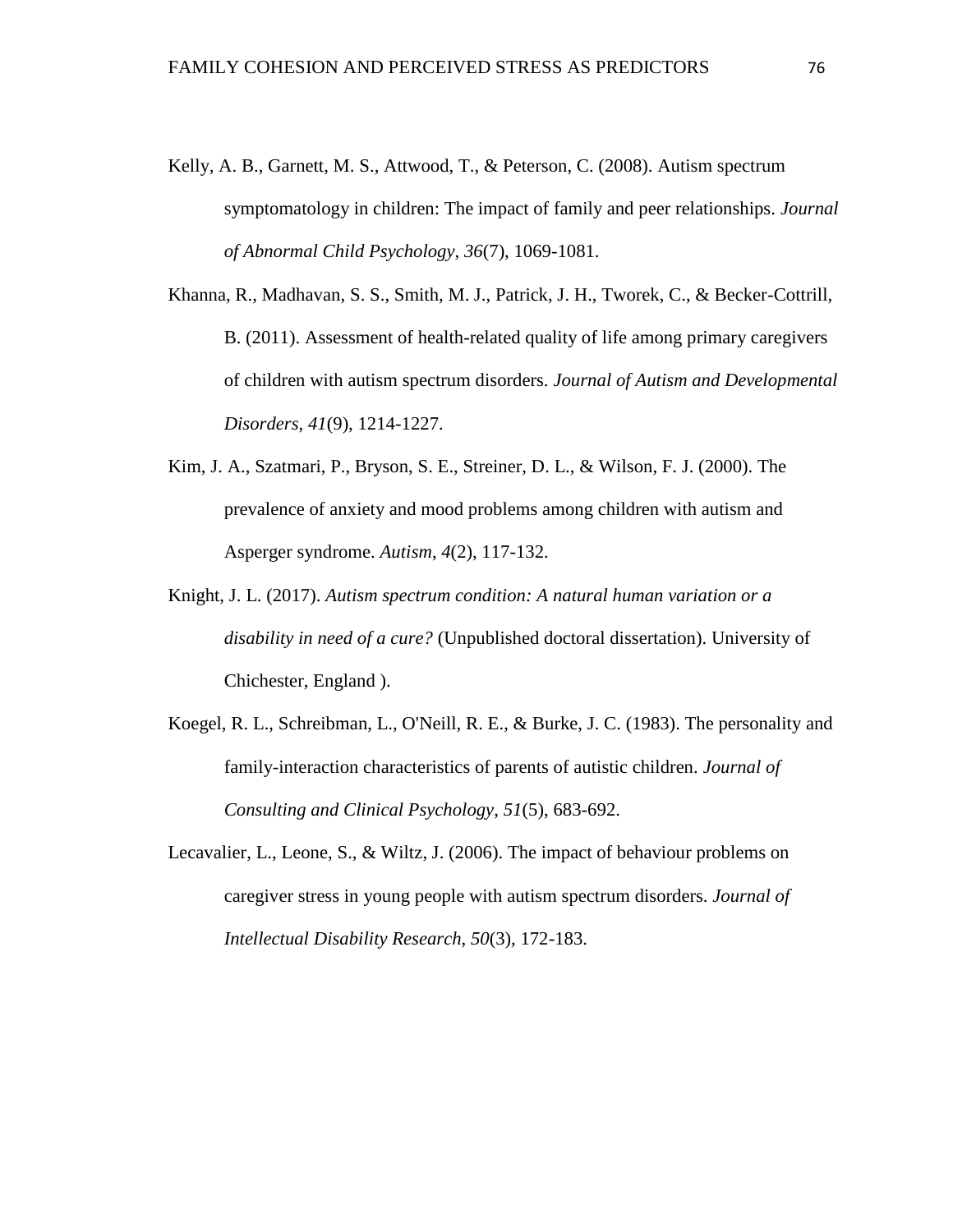Kelly, A. B., Garnett, M. S., Attwood, T., & Peterson, C. (2008). Autism spectrum symptomatology in children: The impact of family and peer relationships. *Journal of Abnormal Child Psychology*, *36*(7), 1069-1081.

Khanna, R., Madhavan, S. S., Smith, M. J., Patrick, J. H., Tworek, C., & Becker-Cottrill, B. (2011). Assessment of health-related quality of life among primary caregivers of children with autism spectrum disorders. *Journal of Autism and Developmental Disorders*, *41*(9), 1214-1227.

Kim, J. A., Szatmari, P., Bryson, S. E., Streiner, D. L., & Wilson, F. J. (2000). The prevalence of anxiety and mood problems among children with autism and Asperger syndrome. *Autism*, *4*(2), 117-132.

Knight, J. L. (2017). *Autism spectrum condition: A natural human variation or a disability in need of a cure?* (Unpublished doctoral dissertation). University of Chichester, England ).

Koegel, R. L., Schreibman, L., O'Neill, R. E., & Burke, J. C. (1983). The personality and family-interaction characteristics of parents of autistic children. *Journal of Consulting and Clinical Psychology*, *51*(5), 683-692.

Lecavalier, L., Leone, S., & Wiltz, J. (2006). The impact of behaviour problems on caregiver stress in young people with autism spectrum disorders. *Journal of Intellectual Disability Research*, *50*(3), 172-183.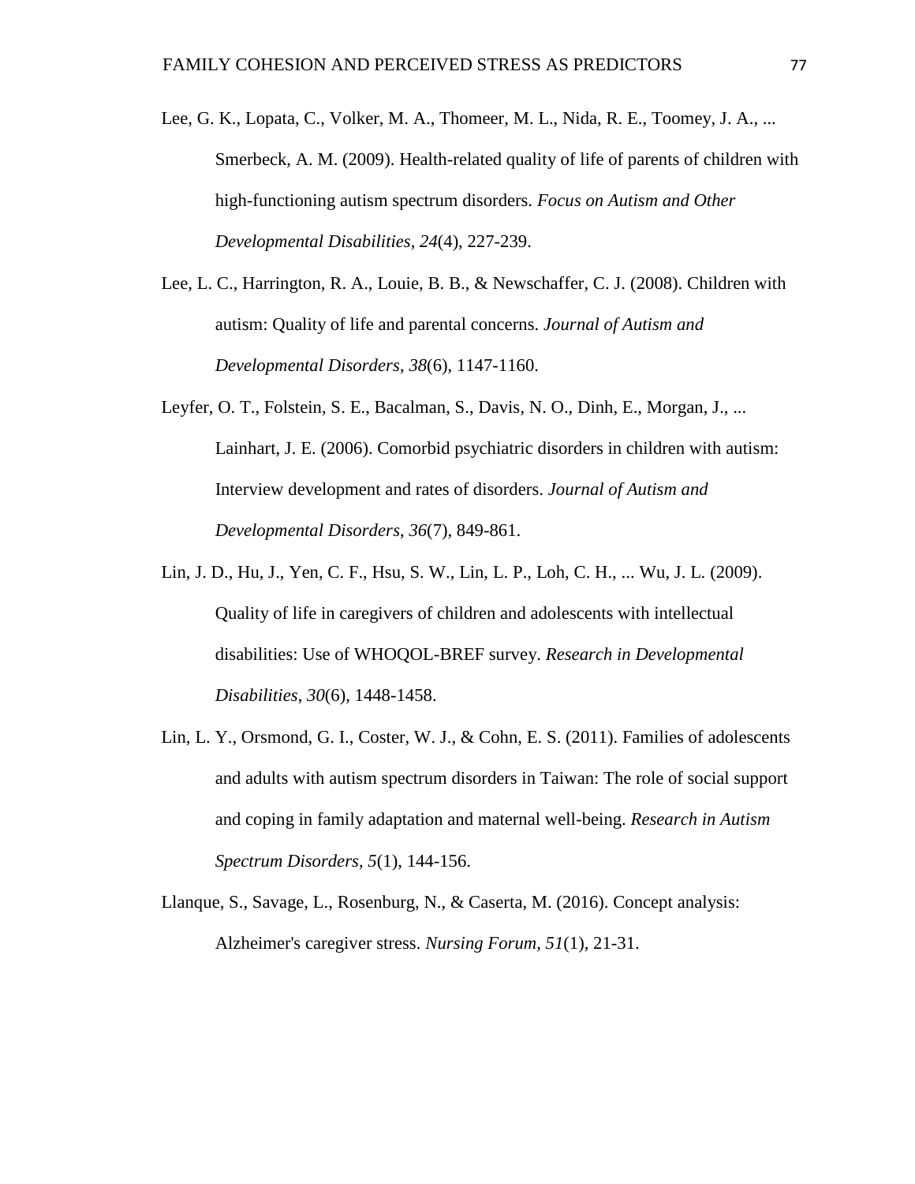Lee, G. K., Lopata, C., Volker, M. A., Thomeer, M. L., Nida, R. E., Toomey, J. A., ... Smerbeck, A. M. (2009). Health-related quality of life of parents of children with high-functioning autism spectrum disorders. *Focus on Autism and Other Developmental Disabilities*, *24*(4), 227-239.

Lee, L. C., Harrington, R. A., Louie, B. B., & Newschaffer, C. J. (2008). Children with autism: Quality of life and parental concerns. *Journal of Autism and Developmental Disorders*, *38*(6), 1147-1160.

Leyfer, O. T., Folstein, S. E., Bacalman, S., Davis, N. O., Dinh, E., Morgan, J., ... Lainhart, J. E. (2006). Comorbid psychiatric disorders in children with autism: Interview development and rates of disorders. *Journal of Autism and Developmental Disorders*, *36*(7), 849-861.

Lin, J. D., Hu, J., Yen, C. F., Hsu, S. W., Lin, L. P., Loh, C. H., ... Wu, J. L. (2009). Quality of life in caregivers of children and adolescents with intellectual disabilities: Use of WHOQOL-BREF survey. *Research in Developmental Disabilities*, *30*(6), 1448-1458.

Lin, L. Y., Orsmond, G. I., Coster, W. J., & Cohn, E. S. (2011). Families of adolescents and adults with autism spectrum disorders in Taiwan: The role of social support and coping in family adaptation and maternal well-being. *Research in Autism Spectrum Disorders*, *5*(1), 144-156.

Llanque, S., Savage, L., Rosenburg, N., & Caserta, M. (2016). Concept analysis: Alzheimer's caregiver stress. *Nursing Forum*, *51*(1), 21-31.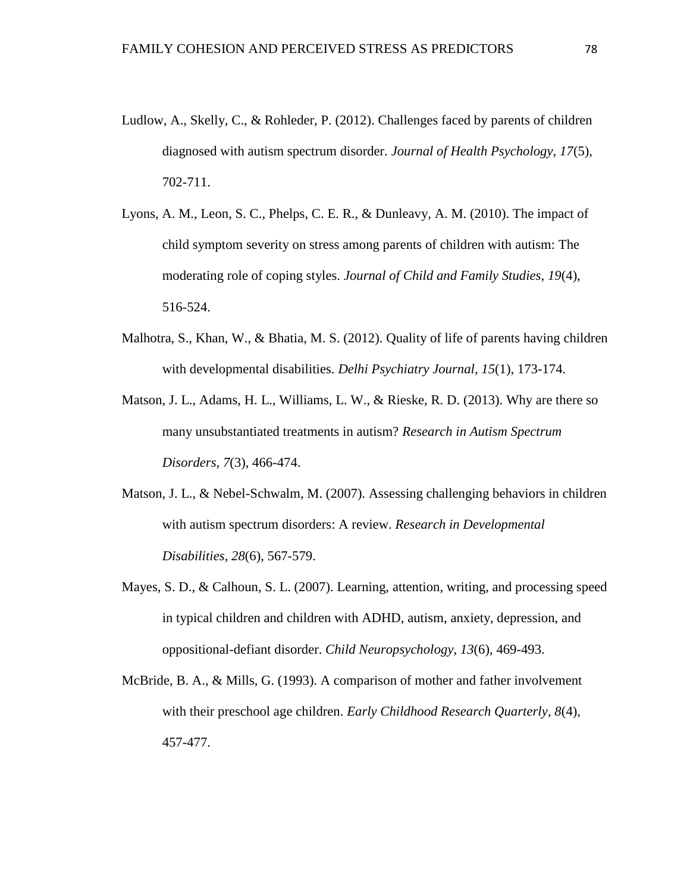Ludlow, A., Skelly, C., & Rohleder, P. (2012). Challenges faced by parents of children diagnosed with autism spectrum disorder. *Journal of Health Psychology*, *17*(5), 702-711.

Lyons, A. M., Leon, S. C., Phelps, C. E. R., & Dunleavy, A. M. (2010). The impact of child symptom severity on stress among parents of children with autism: The moderating role of coping styles. *Journal of Child and Family Studies*, *19*(4), 516-524.

Malhotra, S., Khan, W., & Bhatia, M. S. (2012). Quality of life of parents having children with developmental disabilities. *Delhi Psychiatry Journal*, *15*(1), 173-174.

Matson, J. L., Adams, H. L., Williams, L. W., & Rieske, R. D. (2013). Why are there so many unsubstantiated treatments in autism? *Research in Autism Spectrum Disorders*, *7*(3), 466-474.

Matson, J. L., & Nebel-Schwalm, M. (2007). Assessing challenging behaviors in children with autism spectrum disorders: A review. *Research in Developmental Disabilities*, *28*(6), 567-579.

Mayes, S. D., & Calhoun, S. L. (2007). Learning, attention, writing, and processing speed in typical children and children with ADHD, autism, anxiety, depression, and oppositional-defiant disorder. *Child Neuropsychology*, *13*(6), 469-493.

McBride, B. A., & Mills, G. (1993). A comparison of mother and father involvement with their preschool age children. *Early Childhood Research Quarterly*, *8*(4), 457-477.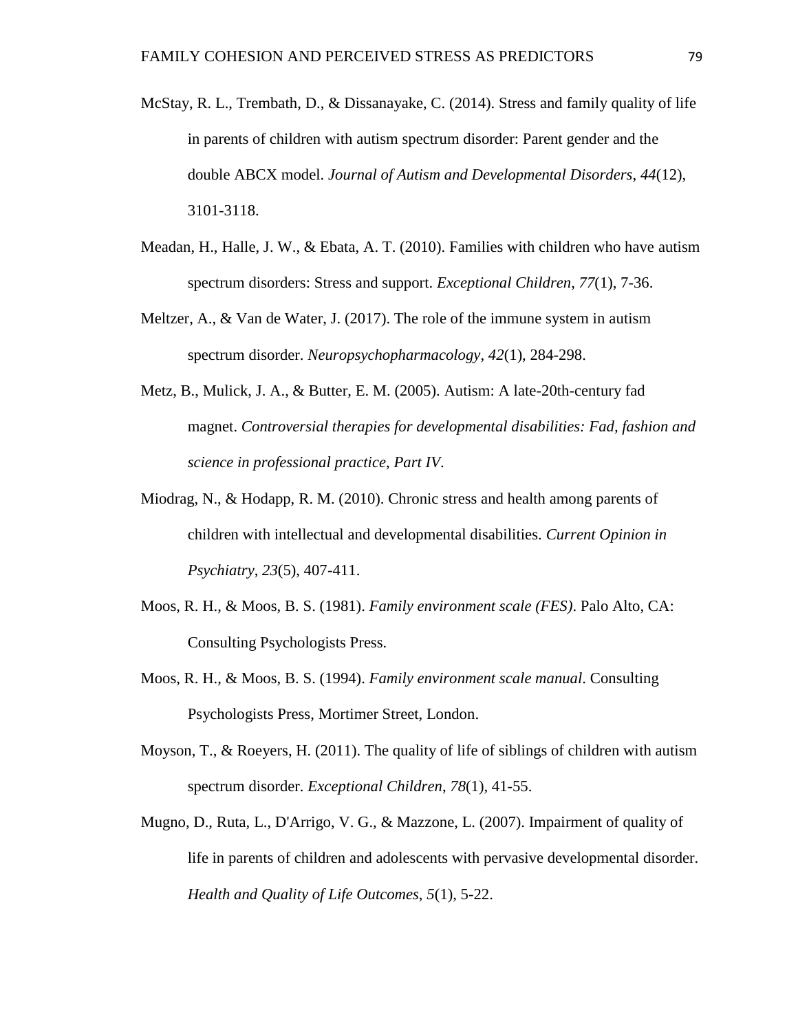McStay, R. L., Trembath, D., & Dissanayake, C. (2014). Stress and family quality of life in parents of children with autism spectrum disorder: Parent gender and the double ABCX model. *Journal of Autism and Developmental Disorders*, *44*(12), 3101-3118.

Meadan, H., Halle, J. W., & Ebata, A. T. (2010). Families with children who have autism spectrum disorders: Stress and support. *Exceptional Children*, *77*(1), 7-36.

Meltzer, A., & Van de Water, J. (2017). The role of the immune system in autism spectrum disorder. *Neuropsychopharmacology*, *42*(1), 284-298.

Metz, B., Mulick, J. A., & Butter, E. M. (2005). Autism: A late-20th-century fad magnet. *Controversial therapies for developmental disabilities: Fad, fashion and science in professional practice*, *Part IV*.

Miodrag, N., & Hodapp, R. M. (2010). Chronic stress and health among parents of children with intellectual and developmental disabilities. *Current Opinion in Psychiatry*, *23*(5), 407-411.

Moos, R. H., & Moos, B. S. (1981). *Family environment scale (FES)*. Palo Alto, CA: Consulting Psychologists Press.

Moos, R. H., & Moos, B. S. (1994). *Family environment scale manual*. Consulting Psychologists Press, Mortimer Street, London.

Moyson, T., & Roeyers, H. (2011). The quality of life of siblings of children with autism spectrum disorder. *Exceptional Children*, *78*(1), 41-55.

Mugno, D., Ruta, L., D'Arrigo, V. G., & Mazzone, L. (2007). Impairment of quality of life in parents of children and adolescents with pervasive developmental disorder. *Health and Quality of Life Outcomes*, *5*(1), 5-22.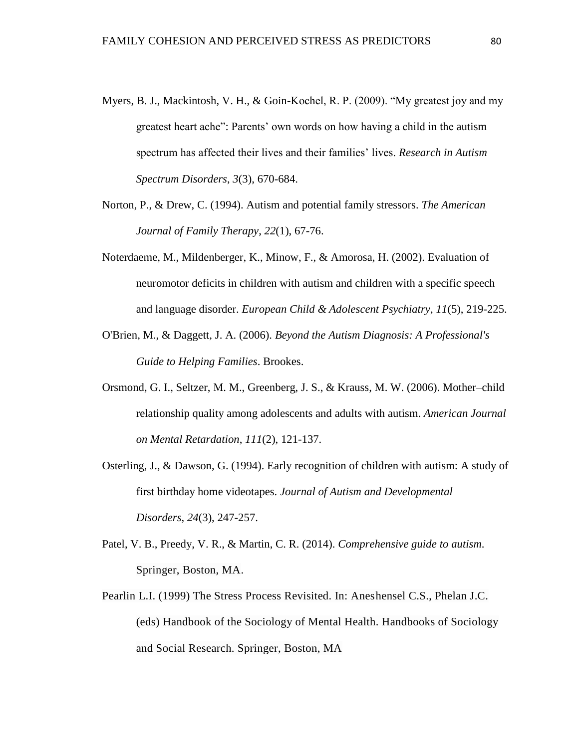Myers, B. J., Mackintosh, V. H., & Goin-Kochel, R. P. (2009). “My greatest joy and my greatest heart ache”: Parents’ own words on how having a child in the autism spectrum has affected their lives and their families’ lives. *Research in Autism Spectrum Disorders*, *3*(3), 670-684.

Norton, P., & Drew, C. (1994). Autism and potential family stressors. *The American Journal of Family Therapy*, *22*(1), 67-76.

Noterdaeme, M., Mildenberger, K., Minow, F., & Amorosa, H. (2002). Evaluation of neuromotor deficits in children with autism and children with a specific speech and language disorder. *European Child & Adolescent Psychiatry*, *11*(5), 219-225.

O'Brien, M., & Daggett, J. A. (2006). *Beyond the Autism Diagnosis: A Professional's Guide to Helping Families*. Brookes.

Orsmond, G. I., Seltzer, M. M., Greenberg, J. S., & Krauss, M. W. (2006). Mother–child relationship quality among adolescents and adults with autism. *American Journal on Mental Retardation*, *111*(2), 121-137.

Osterling, J., & Dawson, G. (1994). Early recognition of children with autism: A study of first birthday home videotapes. *Journal of Autism and Developmental Disorders*, *24*(3), 247-257.

Patel, V. B., Preedy, V. R., & Martin, C. R. (2014). *Comprehensive guide to autism*. Springer, Boston, MA.

Pearlin L.I. (1999) The Stress Process Revisited. In: Aneshensel C.S., Phelan J.C. (eds) Handbook of the Sociology of Mental Health. Handbooks of Sociology and Social Research. Springer, Boston, MA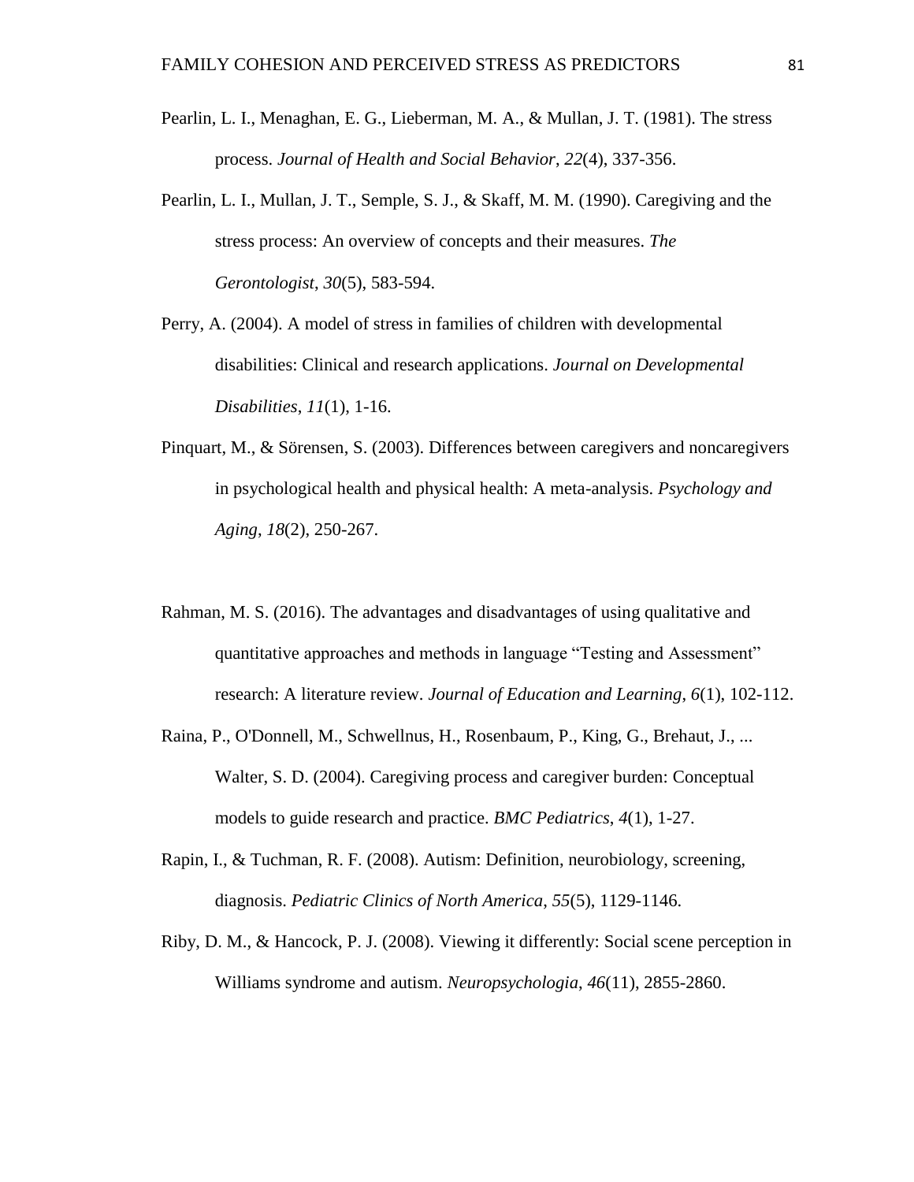Pearlin, L. I., Menaghan, E. G., Lieberman, M. A., & Mullan, J. T. (1981). The stress process. *Journal of Health and Social Behavior*, *22*(4), 337-356.

Pearlin, L. I., Mullan, J. T., Semple, S. J., & Skaff, M. M. (1990). Caregiving and the stress process: An overview of concepts and their measures. *The Gerontologist*, *30*(5), 583-594.

Perry, A. (2004). A model of stress in families of children with developmental disabilities: Clinical and research applications. *Journal on Developmental Disabilities*, *11*(1), 1-16.

Pinquart, M., & Sörensen, S. (2003). Differences between caregivers and noncaregivers in psychological health and physical health: A meta-analysis. *Psychology and Aging*, *18*(2), 250-267.

Rahman, M. S. (2016). The advantages and disadvantages of using qualitative and quantitative approaches and methods in language "Testing and Assessment" research: A literature review. *Journal of Education and Learning, 6*(1), 102-112.

Raina, P., O'Donnell, M., Schwellnus, H., Rosenbaum, P., King, G., Brehaut, J., ... Walter, S. D. (2004). Caregiving process and caregiver burden: Conceptual models to guide research and practice. *BMC Pediatrics*, *4*(1), 1-27.

Rapin, I., & Tuchman, R. F. (2008). Autism: Definition, neurobiology, screening, diagnosis. *Pediatric Clinics of North America*, *55*(5), 1129-1146.

Riby, D. M., & Hancock, P. J. (2008). Viewing it differently: Social scene perception in Williams syndrome and autism. *Neuropsychologia*, *46*(11), 2855-2860.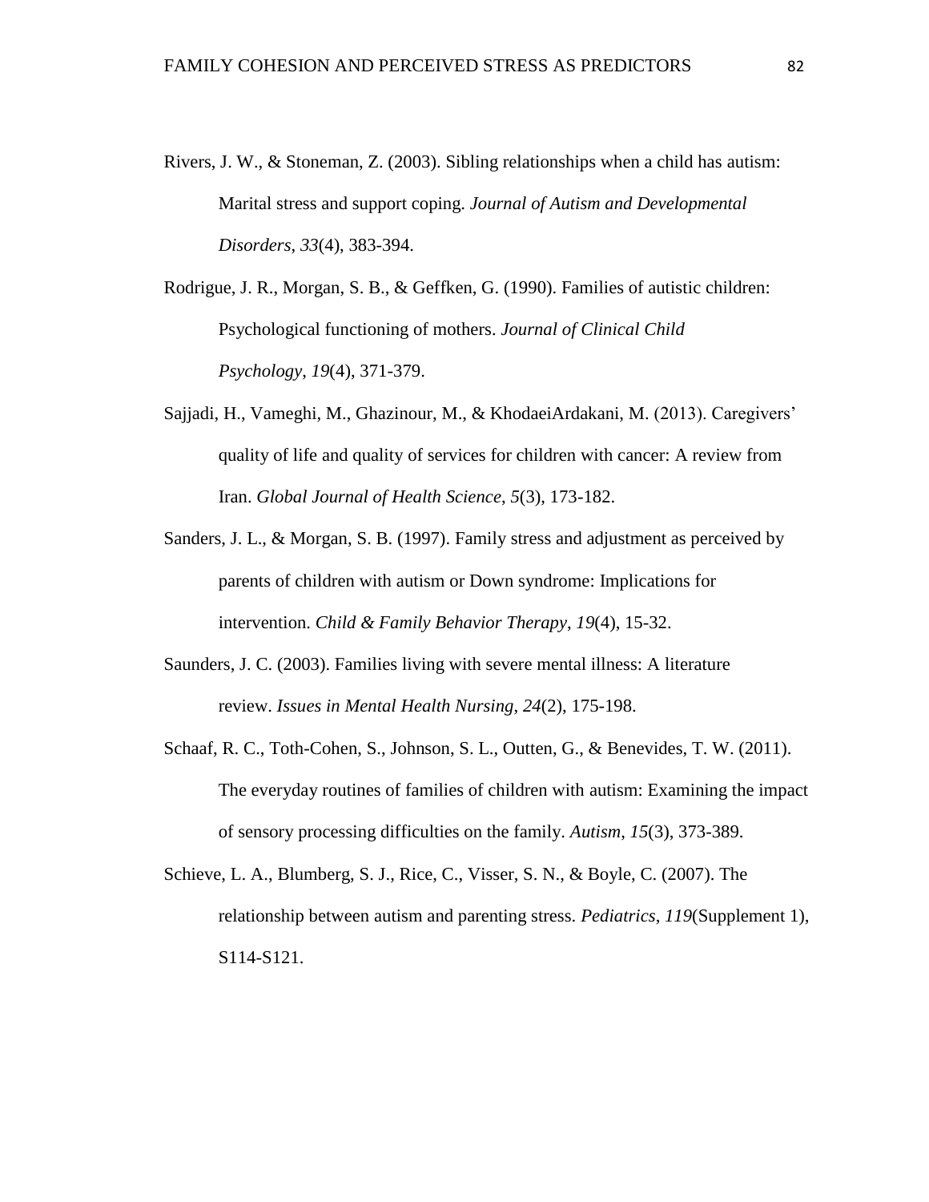Rivers, J. W., & Stoneman, Z. (2003). Sibling relationships when a child has autism: Marital stress and support coping. *Journal of Autism and Developmental Disorders*, *33*(4), 383-394.

Rodrigue, J. R., Morgan, S. B., & Geffken, G. (1990). Families of autistic children: Psychological functioning of mothers. *Journal of Clinical Child Psychology*, *19*(4), 371-379.

Sajjadi, H., Vameghi, M., Ghazinour, M., & KhodaeiArdakani, M. (2013). Caregivers' quality of life and quality of services for children with cancer: A review from Iran. *Global Journal of Health Science*, *5*(3), 173-182.

Sanders, J. L., & Morgan, S. B. (1997). Family stress and adjustment as perceived by parents of children with autism or Down syndrome: Implications for intervention. *Child & Family Behavior Therapy*, *19*(4), 15-32.

Saunders, J. C. (2003). Families living with severe mental illness: A literature review. *Issues in Mental Health Nursing*, *24*(2), 175-198.

Schaaf, R. C., Toth-Cohen, S., Johnson, S. L., Outten, G., & Benevides, T. W. (2011). The everyday routines of families of children with autism: Examining the impact of sensory processing difficulties on the family. *Autism*, *15*(3), 373-389.

Schieve, L. A., Blumberg, S. J., Rice, C., Visser, S. N., & Boyle, C. (2007). The relationship between autism and parenting stress. *Pediatrics*, *119*(Supplement 1), S114-S121.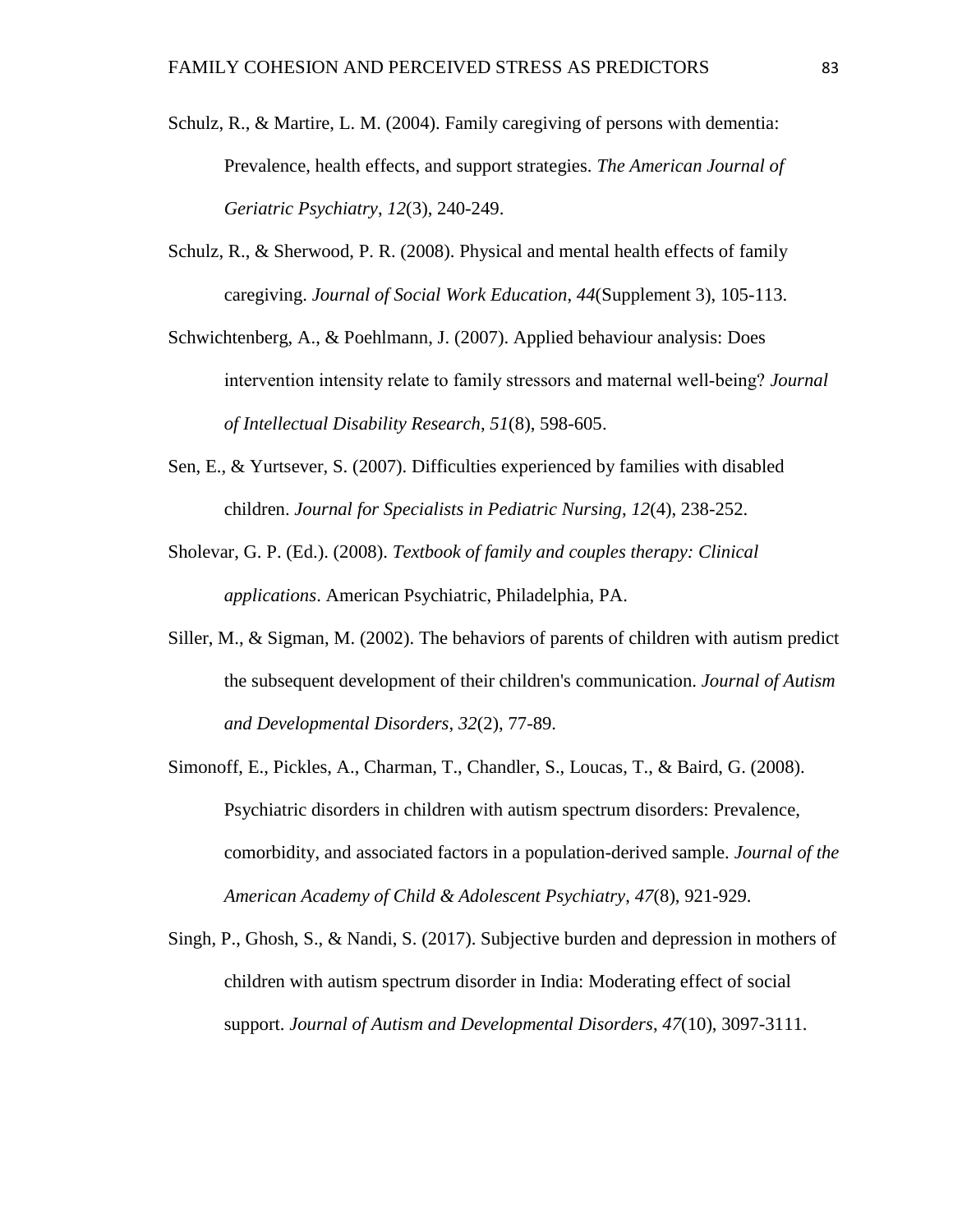Schulz, R., & Martire, L. M. (2004). Family caregiving of persons with dementia: Prevalence, health effects, and support strategies. *The American Journal of Geriatric Psychiatry*, *12*(3), 240-249.

Schulz, R., & Sherwood, P. R. (2008). Physical and mental health effects of family caregiving. *Journal of Social Work Education*, *44*(Supplement 3), 105-113.

Schwichtenberg, A., & Poehlmann, J. (2007). Applied behaviour analysis: Does intervention intensity relate to family stressors and maternal well-being? *Journal of Intellectual Disability Research*, *51*(8), 598-605.

Sen, E., & Yurtsever, S. (2007). Difficulties experienced by families with disabled children. *Journal for Specialists in Pediatric Nursing*, *12*(4), 238-252.

Sholevar, G. P. (Ed.). (2008). *Textbook of family and couples therapy: Clinical applications*. American Psychiatric, Philadelphia, PA.

Siller, M., & Sigman, M. (2002). The behaviors of parents of children with autism predict the subsequent development of their children's communication. *Journal of Autism and Developmental Disorders*, *32*(2), 77-89.

Simonoff, E., Pickles, A., Charman, T., Chandler, S., Loucas, T., & Baird, G. (2008). Psychiatric disorders in children with autism spectrum disorders: Prevalence, comorbidity, and associated factors in a population-derived sample. *Journal of the American Academy of Child & Adolescent Psychiatry*, *47*(8), 921-929.

Singh, P., Ghosh, S., & Nandi, S. (2017). Subjective burden and depression in mothers of children with autism spectrum disorder in India: Moderating effect of social support. *Journal of Autism and Developmental Disorders*, *47*(10), 3097-3111.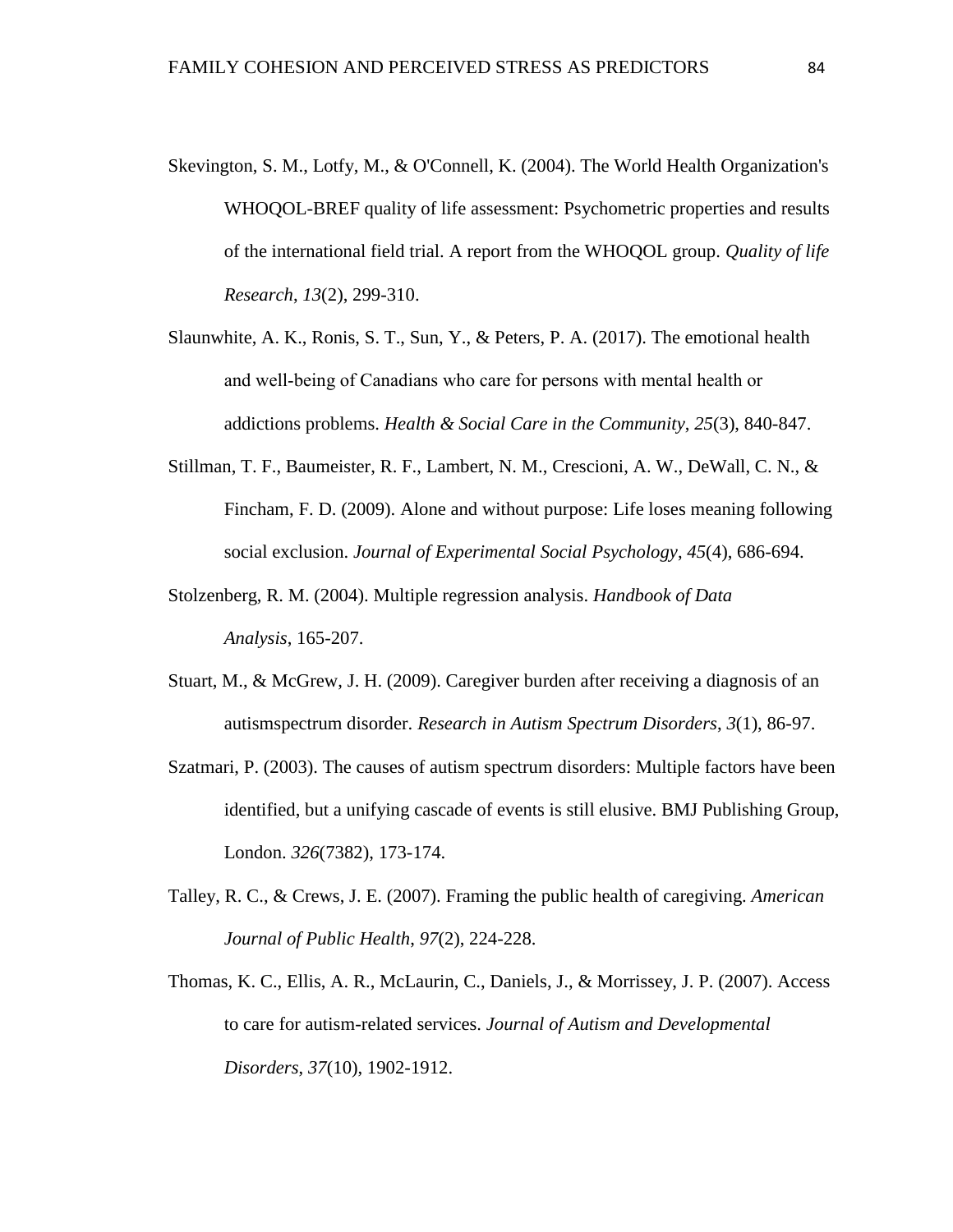Skevington, S. M., Lotfy, M., & O'Connell, K. (2004). The World Health Organization's WHOQOL-BREF quality of life assessment: Psychometric properties and results of the international field trial. A report from the WHOQOL group. *Quality of life Research*, *13*(2), 299-310.

Slaunwhite, A. K., Ronis, S. T., Sun, Y., & Peters, P. A. (2017). The emotional health and well-being of Canadians who care for persons with mental health or addictions problems. *Health & Social Care in the Community*, *25*(3), 840-847.

Stillman, T. F., Baumeister, R. F., Lambert, N. M., Crescioni, A. W., DeWall, C. N., & Fincham, F. D. (2009). Alone and without purpose: Life loses meaning following social exclusion. *Journal of Experimental Social Psychology*, *45*(4), 686-694.

Stolzenberg, R. M. (2004). Multiple regression analysis. *Handbook of Data Analysis*, 165-207.

Stuart, M., & McGrew, J. H. (2009). Caregiver burden after receiving a diagnosis of an autismspectrum disorder. *Research in Autism Spectrum Disorders*, *3*(1), 86-97.

Szatmari, P. (2003). The causes of autism spectrum disorders: Multiple factors have been identified, but a unifying cascade of events is still elusive. BMJ Publishing Group, London. *326*(7382), 173-174.

Talley, R. C., & Crews, J. E. (2007). Framing the public health of caregiving. *American Journal of Public Health*, *97*(2), 224-228.

Thomas, K. C., Ellis, A. R., McLaurin, C., Daniels, J., & Morrissey, J. P. (2007). Access to care for autism-related services. *Journal of Autism and Developmental Disorders*, *37*(10), 1902-1912.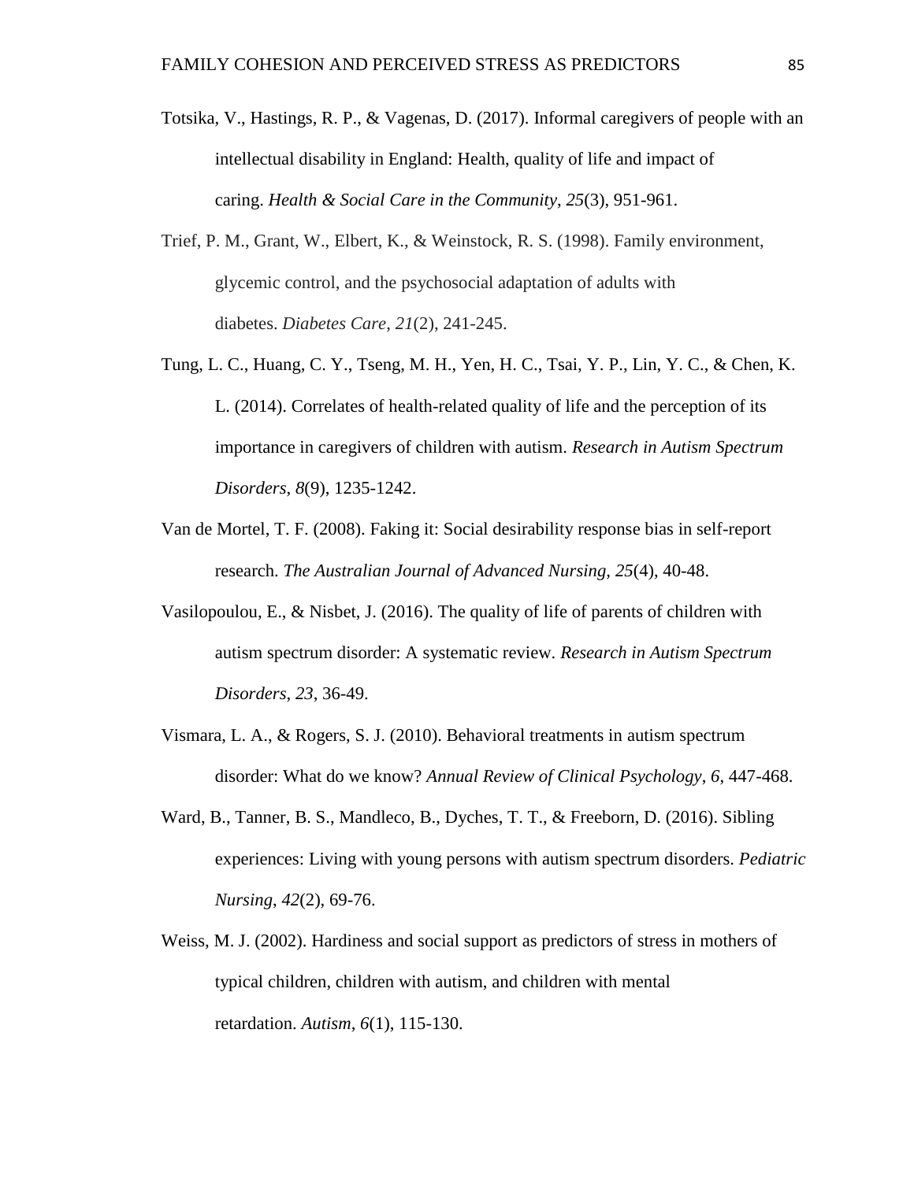Totsika, V., Hastings, R. P., & Vagenas, D. (2017). Informal caregivers of people with an intellectual disability in England: Health, quality of life and impact of caring. *Health & Social Care in the Community*, *25*(3), 951-961.

Trief, P. M., Grant, W., Elbert, K., & Weinstock, R. S. (1998). Family environment, glycemic control, and the psychosocial adaptation of adults with diabetes. *Diabetes Care*, *21*(2), 241-245.

Tung, L. C., Huang, C. Y., Tseng, M. H., Yen, H. C., Tsai, Y. P., Lin, Y. C., & Chen, K. L. (2014). Correlates of health-related quality of life and the perception of its importance in caregivers of children with autism. *Research in Autism Spectrum Disorders*, *8*(9), 1235-1242.

Van de Mortel, T. F. (2008). Faking it: Social desirability response bias in self-report research. *The Australian Journal of Advanced Nursing*, *25*(4), 40-48.

Vasilopoulou, E., & Nisbet, J. (2016). The quality of life of parents of children with autism spectrum disorder: A systematic review. *Research in Autism Spectrum Disorders*, *23*, 36-49.

Vismara, L. A., & Rogers, S. J. (2010). Behavioral treatments in autism spectrum disorder: What do we know? *Annual Review of Clinical Psychology*, *6*, 447-468.

Ward, B., Tanner, B. S., Mandleco, B., Dyches, T. T., & Freeborn, D. (2016). Sibling experiences: Living with young persons with autism spectrum disorders. *Pediatric Nursing*, *42*(2), 69-76.

Weiss, M. J. (2002). Hardiness and social support as predictors of stress in mothers of typical children, children with autism, and children with mental retardation. *Autism*, *6*(1), 115-130.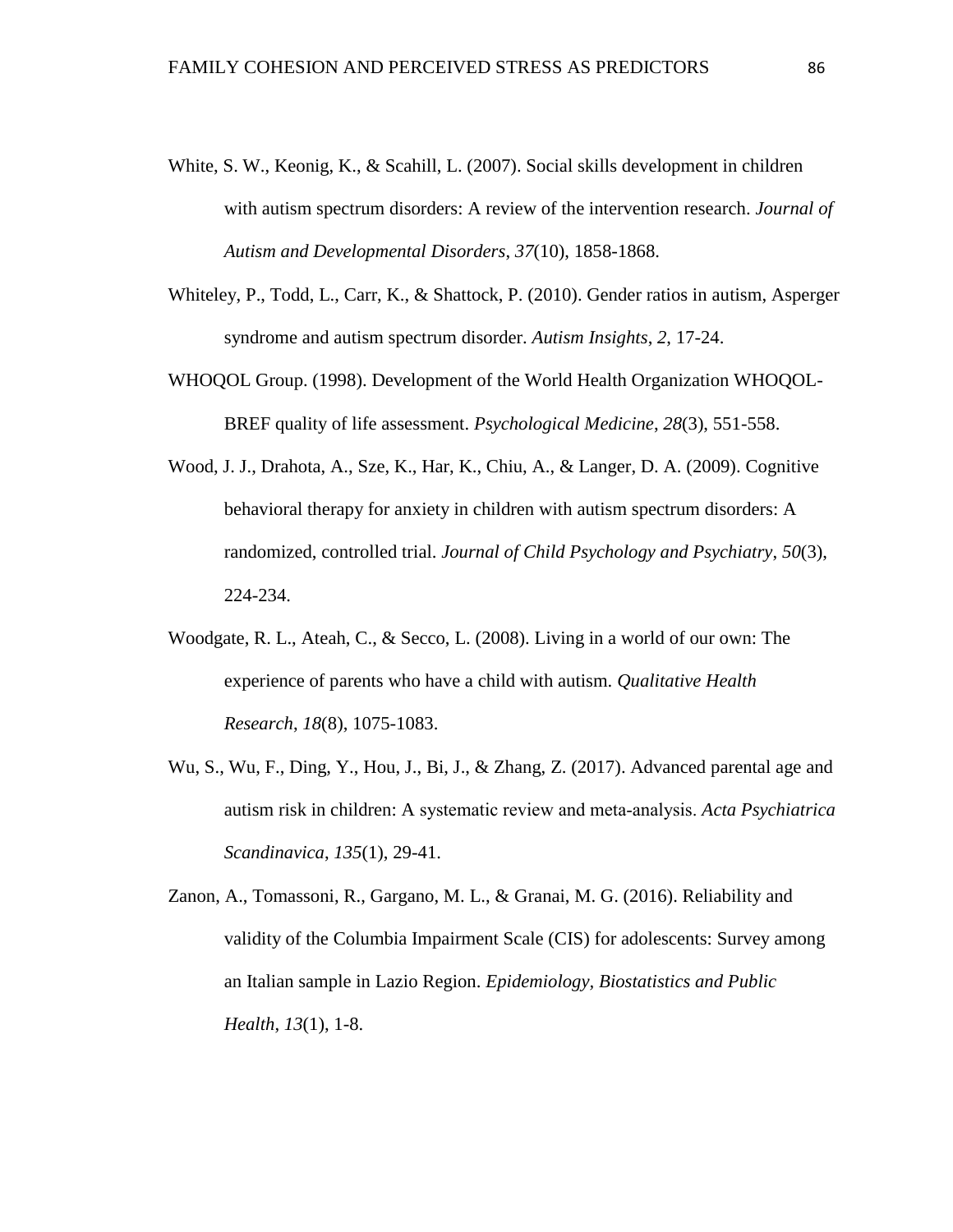White, S. W., Keonig, K., & Scahill, L. (2007). Social skills development in children with autism spectrum disorders: A review of the intervention research. *Journal of Autism and Developmental Disorders*, *37*(10), 1858-1868.

Whiteley, P., Todd, L., Carr, K., & Shattock, P. (2010). Gender ratios in autism, Asperger syndrome and autism spectrum disorder. *Autism Insights*, *2*, 17-24.

WHOQOL Group. (1998). Development of the World Health Organization WHOQOL-BREF quality of life assessment. *Psychological Medicine*, *28*(3), 551-558.

Wood, J. J., Drahota, A., Sze, K., Har, K., Chiu, A., & Langer, D. A. (2009). Cognitive behavioral therapy for anxiety in children with autism spectrum disorders: A randomized, controlled trial. *Journal of Child Psychology and Psychiatry*, *50*(3), 224-234.

Woodgate, R. L., Ateah, C., & Secco, L. (2008). Living in a world of our own: The experience of parents who have a child with autism. *Qualitative Health Research*, *18*(8), 1075-1083.

Wu, S., Wu, F., Ding, Y., Hou, J., Bi, J., & Zhang, Z. (2017). Advanced parental age and autism risk in children: A systematic review and meta-analysis. *Acta Psychiatrica Scandinavica*, *135*(1), 29-41.

Zanon, A., Tomassoni, R., Gargano, M. L., & Granai, M. G. (2016). Reliability and validity of the Columbia Impairment Scale (CIS) for adolescents: Survey among an Italian sample in Lazio Region. *Epidemiology, Biostatistics and Public Health*, *13*(1), 1-8.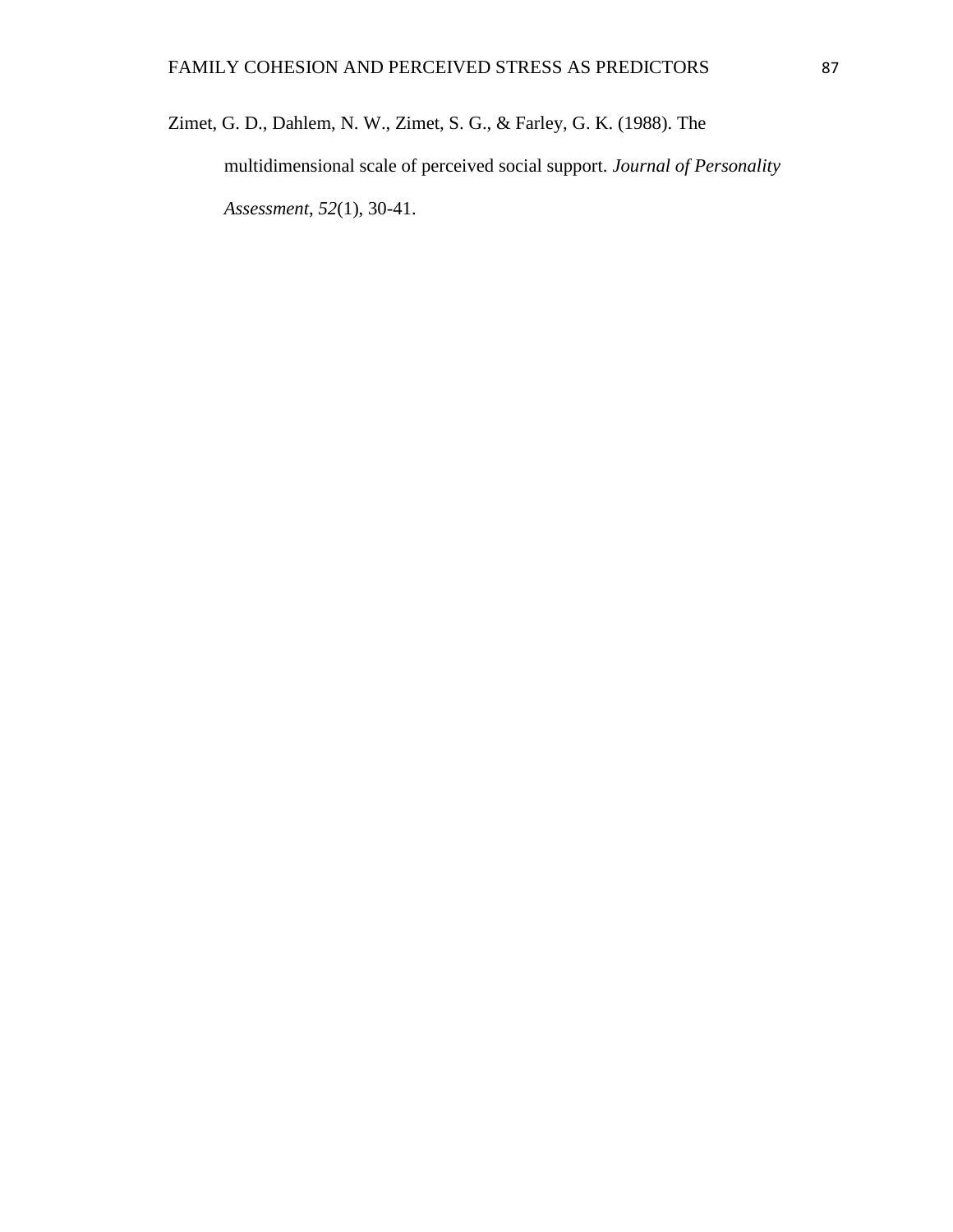Zimet, G. D., Dahlem, N. W., Zimet, S. G., & Farley, G. K. (1988). The multidimensional scale of perceived social support. *Journal of Personality Assessment*, *52*(1), 30-41.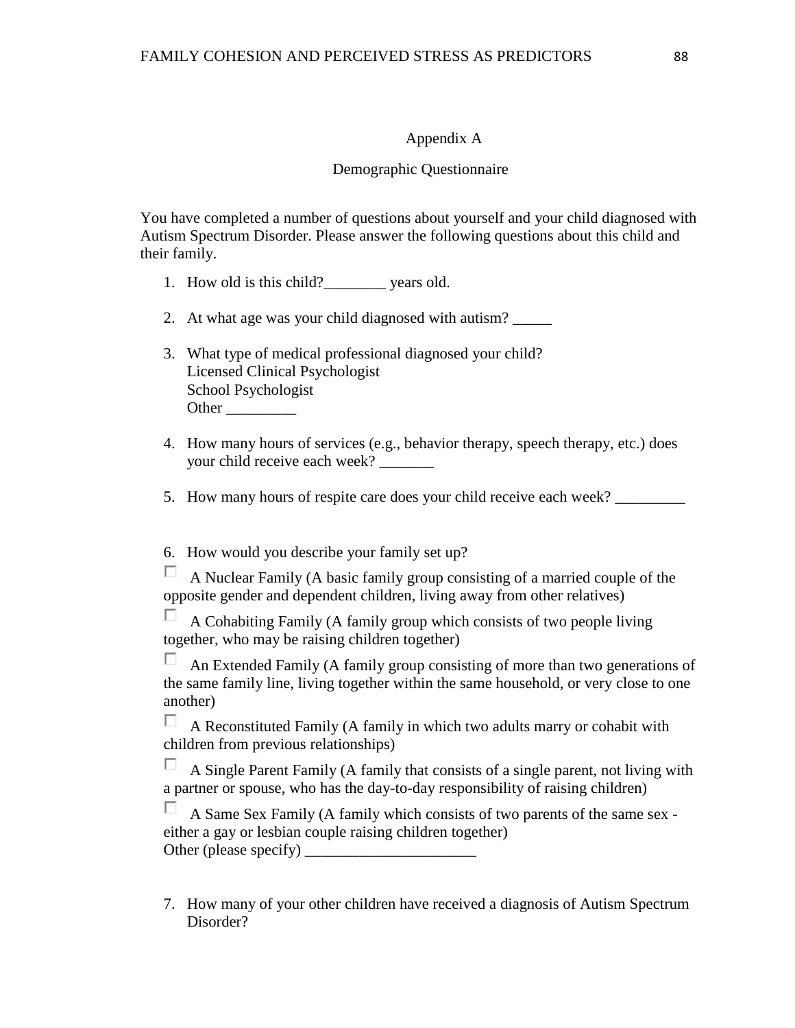# Appendix A

## Demographic Questionnaire

You have completed a number of questions about yourself and your child diagnosed with Autism Spectrum Disorder. Please answer the following questions about this child and their family.

1. How old is this child?________ years old.

2. At what age was your child diagnosed with autism? _____

3. What type of medical professional diagnosed your child?
   Licensed Clinical Psychologist
   School Psychologist
   Other _________

4. How many hours of services (e.g., behavior therapy, speech therapy, etc.) does your child receive each week? _______

5. How many hours of respite care does your child receive each week? _________

6. How would you describe your family set up?

☐ A Nuclear Family (A basic family group consisting of a married couple of the opposite gender and dependent children, living away from other relatives)

☐ A Cohabiting Family (A family group which consists of two people living together, who may be raising children together)

☐ An Extended Family (A family group consisting of more than two generations of the same family line, living together within the same household, or very close to one another)

☐ A Reconstituted Family (A family in which two adults marry or cohabit with children from previous relationships)

☐ A Single Parent Family (A family that consists of a single parent, not living with a partner or spouse, who has the day-to-day responsibility of raising children)

☐ A Same Sex Family (A family which consists of two parents of the same sex - either a gay or lesbian couple raising children together)
Other (please specify) ______________________

7. How many of your other children have received a diagnosis of Autism Spectrum Disorder?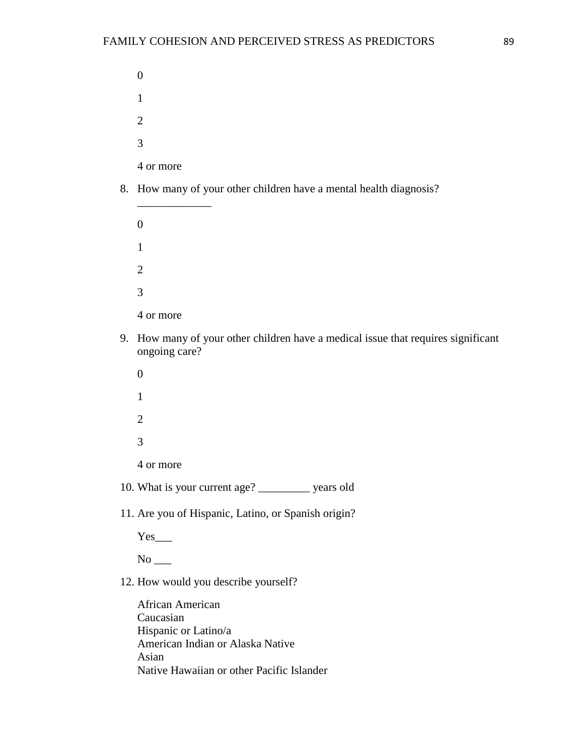0

1

2

3

4 or more

8. How many of your other children have a mental health diagnosis? _____________

   0

   1

   2

   3

   4 or more

9. How many of your other children have a medical issue that requires significant ongoing care?

   0

   1

   2

   3

   4 or more

10. What is your current age? _________ years old

11. Are you of Hispanic, Latino, or Spanish origin?

    Yes___

    No ___

12. How would you describe yourself?

    African American
    Caucasian
    Hispanic or Latino/a
    American Indian or Alaska Native
    Asian
    Native Hawaiian or other Pacific Islander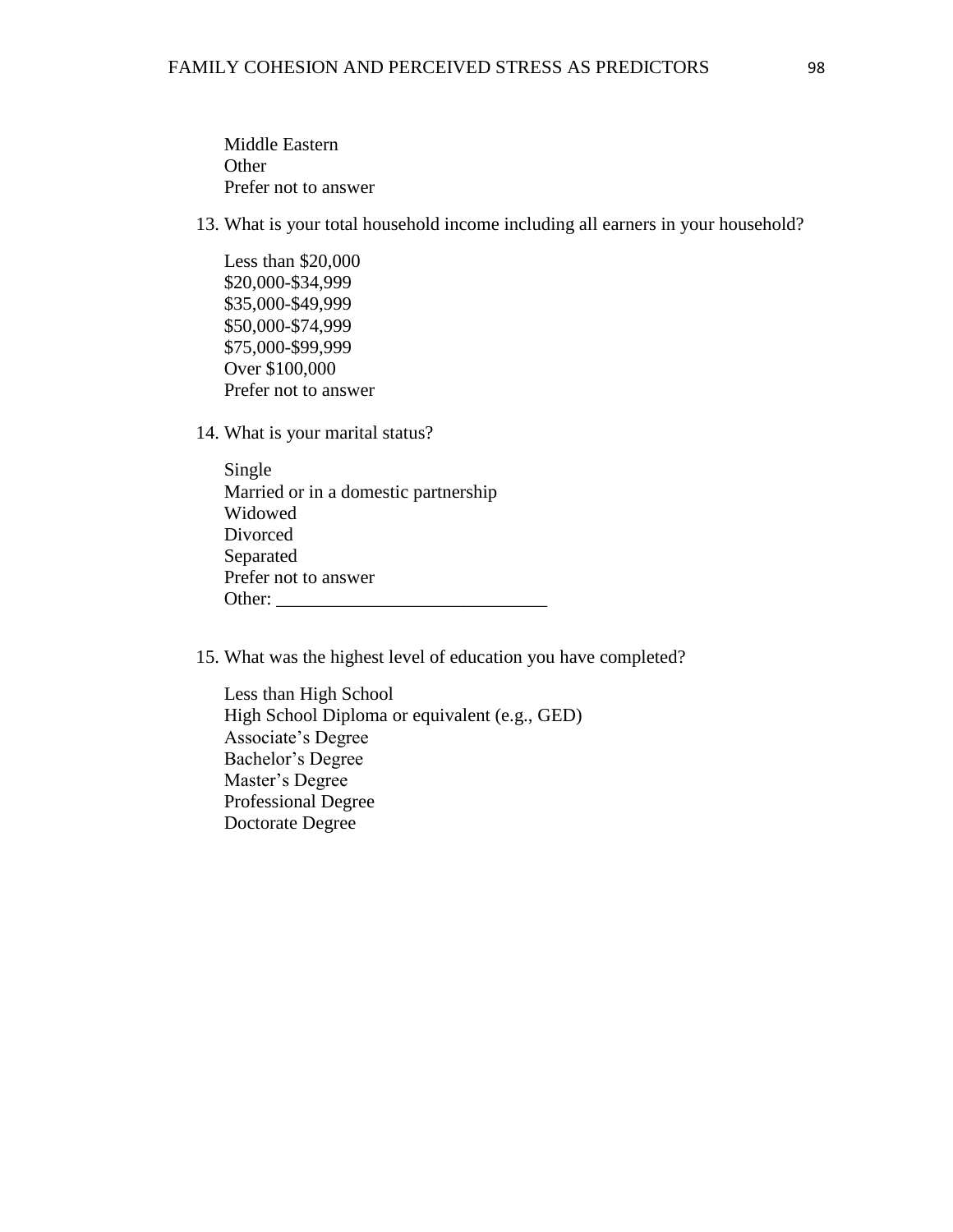Middle Eastern
Other
Prefer not to answer

13. What is your total household income including all earners in your household?

Less than $20,000
$20,000-$34,999
$35,000-$49,999
$50,000-$74,999
$75,000-$99,999
Over $100,000
Prefer not to answer

14. What is your marital status?

Single
Married or in a domestic partnership
Widowed
Divorced
Separated
Prefer not to answer
Other: ____________________________

15. What was the highest level of education you have completed?

Less than High School
High School Diploma or equivalent (e.g., GED)
Associate's Degree
Bachelor's Degree
Master's Degree
Professional Degree
Doctorate Degree